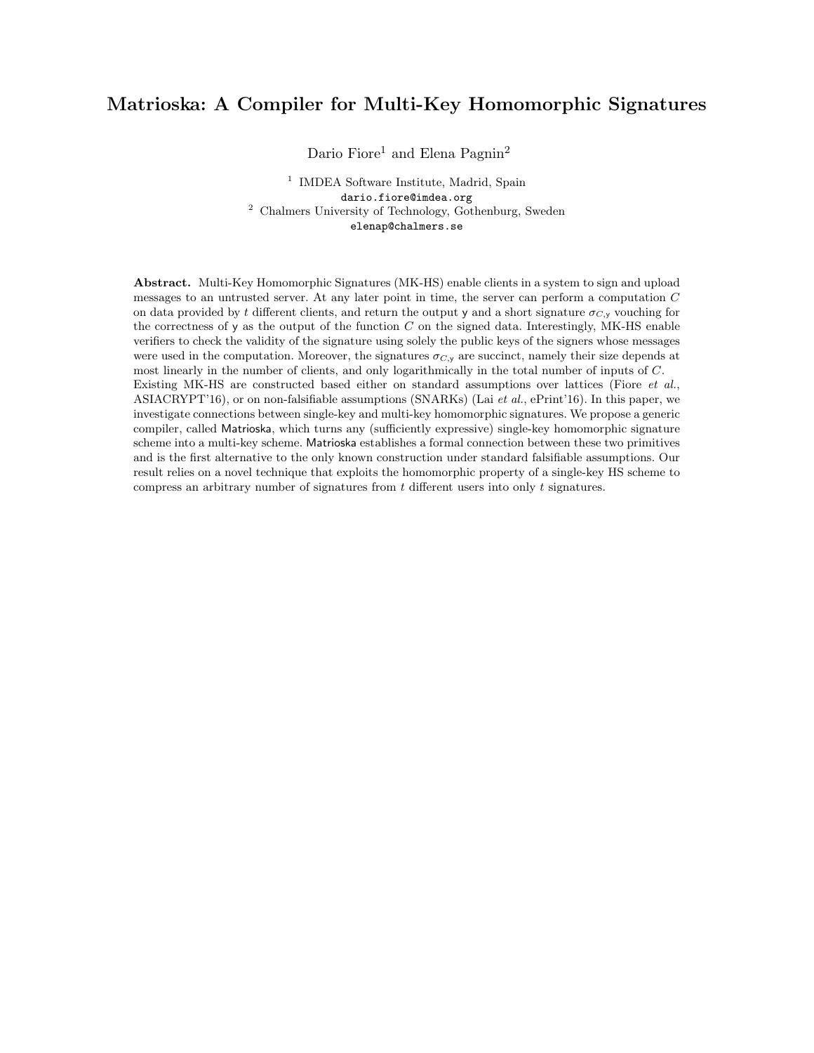# Matrioska: A Compiler for Multi-Key Homomorphic Signatures

Dario Fiore[1] and Elena Pagnin[2]

[1] IMDEA Software Institute, Madrid, Spain
dario.fiore@imdea.org

[2] Chalmers University of Technology, Gothenburg, Sweden
elenap@chalmers.se

**Abstract.** Multi-Key Homomorphic Signatures (MK-HS) enable clients in a system to sign and upload messages to an untrusted server. At any later point in time, the server can perform a computation $C$ on data provided by $t$ different clients, and return the output $\mathsf{y}$ and a short signature $\sigma_{C,\mathsf{y}}$ vouching for the correctness of $\mathsf{y}$ as the output of the function $C$ on the signed data. Interestingly, MK-HS enable verifiers to check the validity of the signature using solely the public keys of the signers whose messages were used in the computation. Moreover, the signatures $\sigma_{C,\mathsf{y}}$ are succinct, namely their size depends at most linearly in the number of clients, and only logarithmically in the total number of inputs of $C$. Existing MK-HS are constructed based either on standard assumptions over lattices (Fiore *et al.*, ASIACRYPT'16), or on non-falsifiable assumptions (SNARKs) (Lai *et al.*, ePrint'16). In this paper, we investigate connections between single-key and multi-key homomorphic signatures. We propose a generic compiler, called Matrioska, which turns any (sufficiently expressive) single-key homomorphic signature scheme into a multi-key scheme. Matrioska establishes a formal connection between these two primitives and is the first alternative to the only known construction under standard falsifiable assumptions. Our result relies on a novel technique that exploits the homomorphic property of a single-key HS scheme to compress an arbitrary number of signatures from $t$ different users into only $t$ signatures.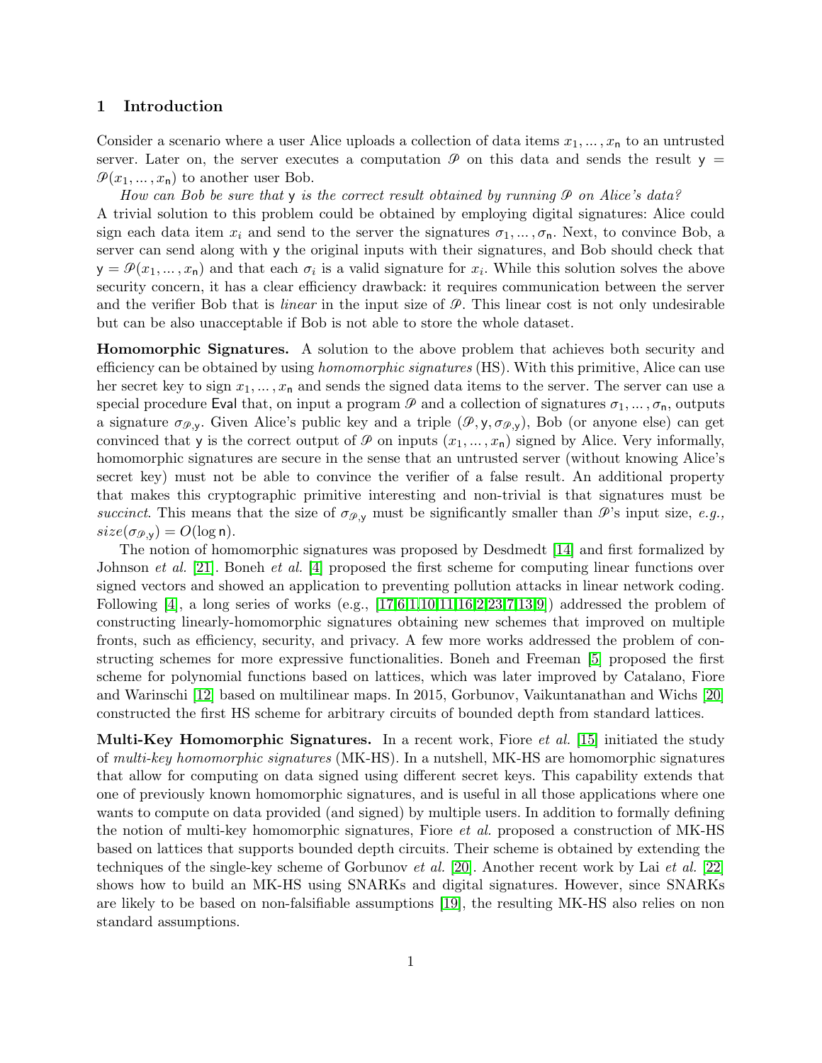## 1 Introduction

Consider a scenario where a user Alice uploads a collection of data items $x_1, \ldots, x_\mathsf{n}$ to an untrusted server. Later on, the server executes a computation $\mathcal{P}$ on this data and sends the result $\mathsf{y} = \mathcal{P}(x_1, \ldots, x_\mathsf{n})$ to another user Bob.

*How can Bob be sure that* $\mathsf{y}$ *is the correct result obtained by running* $\mathcal{P}$ *on Alice's data?*

A trivial solution to this problem could be obtained by employing digital signatures: Alice could sign each data item $x_i$ and send to the server the signatures $\sigma_1, \ldots, \sigma_\mathsf{n}$. Next, to convince Bob, a server can send along with $\mathsf{y}$ the original inputs with their signatures, and Bob should check that $\mathsf{y} = \mathcal{P}(x_1, \ldots, x_\mathsf{n})$ and that each $\sigma_i$ is a valid signature for $x_i$. While this solution solves the above security concern, it has a clear efficiency drawback: it requires communication between the server and the verifier Bob that is *linear* in the input size of $\mathcal{P}$. This linear cost is not only undesirable but can be also unacceptable if Bob is not able to store the whole dataset.

**Homomorphic Signatures.** A solution to the above problem that achieves both security and efficiency can be obtained by using *homomorphic signatures* (HS). With this primitive, Alice can use her secret key to sign $x_1, \ldots, x_\mathsf{n}$ and sends the signed data items to the server. The server can use a special procedure $\mathsf{Eval}$ that, on input a program $\mathcal{P}$ and a collection of signatures $\sigma_1, \ldots, \sigma_\mathsf{n}$, outputs a signature $\sigma_{\mathcal{P},\mathsf{y}}$. Given Alice's public key and a triple $(\mathcal{P}, \mathsf{y}, \sigma_{\mathcal{P},\mathsf{y}})$, Bob (or anyone else) can get convinced that $\mathsf{y}$ is the correct output of $\mathcal{P}$ on inputs $(x_1, \ldots, x_\mathsf{n})$ signed by Alice. Very informally, homomorphic signatures are secure in the sense that an untrusted server (without knowing Alice's secret key) must not be able to convince the verifier of a false result. An additional property that makes this cryptographic primitive interesting and non-trivial is that signatures must be *succinct*. This means that the size of $\sigma_{\mathcal{P},\mathsf{y}}$ must be significantly smaller than $\mathcal{P}$'s input size, *e.g.,* $size(\sigma_{\mathcal{P},\mathsf{y}}) = O(\log \mathsf{n})$.

The notion of homomorphic signatures was proposed by Desdmedt [14] and first formalized by Johnson *et al.* [21]. Boneh *et al.* [4] proposed the first scheme for computing linear functions over signed vectors and showed an application to preventing pollution attacks in linear network coding. Following [4], a long series of works (e.g., [17,6,1,10,11,16,2,23,7,13,9]) addressed the problem of constructing linearly-homomorphic signatures obtaining new schemes that improved on multiple fronts, such as efficiency, security, and privacy. A few more works addressed the problem of constructing schemes for more expressive functionalities. Boneh and Freeman [5] proposed the first scheme for polynomial functions based on lattices, which was later improved by Catalano, Fiore and Warinschi [12] based on multilinear maps. In 2015, Gorbunov, Vaikuntanathan and Wichs [20] constructed the first HS scheme for arbitrary circuits of bounded depth from standard lattices.

**Multi-Key Homomorphic Signatures.** In a recent work, Fiore *et al.* [15] initiated the study of *multi-key homomorphic signatures* (MK-HS). In a nutshell, MK-HS are homomorphic signatures that allow for computing on data signed using different secret keys. This capability extends that one of previously known homomorphic signatures, and is useful in all those applications where one wants to compute on data provided (and signed) by multiple users. In addition to formally defining the notion of multi-key homomorphic signatures, Fiore *et al.* proposed a construction of MK-HS based on lattices that supports bounded depth circuits. Their scheme is obtained by extending the techniques of the single-key scheme of Gorbunov *et al.* [20]. Another recent work by Lai *et al.* [22] shows how to build an MK-HS using SNARKs and digital signatures. However, since SNARKs are likely to be based on non-falsifiable assumptions [19], the resulting MK-HS also relies on non standard assumptions.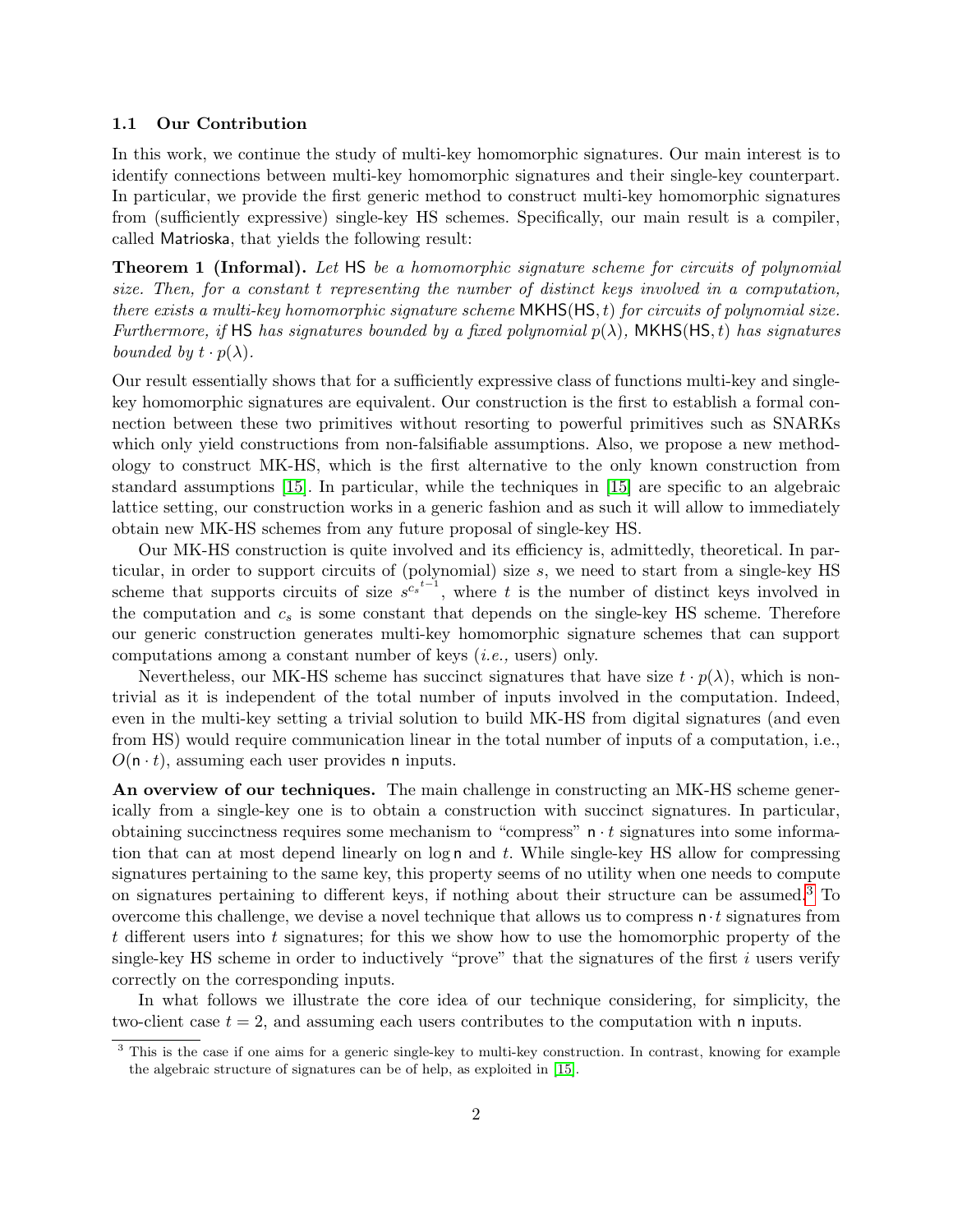### 1.1 Our Contribution

In this work, we continue the study of multi-key homomorphic signatures. Our main interest is to identify connections between multi-key homomorphic signatures and their single-key counterpart. In particular, we provide the first generic method to construct multi-key homomorphic signatures from (sufficiently expressive) single-key HS schemes. Specifically, our main result is a compiler, called Matrioska, that yields the following result:

**Theorem 1 (Informal).** *Let* HS *be a homomorphic signature scheme for circuits of polynomial size. Then, for a constant $t$ representing the number of distinct keys involved in a computation, there exists a multi-key homomorphic signature scheme* $\mathsf{MKHS}(\mathsf{HS}, t)$ *for circuits of polynomial size. Furthermore, if* HS *has signatures bounded by a fixed polynomial $p(\lambda)$,* $\mathsf{MKHS}(\mathsf{HS}, t)$ *has signatures bounded by $t \cdot p(\lambda)$.*

Our result essentially shows that for a sufficiently expressive class of functions multi-key and single-key homomorphic signatures are equivalent. Our construction is the first to establish a formal connection between these two primitives without resorting to powerful primitives such as SNARKs which only yield constructions from non-falsifiable assumptions. Also, we propose a new methodology to construct MK-HS, which is the first alternative to the only known construction from standard assumptions [15]. In particular, while the techniques in [15] are specific to an algebraic lattice setting, our construction works in a generic fashion and as such it will allow to immediately obtain new MK-HS schemes from any future proposal of single-key HS.

Our MK-HS construction is quite involved and its efficiency is, admittedly, theoretical. In particular, in order to support circuits of (polynomial) size $s$, we need to start from a single-key HS scheme that supports circuits of size $s^{c_s{}^{t-1}}$, where $t$ is the number of distinct keys involved in the computation and $c_s$ is some constant that depends on the single-key HS scheme. Therefore our generic construction generates multi-key homomorphic signature schemes that can support computations among a constant number of keys (*i.e.,* users) only.

Nevertheless, our MK-HS scheme has succinct signatures that have size $t \cdot p(\lambda)$, which is non-trivial as it is independent of the total number of inputs involved in the computation. Indeed, even in the multi-key setting a trivial solution to build MK-HS from digital signatures (and even from HS) would require communication linear in the total number of inputs of a computation, i.e., $O(\mathsf{n} \cdot t)$, assuming each user provides $\mathsf{n}$ inputs.

**An overview of our techniques.** The main challenge in constructing an MK-HS scheme generically from a single-key one is to obtain a construction with succinct signatures. In particular, obtaining succinctness requires some mechanism to "compress" $\mathsf{n} \cdot t$ signatures into some information that can at most depend linearly on $\log \mathsf{n}$ and $t$. While single-key HS allow for compressing signatures pertaining to the same key, this property seems of no utility when one needs to compute on signatures pertaining to different keys, if nothing about their structure can be assumed.[3] To overcome this challenge, we devise a novel technique that allows us to compress $\mathsf{n} \cdot t$ signatures from $t$ different users into $t$ signatures; for this we show how to use the homomorphic property of the single-key HS scheme in order to inductively "prove" that the signatures of the first $i$ users verify correctly on the corresponding inputs.

In what follows we illustrate the core idea of our technique considering, for simplicity, the two-client case $t = 2$, and assuming each users contributes to the computation with $\mathsf{n}$ inputs.

[3] This is the case if one aims for a generic single-key to multi-key construction. In contrast, knowing for example the algebraic structure of signatures can be of help, as exploited in [15].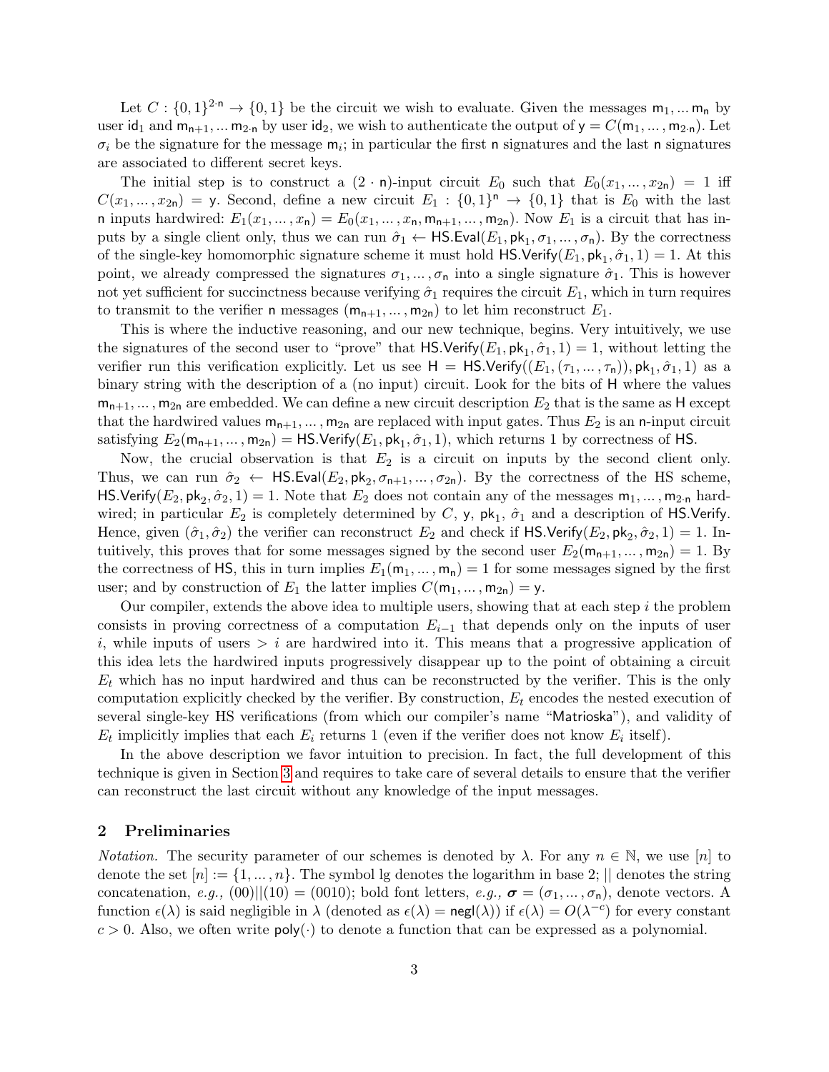Let $C : \{0,1\}^{2\cdot\mathsf{n}} \to \{0,1\}$ be the circuit we wish to evaluate. Given the messages $\mathsf{m}_1, \ldots \mathsf{m}_\mathsf{n}$ by user $\mathsf{id}_1$ and $\mathsf{m}_{\mathsf{n}+1}, \ldots \mathsf{m}_{2\cdot\mathsf{n}}$ by user $\mathsf{id}_2$, we wish to authenticate the output of $\mathsf{y} = C(\mathsf{m}_1, \ldots, \mathsf{m}_{2\cdot\mathsf{n}})$. Let $\sigma_i$ be the signature for the message $\mathsf{m}_i$; in particular the first $\mathsf{n}$ signatures and the last $\mathsf{n}$ signatures are associated to different secret keys.

The initial step is to construct a $(2\cdot\mathsf{n})$-input circuit $E_0$ such that $E_0(x_1, \ldots, x_{2\mathsf{n}}) = 1$ iff $C(x_1, \ldots, x_{2\mathsf{n}}) = \mathsf{y}$. Second, define a new circuit $E_1 : \{0,1\}^\mathsf{n} \to \{0,1\}$ that is $E_0$ with the last $\mathsf{n}$ inputs hardwired: $E_1(x_1, \ldots, x_\mathsf{n}) = E_0(x_1, \ldots, x_\mathsf{n}, \mathsf{m}_{\mathsf{n}+1}, \ldots, \mathsf{m}_{2\mathsf{n}})$. Now $E_1$ is a circuit that has inputs by a single client only, thus we can run $\hat{\sigma}_1 \leftarrow \mathsf{HS.Eval}(E_1, \mathsf{pk}_1, \sigma_1, \ldots, \sigma_\mathsf{n})$. By the correctness of the single-key homomorphic signature scheme it must hold $\mathsf{HS.Verify}(E_1, \mathsf{pk}_1, \hat{\sigma}_1, 1) = 1$. At this point, we already compressed the signatures $\sigma_1, \ldots, \sigma_\mathsf{n}$ into a single signature $\hat{\sigma}_1$. This is however not yet sufficient for succinctness because verifying $\hat{\sigma}_1$ requires the circuit $E_1$, which in turn requires to transmit to the verifier $\mathsf{n}$ messages $(\mathsf{m}_{\mathsf{n}+1}, \ldots, \mathsf{m}_{2\mathsf{n}})$ to let him reconstruct $E_1$.

This is where the inductive reasoning, and our new technique, begins. Very intuitively, we use the signatures of the second user to "prove" that $\mathsf{HS.Verify}(E_1, \mathsf{pk}_1, \hat{\sigma}_1, 1) = 1$, without letting the verifier run this verification explicitly. Let us see $\mathsf{H} = \mathsf{HS.Verify}((E_1, (\tau_1, \ldots, \tau_\mathsf{n})), \mathsf{pk}_1, \hat{\sigma}_1, 1)$ as a binary string with the description of a (no input) circuit. Look for the bits of $\mathsf{H}$ where the values $\mathsf{m}_{\mathsf{n}+1}, \ldots, \mathsf{m}_{2\mathsf{n}}$ are embedded. We can define a new circuit description $E_2$ that is the same as $\mathsf{H}$ except that the hardwired values $\mathsf{m}_{\mathsf{n}+1}, \ldots, \mathsf{m}_{2\mathsf{n}}$ are replaced with input gates. Thus $E_2$ is an $\mathsf{n}$-input circuit satisfying $E_2(\mathsf{m}_{\mathsf{n}+1}, \ldots, \mathsf{m}_{2\mathsf{n}}) = \mathsf{HS.Verify}(E_1, \mathsf{pk}_1, \hat{\sigma}_1, 1)$, which returns 1 by correctness of $\mathsf{HS}$.

Now, the crucial observation is that $E_2$ is a circuit on inputs by the second client only. Thus, we can run $\hat{\sigma}_2 \leftarrow \mathsf{HS.Eval}(E_2, \mathsf{pk}_2, \sigma_{\mathsf{n}+1}, \ldots, \sigma_{2\mathsf{n}})$. By the correctness of the HS scheme, $\mathsf{HS.Verify}(E_2, \mathsf{pk}_2, \hat{\sigma}_2, 1) = 1$. Note that $E_2$ does not contain any of the messages $\mathsf{m}_1, \ldots, \mathsf{m}_{2\cdot\mathsf{n}}$ hardwired; in particular $E_2$ is completely determined by $C$, $\mathsf{y}$, $\mathsf{pk}_1$, $\hat{\sigma}_1$ and a description of $\mathsf{HS.Verify}$. Hence, given $(\hat{\sigma}_1, \hat{\sigma}_2)$ the verifier can reconstruct $E_2$ and check if $\mathsf{HS.Verify}(E_2, \mathsf{pk}_2, \hat{\sigma}_2, 1) = 1$. Intuitively, this proves that for some messages signed by the second user $E_2(\mathsf{m}_{\mathsf{n}+1}, \ldots, \mathsf{m}_{2\mathsf{n}}) = 1$. By the correctness of $\mathsf{HS}$, this in turn implies $E_1(\mathsf{m}_1, \ldots, \mathsf{m}_\mathsf{n}) = 1$ for some messages signed by the first user; and by construction of $E_1$ the latter implies $C(\mathsf{m}_1, \ldots, \mathsf{m}_{2\mathsf{n}}) = \mathsf{y}$.

Our compiler, extends the above idea to multiple users, showing that at each step $i$ the problem consists in proving correctness of a computation $E_{i-1}$ that depends only on the inputs of user $i$, while inputs of users $> i$ are hardwired into it. This means that a progressive application of this idea lets the hardwired inputs progressively disappear up to the point of obtaining a circuit $E_t$ which has no input hardwired and thus can be reconstructed by the verifier. This is the only computation explicitly checked by the verifier. By construction, $E_t$ encodes the nested execution of several single-key HS verifications (from which our compiler's name "Matrioska"), and validity of $E_t$ implicitly implies that each $E_i$ returns 1 (even if the verifier does not know $E_i$ itself).

In the above description we favor intuition to precision. In fact, the full development of this technique is given in Section 3 and requires to take care of several details to ensure that the verifier can reconstruct the last circuit without any knowledge of the input messages.

## 2 Preliminaries

*Notation.* The security parameter of our schemes is denoted by $\lambda$. For any $n \in \mathbb{N}$, we use $[n]$ to denote the set $[n] := \{1, \ldots, n\}$. The symbol lg denotes the logarithm in base 2; $||$ denotes the string concatenation, *e.g.,* $(00)||(10) = (0010)$; bold font letters, *e.g.,* $\boldsymbol{\sigma} = (\sigma_1, \ldots, \sigma_n)$, denote vectors. A function $\epsilon(\lambda)$ is said negligible in $\lambda$ (denoted as $\epsilon(\lambda) = \mathsf{negl}(\lambda)$) if $\epsilon(\lambda) = O(\lambda^{-c})$ for every constant $c > 0$. Also, we often write $\mathsf{poly}(\cdot)$ to denote a function that can be expressed as a polynomial.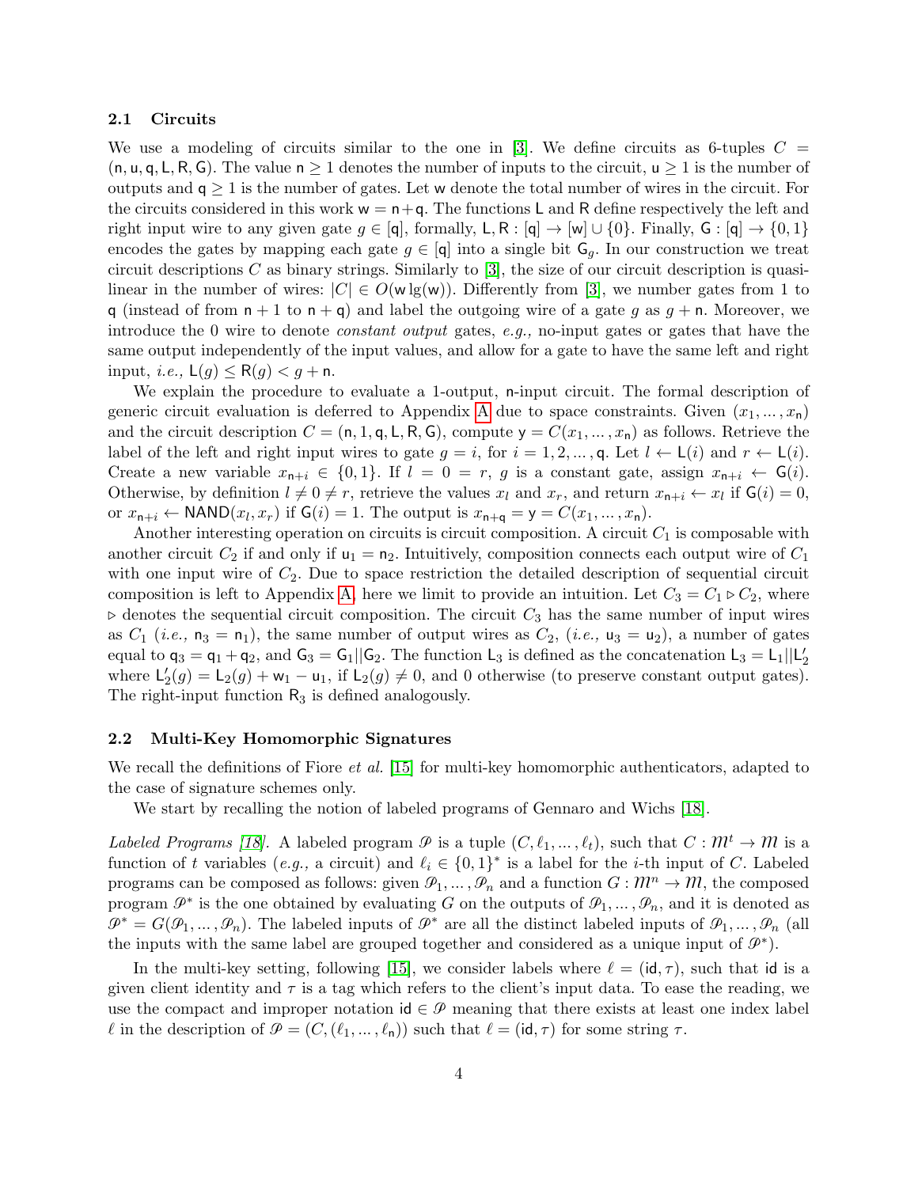### 2.1 Circuits

We use a modeling of circuits similar to the one in [3]. We define circuits as 6-tuples $C = (\mathsf{n}, \mathsf{u}, \mathsf{q}, \mathsf{L}, \mathsf{R}, \mathsf{G})$. The value $\mathsf{n} \geq 1$ denotes the number of inputs to the circuit, $\mathsf{u} \geq 1$ is the number of outputs and $\mathsf{q} \geq 1$ is the number of gates. Let $\mathsf{w}$ denote the total number of wires in the circuit. For the circuits considered in this work $\mathsf{w} = \mathsf{n} + \mathsf{q}$. The functions $\mathsf{L}$ and $\mathsf{R}$ define respectively the left and right input wire to any given gate $g \in [\mathsf{q}]$, formally, $\mathsf{L}, \mathsf{R} : [\mathsf{q}] \to [\mathsf{w}] \cup \{0\}$. Finally, $\mathsf{G} : [\mathsf{q}] \to \{0, 1\}$ encodes the gates by mapping each gate $g \in [\mathsf{q}]$ into a single bit $\mathsf{G}_g$. In our construction we treat circuit descriptions $C$ as binary strings. Similarly to [3], the size of our circuit description is quasi-linear in the number of wires: $|C| \in O(\mathsf{w} \lg(\mathsf{w}))$. Differently from [3], we number gates from 1 to $\mathsf{q}$ (instead of from $\mathsf{n}+1$ to $\mathsf{n}+\mathsf{q}$) and label the outgoing wire of a gate $g$ as $g + \mathsf{n}$. Moreover, we introduce the 0 wire to denote *constant output* gates, *e.g.,* no-input gates or gates that have the same output independently of the input values, and allow for a gate to have the same left and right input, *i.e.,* $\mathsf{L}(g) \leq \mathsf{R}(g) < g + \mathsf{n}$.

We explain the procedure to evaluate a 1-output, $\mathsf{n}$-input circuit. The formal description of generic circuit evaluation is deferred to Appendix A due to space constraints. Given $(x_1, \dots, x_\mathsf{n})$ and the circuit description $C = (\mathsf{n}, 1, \mathsf{q}, \mathsf{L}, \mathsf{R}, \mathsf{G})$, compute $\mathsf{y} = C(x_1, \dots, x_\mathsf{n})$ as follows. Retrieve the label of the left and right input wires to gate $g = i$, for $i = 1, 2, \dots, \mathsf{q}$. Let $l \leftarrow \mathsf{L}(i)$ and $r \leftarrow \mathsf{L}(i)$. Create a new variable $x_{\mathsf{n}+i} \in \{0,1\}$. If $l = 0 = r$, $g$ is a constant gate, assign $x_{\mathsf{n}+i} \leftarrow \mathsf{G}(i)$. Otherwise, by definition $l \neq 0 \neq r$, retrieve the values $x_l$ and $x_r$, and return $x_{\mathsf{n}+i} \leftarrow x_l$ if $\mathsf{G}(i) = 0$, or $x_{\mathsf{n}+i} \leftarrow \mathsf{NAND}(x_l, x_r)$ if $\mathsf{G}(i) = 1$. The output is $x_{\mathsf{n}+\mathsf{q}} = \mathsf{y} = C(x_1, \dots, x_\mathsf{n})$.

Another interesting operation on circuits is circuit composition. A circuit $C_1$ is composable with another circuit $C_2$ if and only if $\mathsf{u}_1 = \mathsf{n}_2$. Intuitively, composition connects each output wire of $C_1$ with one input wire of $C_2$. Due to space restriction the detailed description of sequential circuit composition is left to Appendix A, here we limit to provide an intuition. Let $C_3 = C_1 \triangleright C_2$, where $\triangleright$ denotes the sequential circuit composition. The circuit $C_3$ has the same number of input wires as $C_1$ (*i.e.,* $\mathsf{n}_3 = \mathsf{n}_1$), the same number of output wires as $C_2$, (*i.e.,* $\mathsf{u}_3 = \mathsf{u}_2$), a number of gates equal to $\mathsf{q}_3 = \mathsf{q}_1 + \mathsf{q}_2$, and $\mathsf{G}_3 = \mathsf{G}_1 || \mathsf{G}_2$. The function $\mathsf{L}_3$ is defined as the concatenation $\mathsf{L}_3 = \mathsf{L}_1 || \mathsf{L}'_2$ where $\mathsf{L}'_2(g) = \mathsf{L}_2(g) + \mathsf{w}_1 - \mathsf{u}_1$, if $\mathsf{L}_2(g) \neq 0$, and 0 otherwise (to preserve constant output gates). The right-input function $\mathsf{R}_3$ is defined analogously.

### 2.2 Multi-Key Homomorphic Signatures

We recall the definitions of Fiore *et al.* [15] for multi-key homomorphic authenticators, adapted to the case of signature schemes only.

We start by recalling the notion of labeled programs of Gennaro and Wichs [18].

*Labeled Programs [18].* A labeled program $\mathcal{P}$ is a tuple $(C, \ell_1, \dots, \ell_t)$, such that $C : \mathcal{M}^t \to \mathcal{M}$ is a function of $t$ variables (*e.g.,* a circuit) and $\ell_i \in \{0,1\}^*$ is a label for the $i$-th input of $C$. Labeled programs can be composed as follows: given $\mathcal{P}_1, \dots, \mathcal{P}_n$ and a function $G : \mathcal{M}^n \to \mathcal{M}$, the composed program $\mathcal{P}^*$ is the one obtained by evaluating $G$ on the outputs of $\mathcal{P}_1, \dots, \mathcal{P}_n$, and it is denoted as $\mathcal{P}^* = G(\mathcal{P}_1, \dots, \mathcal{P}_n)$. The labeled inputs of $\mathcal{P}^*$ are all the distinct labeled inputs of $\mathcal{P}_1, \dots, \mathcal{P}_n$ (all the inputs with the same label are grouped together and considered as a unique input of $\mathcal{P}^*$).

In the multi-key setting, following [15], we consider labels where $\ell = (\mathsf{id}, \tau)$, such that $\mathsf{id}$ is a given client identity and $\tau$ is a tag which refers to the client's input data. To ease the reading, we use the compact and improper notation $\mathsf{id} \in \mathcal{P}$ meaning that there exists at least one index label $\ell$ in the description of $\mathcal{P} = (C, (\ell_1, \dots, \ell_\mathsf{n}))$ such that $\ell = (\mathsf{id}, \tau)$ for some string $\tau$.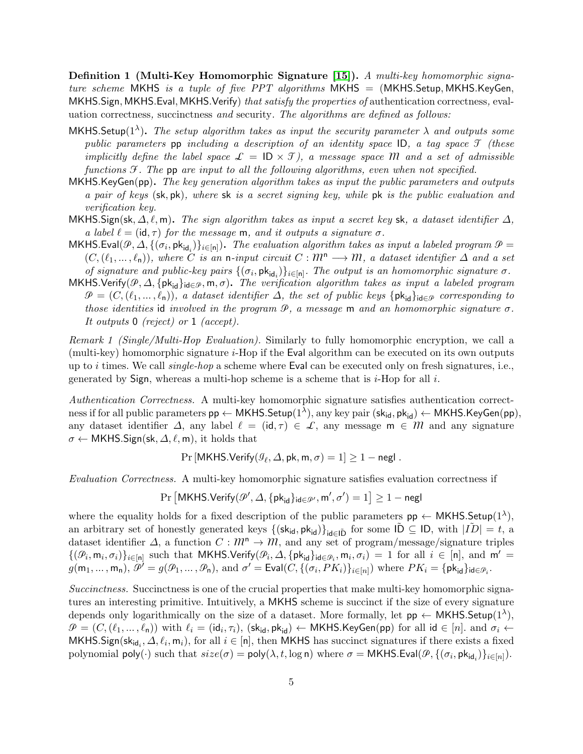**Definition 1 (Multi-Key Homomorphic Signature [15]).** *A multi-key homomorphic signature scheme* $\mathsf{MKHS}$ *is a tuple of five PPT algorithms* $\mathsf{MKHS} = (\mathsf{MKHS.Setup}, \mathsf{MKHS.KeyGen}, \mathsf{MKHS.Sign}, \mathsf{MKHS.Eval}, \mathsf{MKHS.Verify})$ *that satisfy the properties of* authentication correctness*,* evaluation correctness*,* succinctness *and* security*. The algorithms are defined as follows:*

- $\mathsf{MKHS.Setup}(1^\lambda)$**.** *The setup algorithm takes as input the security parameter $\lambda$ and outputs some public parameters* $\mathsf{pp}$ *including a description of an identity space* $\mathsf{ID}$*, a tag space* $\mathcal{T}$ *(these implicitly define the label space* $\mathcal{L} = \mathsf{ID} \times \mathcal{T}$*), a message space* $\mathcal{M}$ *and a set of admissible functions* $\mathcal{F}$*. The* $\mathsf{pp}$ *are input to all the following algorithms, even when not specified.*
- $\mathsf{MKHS.KeyGen}(\mathsf{pp})$**.** *The key generation algorithm takes as input the public parameters and outputs a pair of keys* $(\mathsf{sk}, \mathsf{pk})$*, where* $\mathsf{sk}$ *is a secret signing key, while* $\mathsf{pk}$ *is the public evaluation and verification key.*
- $\mathsf{MKHS.Sign}(\mathsf{sk}, \Delta, \ell, \mathsf{m})$**.** *The sign algorithm takes as input a secret key* $\mathsf{sk}$*, a dataset identifier* $\Delta$*, a label* $\ell = (\mathsf{id}, \tau)$ *for the message* $\mathsf{m}$*, and it outputs a signature* $\sigma$*.*
- $\mathsf{MKHS.Eval}(\mathcal{P}, \Delta, \{(\sigma_i, \mathsf{pk}_{\mathsf{id}_i})\}_{i\in[\mathsf{n}]})$**.** *The evaluation algorithm takes as input a labeled program* $\mathcal{P} = (C, (\ell_1, \dots, \ell_\mathsf{n}))$*, where* $C$ *is an* $\mathsf{n}$*-input circuit* $C : \mathcal{M}^\mathsf{n} \longrightarrow \mathcal{M}$*, a dataset identifier* $\Delta$ *and a set of signature and public-key pairs* $\{(\sigma_i, \mathsf{pk}_{\mathsf{id}_i})\}_{i\in[\mathsf{n}]}$*. The output is an homomorphic signature* $\sigma$*.*
- $\mathsf{MKHS.Verify}(\mathcal{P}, \Delta, \{\mathsf{pk}_{\mathsf{id}}\}_{\mathsf{id}\in\mathcal{P}}, \mathsf{m}, \sigma)$**.** *The verification algorithm takes as input a labeled program* $\mathcal{P} = (C, (\ell_1, \dots, \ell_\mathsf{n}))$*, a dataset identifier* $\Delta$*, the set of public keys* $\{\mathsf{pk}_{\mathsf{id}}\}_{\mathsf{id}\in\mathcal{P}}$ *corresponding to those identities* $\mathsf{id}$ *involved in the program* $\mathcal{P}$*, a message* $\mathsf{m}$ *and an homomorphic signature* $\sigma$*. It outputs* $0$ *(reject) or* $1$ *(accept).*

*Remark 1 (Single/Multi-Hop Evaluation).* Similarly to fully homomorphic encryption, we call a (multi-key) homomorphic signature $i$-Hop if the $\mathsf{Eval}$ algorithm can be executed on its own outputs up to $i$ times. We call *single-hop* a scheme where $\mathsf{Eval}$ can be executed only on fresh signatures, i.e., generated by $\mathsf{Sign}$, whereas a multi-hop scheme is a scheme that is $i$-Hop for all $i$.

*Authentication Correctness.* A multi-key homomorphic signature satisfies authentication correctness if for all public parameters $\mathsf{pp} \leftarrow \mathsf{MKHS.Setup}(1^\lambda)$, any key pair $(\mathsf{sk}_{\mathsf{id}}, \mathsf{pk}_{\mathsf{id}}) \leftarrow \mathsf{MKHS.KeyGen}(\mathsf{pp})$, any dataset identifier $\Delta$, any label $\ell = (\mathsf{id}, \tau) \in \mathcal{L}$, any message $\mathsf{m} \in \mathcal{M}$ and any signature $\sigma \leftarrow \mathsf{MKHS.Sign}(\mathsf{sk}, \Delta, \ell, \mathsf{m})$, it holds that

$$\Pr\left[\mathsf{MKHS.Verify}(\mathcal{I}_\ell, \Delta, \mathsf{pk}, \mathsf{m}, \sigma) = 1\right] \geq 1 - \mathsf{negl}\ .$$

*Evaluation Correctness.* A multi-key homomorphic signature satisfies evaluation correctness if

$$\Pr\left[\mathsf{MKHS.Verify}(\mathcal{P}', \Delta, \{\mathsf{pk}_{\mathsf{id}}\}_{\mathsf{id}\in\mathcal{P}'}, \mathsf{m}', \sigma') = 1\right] \geq 1 - \mathsf{negl}$$

where the equality holds for a fixed description of the public parameters $\mathsf{pp} \leftarrow \mathsf{MKHS.Setup}(1^\lambda)$, an arbitrary set of honestly generated keys $\{(\mathsf{sk}_{\mathsf{id}}, \mathsf{pk}_{\mathsf{id}})\}_{\mathsf{id}\in\tilde{\mathsf{ID}}}$ for some $\tilde{\mathsf{ID}} \subseteq \mathsf{ID}$, with $|\tilde{ID}| = t$, a dataset identifier $\Delta$, a function $C : \mathcal{M}^\mathsf{n} \to \mathcal{M}$, and any set of program/message/signature triples $\{(\mathcal{P}_i, \mathsf{m}_i, \sigma_i)\}_{i\in[\mathsf{n}]}$ such that $\mathsf{MKHS.Verify}(\mathcal{P}_i, \Delta, \{\mathsf{pk}_{\mathsf{id}}\}_{\mathsf{id}\in\mathcal{P}_i}, \mathsf{m}_i, \sigma_i) = 1$ for all $i \in [\mathsf{n}]$, and $\mathsf{m}' = g(\mathsf{m}_1, \dots, \mathsf{m}_\mathsf{n})$, $\mathcal{P}' = g(\mathcal{P}_1, \dots, \mathcal{P}_\mathsf{n})$, and $\sigma' = \mathsf{Eval}(C, \{(\sigma_i, PK_i)\}_{i\in[n]})$ where $PK_i = \{\mathsf{pk}_{\mathsf{id}}\}_{\mathsf{id}\in\mathcal{P}_i}$.

*Succinctness.* Succinctness is one of the crucial properties that make multi-key homomorphic signatures an interesting primitive. Intuitively, a $\mathsf{MKHS}$ scheme is succinct if the size of every signature depends only logarithmically on the size of a dataset. More formally, let $\mathsf{pp} \leftarrow \mathsf{MKHS.Setup}(1^\lambda)$, $\mathcal{P} = (C, (\ell_1, \dots, \ell_\mathsf{n}))$ with $\ell_i = (\mathsf{id}_i, \tau_i)$, $(\mathsf{sk}_{\mathsf{id}}, \mathsf{pk}_{\mathsf{id}}) \leftarrow \mathsf{MKHS.KeyGen}(\mathsf{pp})$ for all $\mathsf{id} \in [n]$. and $\sigma_i \leftarrow \mathsf{MKHS.Sign}(\mathsf{sk}_{\mathsf{id}_i}, \Delta, \ell_i, \mathsf{m}_i)$, for all $i \in [\mathsf{n}]$, then $\mathsf{MKHS}$ has succinct signatures if there exists a fixed polynomial $\mathsf{poly}(\cdot)$ such that $size(\sigma) = \mathsf{poly}(\lambda, t, \log \mathsf{n})$ where $\sigma = \mathsf{MKHS.Eval}(\mathcal{P}, \{(\sigma_i, \mathsf{pk}_{\mathsf{id}_i})\}_{i\in[n]})$.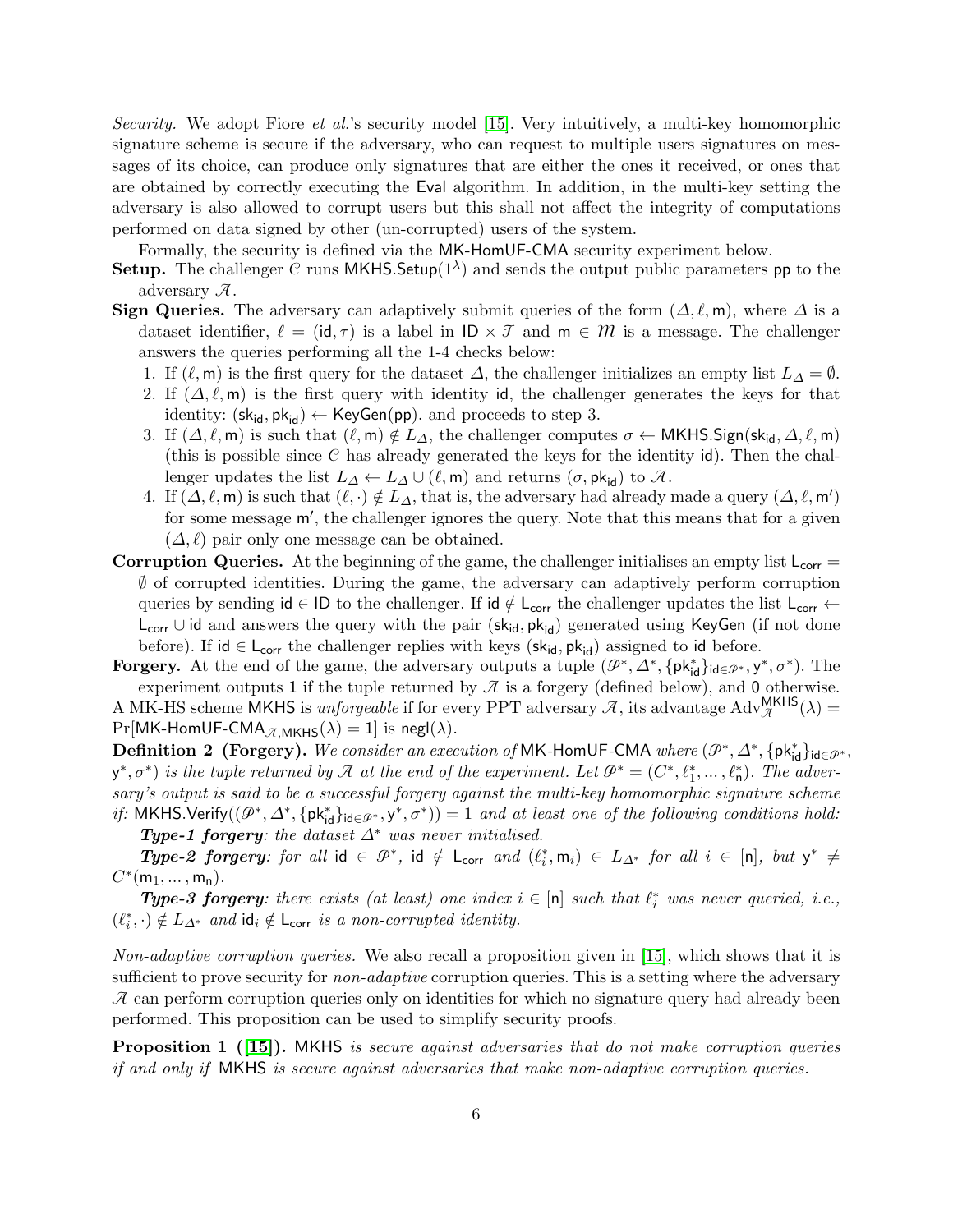*Security.* We adopt Fiore *et al.*'s security model [15]. Very intuitively, a multi-key homomorphic signature scheme is secure if the adversary, who can request to multiple users signatures on messages of its choice, can produce only signatures that are either the ones it received, or ones that are obtained by correctly executing the Eval algorithm. In addition, in the multi-key setting the adversary is also allowed to corrupt users but this shall not affect the integrity of computations performed on data signed by other (un-corrupted) users of the system.

Formally, the security is defined via the MK-HomUF-CMA security experiment below.

**Setup.** The challenger $C$ runs $\mathsf{MKHS.Setup}(1^\lambda)$ and sends the output public parameters $\mathsf{pp}$ to the adversary $\mathcal{A}$.

**Sign Queries.** The adversary can adaptively submit queries of the form $(\Delta, \ell, \mathsf{m})$, where $\Delta$ is a dataset identifier, $\ell = (\mathsf{id}, \tau)$ is a label in $\mathsf{ID} \times \mathcal{T}$ and $\mathsf{m} \in \mathcal{M}$ is a message. The challenger answers the queries performing all the 1-4 checks below:

1. If $(\ell, \mathsf{m})$ is the first query for the dataset $\Delta$, the challenger initializes an empty list $L_\Delta = \emptyset$.
2. If $(\Delta, \ell, \mathsf{m})$ is the first query with identity $\mathsf{id}$, the challenger generates the keys for that identity: $(\mathsf{sk_{id}}, \mathsf{pk_{id}}) \leftarrow \mathsf{KeyGen}(\mathsf{pp})$. and proceeds to step 3.
3. If $(\Delta, \ell, \mathsf{m})$ is such that $(\ell, \mathsf{m}) \notin L_\Delta$, the challenger computes $\sigma \leftarrow \mathsf{MKHS.Sign}(\mathsf{sk_{id}}, \Delta, \ell, \mathsf{m})$ (this is possible since $C$ has already generated the keys for the identity $\mathsf{id}$). Then the challenger updates the list $L_\Delta \leftarrow L_\Delta \cup (\ell, \mathsf{m})$ and returns $(\sigma, \mathsf{pk_{id}})$ to $\mathcal{A}$.
4. If $(\Delta, \ell, \mathsf{m})$ is such that $(\ell, \cdot) \notin L_\Delta$, that is, the adversary had already made a query $(\Delta, \ell, \mathsf{m}')$ for some message $\mathsf{m}'$, the challenger ignores the query. Note that this means that for a given $(\Delta, \ell)$ pair only one message can be obtained.

**Corruption Queries.** At the beginning of the game, the challenger initialises an empty list $\mathsf{L_{corr}} = \emptyset$ of corrupted identities. During the game, the adversary can adaptively perform corruption queries by sending $\mathsf{id} \in \mathsf{ID}$ to the challenger. If $\mathsf{id} \notin \mathsf{L_{corr}}$ the challenger updates the list $\mathsf{L_{corr}} \leftarrow \mathsf{L_{corr}} \cup \mathsf{id}$ and answers the query with the pair $(\mathsf{sk_{id}}, \mathsf{pk_{id}})$ generated using KeyGen (if not done before). If $\mathsf{id} \in \mathsf{L_{corr}}$ the challenger replies with keys $(\mathsf{sk_{id}}, \mathsf{pk_{id}})$ assigned to $\mathsf{id}$ before.

**Forgery.** At the end of the game, the adversary outputs a tuple $(\mathcal{P}^*, \Delta^*, \{\mathsf{pk}^*_{\mathsf{id}}\}_{\mathsf{id} \in \mathcal{P}^*}, \mathsf{y}^*, \sigma^*)$. The experiment outputs 1 if the tuple returned by $\mathcal{A}$ is a forgery (defined below), and 0 otherwise.

A MK-HS scheme MKHS is *unforgeable* if for every PPT adversary $\mathcal{A}$, its advantage $\mathrm{Adv}^{\mathsf{MKHS}}_{\mathcal{A}}(\lambda) = \Pr[\mathsf{MK\text{-}HomUF\text{-}CMA}_{\mathcal{A},\mathsf{MKHS}}(\lambda) = 1]$ is $\mathsf{negl}(\lambda)$.

**Definition 2 (Forgery).** *We consider an execution of* MK-HomUF-CMA *where* $(\mathcal{P}^*, \Delta^*, \{\mathsf{pk}^*_{\mathsf{id}}\}_{\mathsf{id} \in \mathcal{P}^*}, \mathsf{y}^*, \sigma^*)$ *is the tuple returned by* $\mathcal{A}$ *at the end of the experiment. Let* $\mathcal{P}^* = (C^*, \ell^*_1, \ldots, \ell^*_{\mathsf{n}})$*. The adversary's output is said to be a successful forgery against the multi-key homomorphic signature scheme if:* $\mathsf{MKHS.Verify}((\mathcal{P}^*, \Delta^*, \{\mathsf{pk}^*_{\mathsf{id}}\}_{\mathsf{id} \in \mathcal{P}^*}, \mathsf{y}^*, \sigma^*)) = 1$ *and at least one of the following conditions hold:*

***Type-1 forgery****: the dataset* $\Delta^*$ *was never initialised.*

***Type-2 forgery****: for all* $\mathsf{id} \in \mathcal{P}^*$*,* $\mathsf{id} \notin \mathsf{L_{corr}}$ *and* $(\ell^*_i, \mathsf{m}_i) \in L_{\Delta^*}$ *for all* $i \in [\mathsf{n}]$*, but* $\mathsf{y}^* \neq C^*(\mathsf{m}_1, \ldots, \mathsf{m}_{\mathsf{n}})$.

***Type-3 forgery****: there exists (at least) one index* $i \in [\mathsf{n}]$ *such that* $\ell^*_i$ *was never queried, i.e.,* $(\ell^*_i, \cdot) \notin L_{\Delta^*}$ *and* $\mathsf{id}_i \notin \mathsf{L_{corr}}$ *is a non-corrupted identity.*

*Non-adaptive corruption queries.* We also recall a proposition given in [15], which shows that it is sufficient to prove security for *non-adaptive* corruption queries. This is a setting where the adversary $\mathcal{A}$ can perform corruption queries only on identities for which no signature query had already been performed. This proposition can be used to simplify security proofs.

**Proposition 1 ([15]).** MKHS *is secure against adversaries that do not make corruption queries if and only if* MKHS *is secure against adversaries that make non-adaptive corruption queries.*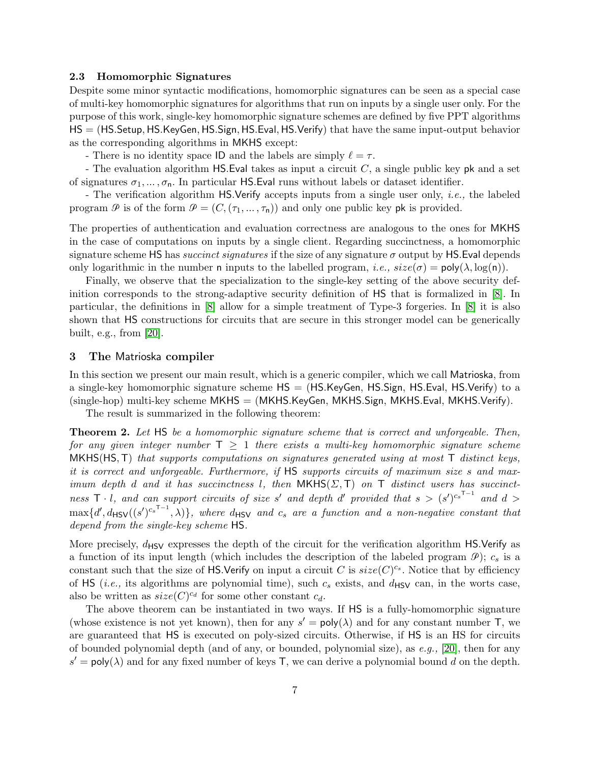### 2.3 Homomorphic Signatures

Despite some minor syntactic modifications, homomorphic signatures can be seen as a special case of multi-key homomorphic signatures for algorithms that run on inputs by a single user only. For the purpose of this work, single-key homomorphic signature schemes are defined by five PPT algorithms $\mathsf{HS} = (\mathsf{HS.Setup}, \mathsf{HS.KeyGen}, \mathsf{HS.Sign}, \mathsf{HS.Eval}, \mathsf{HS.Verify})$ that have the same input-output behavior as the corresponding algorithms in MKHS except:

- There is no identity space ID and the labels are simply $\ell = \tau$.

- The evaluation algorithm HS.Eval takes as input a circuit $C$, a single public key pk and a set of signatures $\sigma_1, \dots, \sigma_\mathsf{n}$. In particular HS.Eval runs without labels or dataset identifier.

- The verification algorithm HS.Verify accepts inputs from a single user only, *i.e.,* the labeled program $\mathcal{P}$ is of the form $\mathcal{P} = (C, (\tau_1, \dots, \tau_\mathsf{n}))$ and only one public key pk is provided.

The properties of authentication and evaluation correctness are analogous to the ones for MKHS in the case of computations on inputs by a single client. Regarding succinctness, a homomorphic signature scheme HS has *succinct signatures* if the size of any signature $\sigma$ output by HS.Eval depends only logarithmic in the number n inputs to the labelled program, *i.e.,* $size(\sigma) = \mathsf{poly}(\lambda, \log(\mathsf{n}))$.

Finally, we observe that the specialization to the single-key setting of the above security definition corresponds to the strong-adaptive security definition of HS that is formalized in [8]. In particular, the definitions in [8] allow for a simple treatment of Type-3 forgeries. In [8] it is also shown that HS constructions for circuits that are secure in this stronger model can be generically built, e.g., from [20].

## 3 The Matrioska compiler

In this section we present our main result, which is a generic compiler, which we call Matrioska, from a single-key homomorphic signature scheme $\mathsf{HS} = (\mathsf{HS.KeyGen}, \mathsf{HS.Sign}, \mathsf{HS.Eval}, \mathsf{HS.Verify})$ to a (single-hop) multi-key scheme $\mathsf{MKHS} = (\mathsf{MKHS.KeyGen}, \mathsf{MKHS.Sign}, \mathsf{MKHS.Eval}, \mathsf{MKHS.Verify})$.

The result is summarized in the following theorem:

**Theorem 2.** *Let HS be a homomorphic signature scheme that is correct and unforgeable. Then, for any given integer number $\mathsf{T} \geq 1$ there exists a multi-key homomorphic signature scheme $\mathsf{MKHS}(\mathsf{HS}, \mathsf{T})$ that supports computations on signatures generated using at most T distinct keys, it is correct and unforgeable. Furthermore, if HS supports circuits of maximum size $s$ and maximum depth $d$ and it has succinctness $l$, then $\mathsf{MKHS}(\Sigma, \mathsf{T})$ on T distinct users has succinctness $\mathsf{T} \cdot l$, and can support circuits of size $s'$ and depth $d'$ provided that $s > (s')^{c_s^{\mathsf{T}-1}}$ and $d > \max\{d', d_{\mathsf{HSV}}((s')^{c_s^{\mathsf{T}-1}}, \lambda)\}$, where $d_{\mathsf{HSV}}$ and $c_s$ are a function and a non-negative constant that depend from the single-key scheme HS.*

More precisely, $d_{\mathsf{HSV}}$ expresses the depth of the circuit for the verification algorithm HS.Verify as a function of its input length (which includes the description of the labeled program $\mathcal{P}$); $c_s$ is a constant such that the size of HS.Verify on input a circuit $C$ is $size(C)^{c_s}$. Notice that by efficiency of HS (*i.e.,* its algorithms are polynomial time), such $c_s$ exists, and $d_{\mathsf{HSV}}$ can, in the worts case, also be written as $size(C)^{c_d}$ for some other constant $c_d$.

The above theorem can be instantiated in two ways. If HS is a fully-homomorphic signature (whose existence is not yet known), then for any $s' = \mathsf{poly}(\lambda)$ and for any constant number T, we are guaranteed that HS is executed on poly-sized circuits. Otherwise, if HS is an HS for circuits of bounded polynomial depth (and of any, or bounded, polynomial size), as *e.g.,* [20], then for any $s' = \mathsf{poly}(\lambda)$ and for any fixed number of keys T, we can derive a polynomial bound $d$ on the depth.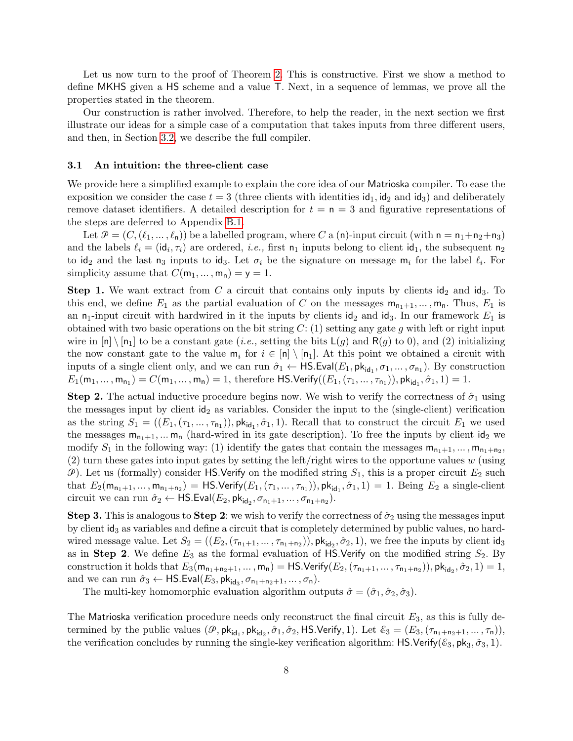Let us now turn to the proof of Theorem 2. This is constructive. First we show a method to define MKHS given a HS scheme and a value T. Next, in a sequence of lemmas, we prove all the properties stated in the theorem.

Our construction is rather involved. Therefore, to help the reader, in the next section we first illustrate our ideas for a simple case of a computation that takes inputs from three different users, and then, in Section 3.2, we describe the full compiler.

### 3.1 An intuition: the three-client case

We provide here a simplified example to explain the core idea of our Matrioska compiler. To ease the exposition we consider the case $t = 3$ (three clients with identities $\mathsf{id}_1$, $\mathsf{id}_2$ and $\mathsf{id}_3$) and deliberately remove dataset identifiers. A detailed description for $t = \mathsf{n} = 3$ and figurative representations of the steps are deferred to Appendix B.1.

Let $\mathcal{P} = (C, (\ell_1, \dots, \ell_\mathsf{n}))$ be a labelled program, where $C$ a $(\mathsf{n})$-input circuit (with $\mathsf{n} = \mathsf{n}_1 + \mathsf{n}_2 + \mathsf{n}_3$) and the labels $\ell_i = (\mathsf{id}_i, \tau_i)$ are ordered, *i.e.,* first $\mathsf{n}_1$ inputs belong to client $\mathsf{id}_1$, the subsequent $\mathsf{n}_2$ to $\mathsf{id}_2$ and the last $\mathsf{n}_3$ inputs to $\mathsf{id}_3$. Let $\sigma_i$ be the signature on message $\mathsf{m}_i$ for the label $\ell_i$. For simplicity assume that $C(\mathsf{m}_1, \dots, \mathsf{m}_\mathsf{n}) = \mathsf{y} = 1$.

**Step 1.** We want extract from $C$ a circuit that contains only inputs by clients $\mathsf{id}_2$ and $\mathsf{id}_3$. To this end, we define $E_1$ as the partial evaluation of $C$ on the messages $\mathsf{m}_{\mathsf{n}_1+1}, \dots, \mathsf{m}_\mathsf{n}$. Thus, $E_1$ is an $\mathsf{n}_1$-input circuit with hardwired in it the inputs by clients $\mathsf{id}_2$ and $\mathsf{id}_3$. In our framework $E_1$ is obtained with two basic operations on the bit string $C$: (1) setting any gate $g$ with left or right input wire in $[\mathsf{n}] \setminus [\mathsf{n}_1]$ to be a constant gate (*i.e.,* setting the bits $\mathsf{L}(g)$ and $\mathsf{R}(g)$ to 0), and (2) initializing the now constant gate to the value $\mathsf{m}_i$ for $i \in [\mathsf{n}] \setminus [\mathsf{n}_1]$. At this point we obtained a circuit with inputs of a single client only, and we can run $\hat{\sigma}_1 \leftarrow \mathsf{HS.Eval}(E_1, \mathsf{pk}_{\mathsf{id}_1}, \sigma_1, \dots, \sigma_{\mathsf{n}_1})$. By construction $E_1(\mathsf{m}_1, \dots, \mathsf{m}_{\mathsf{n}_1}) = C(\mathsf{m}_1, \dots, \mathsf{m}_\mathsf{n}) = 1$, therefore $\mathsf{HS.Verify}((E_1, (\tau_1, \dots, \tau_{\mathsf{n}_1})), \mathsf{pk}_{\mathsf{id}_1}, \hat{\sigma}_1, 1) = 1$.

**Step 2.** The actual inductive procedure begins now. We wish to verify the correctness of $\hat{\sigma}_1$ using the messages input by client $\mathsf{id}_2$ as variables. Consider the input to the (single-client) verification as the string $S_1 = ((E_1, (\tau_1, \dots, \tau_{\mathsf{n}_1})), \mathsf{pk}_{\mathsf{id}_1}, \hat{\sigma}_1, 1)$. Recall that to construct the circuit $E_1$ we used the messages $\mathsf{m}_{\mathsf{n}_1+1}, \dots \mathsf{m}_\mathsf{n}$ (hard-wired in its gate description). To free the inputs by client $\mathsf{id}_2$ we modify $S_1$ in the following way: (1) identify the gates that contain the messages $\mathsf{m}_{\mathsf{n}_1+1}, \dots, \mathsf{m}_{\mathsf{n}_1+\mathsf{n}_2}$, (2) turn these gates into input gates by setting the left/right wires to the opportune values $w$ (using $\mathcal{P}$). Let us (formally) consider $\mathsf{HS.Verify}$ on the modified string $S_1$, this is a proper circuit $E_2$ such that $E_2(\mathsf{m}_{\mathsf{n}_1+1}, \dots, \mathsf{m}_{\mathsf{n}_1+\mathsf{n}_2}) = \mathsf{HS.Verify}(E_1, (\tau_1, \dots, \tau_{\mathsf{n}_1})), \mathsf{pk}_{\mathsf{id}_1}, \hat{\sigma}_1, 1) = 1$. Being $E_2$ a single-client circuit we can run $\hat{\sigma}_2 \leftarrow \mathsf{HS.Eval}(E_2, \mathsf{pk}_{\mathsf{id}_2}, \sigma_{\mathsf{n}_1+1}, \dots, \sigma_{\mathsf{n}_1+\mathsf{n}_2})$.

**Step 3.** This is analogous to **Step 2**: we wish to verify the correctness of $\hat{\sigma}_2$ using the messages input by client $\mathsf{id}_3$ as variables and define a circuit that is completely determined by public values, no hard-wired message value. Let $S_2 = ((E_2, (\tau_{\mathsf{n}_1+1}, \dots, \tau_{\mathsf{n}_1+\mathsf{n}_2})), \mathsf{pk}_{\mathsf{id}_2}, \hat{\sigma}_2, 1)$, we free the inputs by client $\mathsf{id}_3$ as in **Step 2**. We define $E_3$ as the formal evaluation of $\mathsf{HS.Verify}$ on the modified string $S_2$. By construction it holds that $E_3(\mathsf{m}_{\mathsf{n}_1+\mathsf{n}_2+1}, \dots, \mathsf{m}_\mathsf{n}) = \mathsf{HS.Verify}(E_2, (\tau_{\mathsf{n}_1+1}, \dots, \tau_{\mathsf{n}_1+\mathsf{n}_2})), \mathsf{pk}_{\mathsf{id}_2}, \hat{\sigma}_2, 1) = 1$, and we can run $\hat{\sigma}_3 \leftarrow \mathsf{HS.Eval}(E_3, \mathsf{pk}_{\mathsf{id}_3}, \sigma_{\mathsf{n}_1+\mathsf{n}_2+1}, \dots, \sigma_\mathsf{n})$.

The multi-key homomorphic evaluation algorithm outputs $\hat{\sigma} = (\hat{\sigma}_1, \hat{\sigma}_2, \hat{\sigma}_3)$.

The Matrioska verification procedure needs only reconstruct the final circuit $E_3$, as this is fully determined by the public values $(\mathcal{P}, \mathsf{pk}_{\mathsf{id}_1}, \mathsf{pk}_{\mathsf{id}_2}, \hat{\sigma}_1, \hat{\sigma}_2, \mathsf{HS.Verify}, 1)$. Let $\mathcal{E}_3 = (E_3, (\tau_{\mathsf{n}_1+\mathsf{n}_2+1}, \dots, \tau_\mathsf{n}))$, the verification concludes by running the single-key verification algorithm: $\mathsf{HS.Verify}(\mathcal{E}_3, \mathsf{pk}_3, \hat{\sigma}_3, 1)$.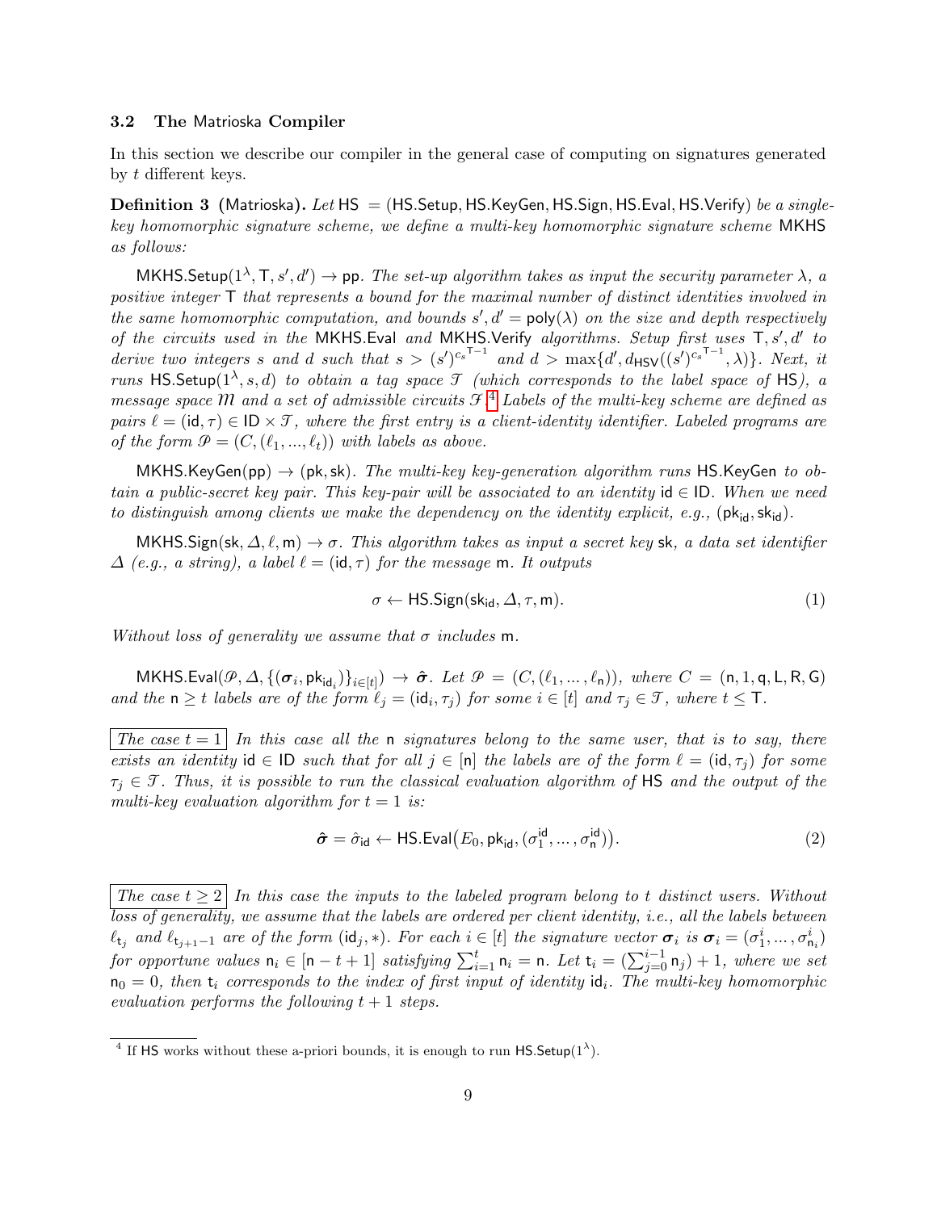### 3.2 The Matrioska Compiler

In this section we describe our compiler in the general case of computing on signatures generated by $t$ different keys.

**Definition 3** (Matrioska)**.** *Let* $\mathsf{HS} = (\mathsf{HS.Setup}, \mathsf{HS.KeyGen}, \mathsf{HS.Sign}, \mathsf{HS.Eval}, \mathsf{HS.Verify})$ *be a single-key homomorphic signature scheme, we define a multi-key homomorphic signature scheme* $\mathsf{MKHS}$ *as follows:*

$\mathsf{MKHS.Setup}(1^\lambda, \mathsf{T}, s', d') \to \mathsf{pp}$*. The set-up algorithm takes as input the security parameter* $\lambda$*, a positive integer* $\mathsf{T}$ *that represents a bound for the maximal number of distinct identities involved in the same homomorphic computation, and bounds* $s', d' = \mathsf{poly}(\lambda)$ *on the size and depth respectively of the circuits used in the* $\mathsf{MKHS.Eval}$ *and* $\mathsf{MKHS.Verify}$ *algorithms. Setup first uses* $\mathsf{T}, s', d'$ *to derive two integers* $s$ *and* $d$ *such that* $s > (s')^{c_s{}^{\mathsf{T}-1}}$ *and* $d > \max\{d', d_{\mathsf{HSV}}((s')^{c_s{}^{\mathsf{T}-1}}, \lambda)\}$*. Next, it runs* $\mathsf{HS.Setup}(1^\lambda, s, d)$ *to obtain a tag space* $\mathcal{T}$ *(which corresponds to the label space of* $\mathsf{HS}$*), a message space* $\mathcal{M}$ *and a set of admissible circuits* $\mathcal{F}$*.*[4] *Labels of the multi-key scheme are defined as pairs* $\ell = (\mathsf{id}, \tau) \in \mathsf{ID} \times \mathcal{T}$*, where the first entry is a client-identity identifier. Labeled programs are of the form* $\mathcal{P} = (C, (\ell_1, ..., \ell_t))$ *with labels as above.*

$\mathsf{MKHS.KeyGen}(\mathsf{pp}) \to (\mathsf{pk}, \mathsf{sk})$*. The multi-key key-generation algorithm runs* $\mathsf{HS.KeyGen}$ *to obtain a public-secret key pair. This key-pair will be associated to an identity* $\mathsf{id} \in \mathsf{ID}$*. When we need to distinguish among clients we make the dependency on the identity explicit, e.g.,* $(\mathsf{pk}_{\mathsf{id}}, \mathsf{sk}_{\mathsf{id}})$*.*

$\mathsf{MKHS.Sign}(\mathsf{sk}, \Delta, \ell, \mathsf{m}) \to \sigma$*. This algorithm takes as input a secret key* $\mathsf{sk}$*, a data set identifier* $\Delta$ *(e.g., a string), a label* $\ell = (\mathsf{id}, \tau)$ *for the message* $\mathsf{m}$*. It outputs*

$$\sigma \leftarrow \mathsf{HS.Sign}(\mathsf{sk}_{\mathsf{id}}, \Delta, \tau, \mathsf{m}). \tag{1}$$

*Without loss of generality we assume that* $\sigma$ *includes* $\mathsf{m}$*.*

$\mathsf{MKHS.Eval}(\mathcal{P}, \Delta, \{(\boldsymbol{\sigma}_i, \mathsf{pk}_{\mathsf{id}_i})\}_{i \in [t]}) \to \hat{\boldsymbol{\sigma}}$*. Let* $\mathcal{P} = (C, (\ell_1, \ldots, \ell_{\mathsf{n}}))$*, where* $C = (\mathsf{n}, 1, \mathsf{q}, \mathsf{L}, \mathsf{R}, \mathsf{G})$ *and the* $\mathsf{n} \geq t$ *labels are of the form* $\ell_j = (\mathsf{id}_i, \tau_j)$ *for some* $i \in [t]$ *and* $\tau_j \in \mathcal{T}$*, where* $t \leq \mathsf{T}$*.*

The case $t = 1$ *In this case all the* $\mathsf{n}$ *signatures belong to the same user, that is to say, there exists an identity* $\mathsf{id} \in \mathsf{ID}$ *such that for all* $j \in [\mathsf{n}]$ *the labels are of the form* $\ell = (\mathsf{id}, \tau_j)$ *for some* $\tau_j \in \mathcal{T}$*. Thus, it is possible to run the classical evaluation algorithm of* $\mathsf{HS}$ *and the output of the multi-key evaluation algorithm for* $t = 1$ *is:*

$$\hat{\boldsymbol{\sigma}} = \hat{\sigma}_{\mathsf{id}} \leftarrow \mathsf{HS.Eval}\big(E_0, \mathsf{pk}_{\mathsf{id}}, (\sigma_1^{\mathsf{id}}, \ldots, \sigma_{\mathsf{n}}^{\mathsf{id}})\big). \tag{2}$$

The case $t \geq 2$ *In this case the inputs to the labeled program belong to* $t$ *distinct users. Without loss of generality, we assume that the labels are ordered per client identity, i.e., all the labels between* $\ell_{\mathsf{t}_j}$ *and* $\ell_{\mathsf{t}_{j+1}-1}$ *are of the form* $(\mathsf{id}_j, *)$*. For each* $i \in [t]$ *the signature vector* $\boldsymbol{\sigma}_i$ *is* $\boldsymbol{\sigma}_i = (\sigma_1^i, \ldots, \sigma_{\mathsf{n}_i}^i)$ *for opportune values* $\mathsf{n}_i \in [\mathsf{n} - t + 1]$ *satisfying* $\sum_{i=1}^t \mathsf{n}_i = \mathsf{n}$*. Let* $\mathsf{t}_i = (\sum_{j=0}^{i-1} \mathsf{n}_j) + 1$*, where we set* $\mathsf{n}_0 = 0$*, then* $\mathsf{t}_i$ *corresponds to the index of first input of identity* $\mathsf{id}_i$*. The multi-key homomorphic evaluation performs the following* $t + 1$ *steps.*

[4] If $\mathsf{HS}$ works without these a-priori bounds, it is enough to run $\mathsf{HS.Setup}(1^\lambda)$.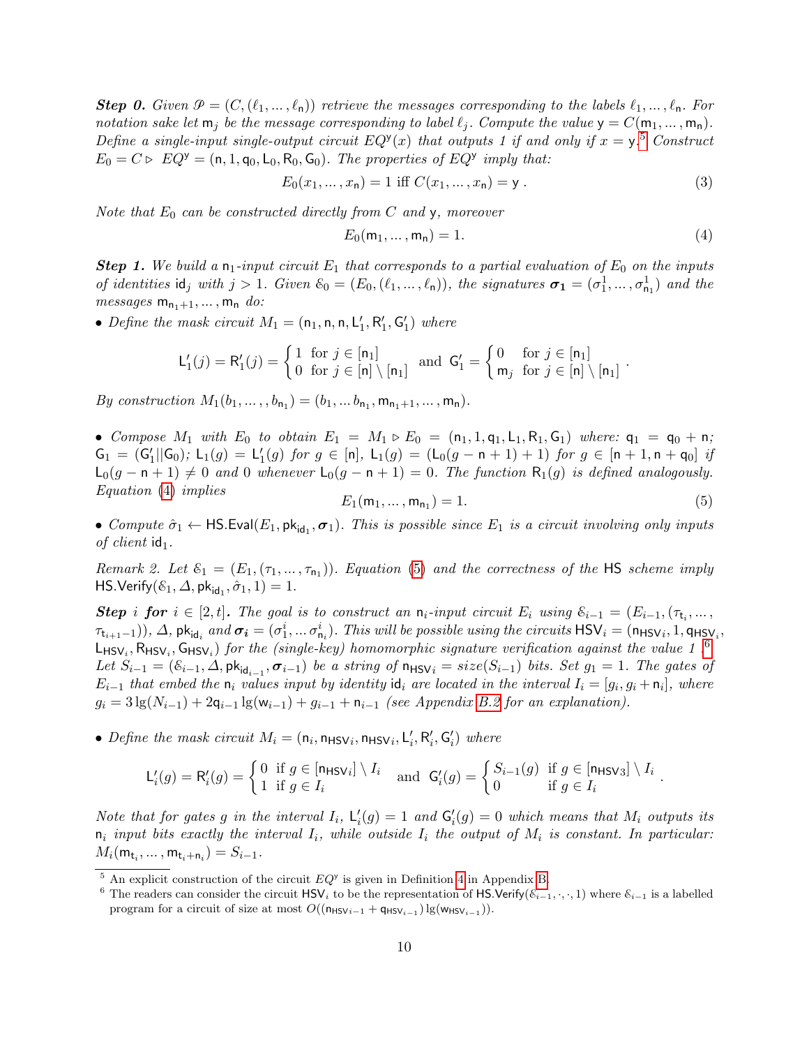***Step 0.*** *Given $\mathcal{P} = (C, (\ell_1, \dots, \ell_n))$ retrieve the messages corresponding to the labels $\ell_1, \dots, \ell_n$. For notation sake let $m_j$ be the message corresponding to label $\ell_j$. Compute the value $y = C(m_1, \dots, m_n)$. Define a single-input single-output circuit $EQ^y(x)$ that outputs 1 if and only if $x = y$.*[5] *Construct $E_0 = C \triangleright EQ^y = (n, 1, q_0, L_0, R_0, G_0)$. The properties of $EQ^y$ imply that:*

$$E_0(x_1, \dots, x_n) = 1 \text{ iff } C(x_1, \dots, x_n) = y \; . \tag{3}$$

*Note that $E_0$ can be constructed directly from $C$ and $y$, moreover*

$$E_0(m_1, \dots, m_n) = 1. \tag{4}$$

***Step 1.*** *We build a $n_1$-input circuit $E_1$ that corresponds to a partial evaluation of $E_0$ on the inputs of identities $id_j$ with $j > 1$. Given $\mathcal{E}_0 = (E_0, (\ell_1, \dots, \ell_n))$, the signatures $\boldsymbol{\sigma_1} = (\sigma^1_1, \dots, \sigma^1_{n_1})$ and the messages $m_{n_1+1}, \dots, m_n$ do:*

- *Define the mask circuit $M_1 = (n_1, n, n, L'_1, R'_1, G'_1)$ where*

$$L'_1(j) = R'_1(j) = \begin{cases} 1 & \text{for } j \in [n_1] \\ 0 & \text{for } j \in [n] \setminus [n_1] \end{cases} \quad \text{and} \quad G'_1 = \begin{cases} 0 & \text{for } j \in [n_1] \\ m_j & \text{for } j \in [n] \setminus [n_1] \end{cases}.$$

*By construction $M_1(b_1, \dots, b_{n_1}) = (b_1, \dots b_{n_1}, m_{n_1+1}, \dots, m_n)$.*

- *Compose $M_1$ with $E_0$ to obtain $E_1 = M_1 \triangleright E_0 = (n_1, 1, q_1, L_1, R_1, G_1)$ where: $q_1 = q_0 + n$; $G_1 = (G'_1 || G_0)$; $L_1(g) = L'_1(g)$ for $g \in [n]$, $L_1(g) = (L_0(g - n + 1) + 1)$ for $g \in [n + 1, n + q_0]$ if $L_0(g - n + 1) \neq 0$ and 0 whenever $L_0(g - n + 1) = 0$. The function $R_1(g)$ is defined analogously. Equation (4) implies*

$$E_1(m_1, \dots, m_{n_1}) = 1. \tag{5}$$

- *Compute $\hat{\sigma}_1 \leftarrow \mathsf{HS.Eval}(E_1, pk_{id_1}, \boldsymbol{\sigma}_1)$. This is possible since $E_1$ is a circuit involving only inputs of client $id_1$.*

*Remark 2. Let $\mathcal{E}_1 = (E_1, (\tau_1, \dots, \tau_{n_1}))$. Equation (5) and the correctness of the HS scheme imply $\mathsf{HS.Verify}(\mathcal{E}_1, \Delta, pk_{id_1}, \hat{\sigma}_1, 1) = 1$.*

***Step $i$ for $i \in [2, t]$.*** *The goal is to construct an $n_i$-input circuit $E_i$ using $\mathcal{E}_{i-1} = (E_{i-1}, (\tau_{t_i}, \dots, \tau_{t_{i+1}-1}))$, $\Delta$, $pk_{id_i}$ and $\boldsymbol{\sigma_i} = (\sigma^i_1, \dots \sigma^i_{n_i})$. This will be possible using the circuits $\mathsf{HSV}_i = (n_{\mathsf{HSV}_i}, 1, q_{\mathsf{HSV}_i}, L_{\mathsf{HSV}_i}, R_{\mathsf{HSV}_i}, G_{\mathsf{HSV}_i})$ for the (single-key) homomorphic signature verification against the value 1.*[6] *Let $S_{i-1} = (\mathcal{E}_{i-1}, \Delta, pk_{id_{i-1}}, \boldsymbol{\sigma}_{i-1})$ be a string of $n_{\mathsf{HSV}_i} = size(S_{i-1})$ bits. Set $g_1 = 1$. The gates of $E_{i-1}$ that embed the $n_i$ values input by identity $id_i$ are located in the interval $I_i = [g_i, g_i + n_i]$, where $g_i = 3\lg(N_{i-1}) + 2q_{i-1}\lg(w_{i-1}) + g_{i-1} + n_{i-1}$ (see Appendix B.2 for an explanation).*

- *Define the mask circuit $M_i = (n_i, n_{\mathsf{HSV}_i}, n_{\mathsf{HSV}_i}, L'_i, R'_i, G'_i)$ where*

$$L'_i(g) = R'_i(g) = \begin{cases} 0 & \text{if } g \in [n_{\mathsf{HSV}_i}] \setminus I_i \\ 1 & \text{if } g \in I_i \end{cases} \quad \text{and} \quad G'_i(g) = \begin{cases} S_{i-1}(g) & \text{if } g \in [n_{\mathsf{HSV}_3}] \setminus I_i \\ 0 & \text{if } g \in I_i \end{cases}.$$

*Note that for gates $g$ in the interval $I_i$, $L'_i(g) = 1$ and $G'_i(g) = 0$ which means that $M_i$ outputs its $n_i$ input bits exactly the interval $I_i$, while outside $I_i$ the output of $M_i$ is constant. In particular: $M_i(m_{t_i}, \dots, m_{t_i+n_i}) = S_{i-1}$.*

---

[5] An explicit construction of the circuit $EQ^y$ is given in Definition 4 in Appendix B.

[6] The readers can consider the circuit $\mathsf{HSV}_i$ to be the representation of $\mathsf{HS.Verify}(\mathcal{E}_{i-1}, \cdot, \cdot, 1)$ where $\mathcal{E}_{i-1}$ is a labelled program for a circuit of size at most $O((n_{\mathsf{HSV}_{i-1}} + q_{\mathsf{HSV}_{i-1}}) \lg(w_{\mathsf{HSV}_{i-1}}))$.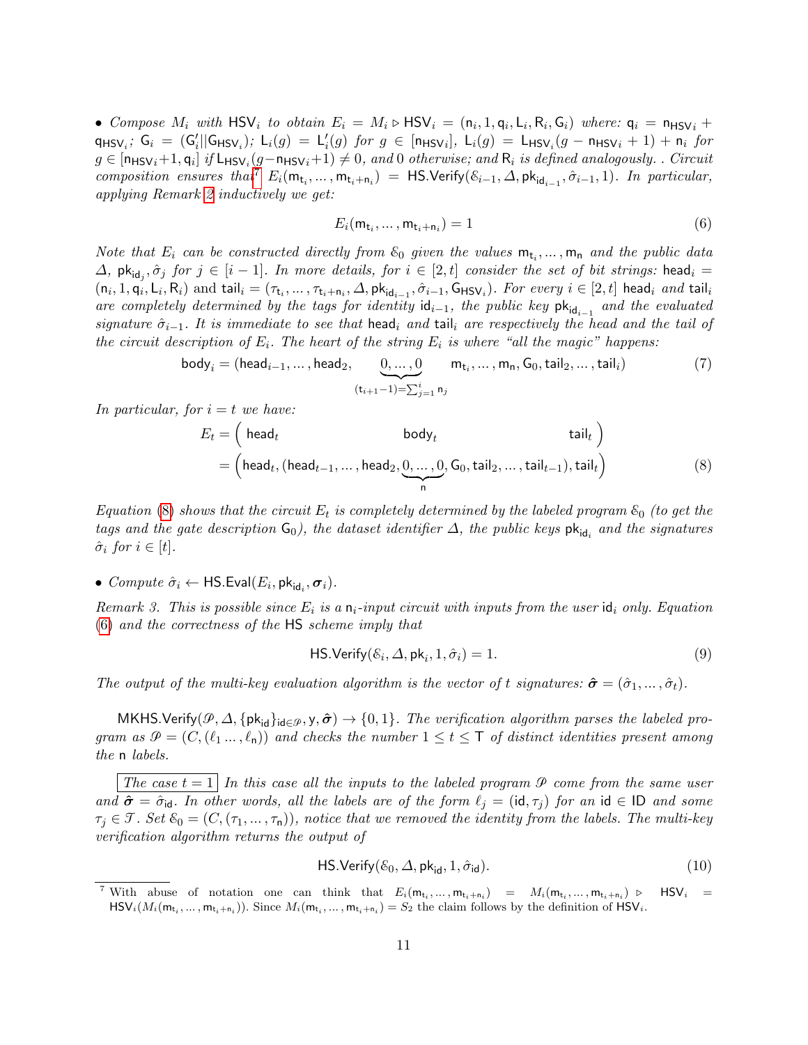• *Compose* $M_i$ *with* $\mathsf{HSV}_i$ *to obtain* $E_i = M_i \triangleright \mathsf{HSV}_i = (\mathsf{n}_i, 1, \mathsf{q}_i, \mathsf{L}_i, \mathsf{R}_i, \mathsf{G}_i)$ *where:* $\mathsf{q}_i = \mathsf{n}_{\mathsf{HSV}i} + \mathsf{q}_{\mathsf{HSV}_i}$*;* $\mathsf{G}_i = (\mathsf{G}'_i || \mathsf{G}_{\mathsf{HSV}_i})$*;* $\mathsf{L}_i(g) = \mathsf{L}'_i(g)$ *for* $g \in [\mathsf{n}_{\mathsf{HSV}i}]$*,* $\mathsf{L}_i(g) = \mathsf{L}_{\mathsf{HSV}_i}(g - \mathsf{n}_{\mathsf{HSV}i} + 1) + \mathsf{n}_i$ *for* $g \in [\mathsf{n}_{\mathsf{HSV}i}{+}1, \mathsf{q}_i]$ *if* $\mathsf{L}_{\mathsf{HSV}_i}(g - \mathsf{n}_{\mathsf{HSV}i}{+}1) \neq 0$*, and* $0$ *otherwise; and* $\mathsf{R}_i$ *is defined analogously. . Circuit composition ensures that*[7] $E_i(\mathsf{m}_{\mathsf{t}_i}, \dots, \mathsf{m}_{\mathsf{t}_i+\mathsf{n}_i}) = \mathsf{HS.Verify}(\mathcal{E}_{i-1}, \Delta, \mathsf{pk}_{\mathsf{id}_{i-1}}, \hat{\sigma}_{i-1}, 1)$*. In particular, applying Remark 2 inductively we get:*

$$E_i(\mathsf{m}_{\mathsf{t}_i}, \dots, \mathsf{m}_{\mathsf{t}_i+\mathsf{n}_i}) = 1 \tag{6}$$

*Note that* $E_i$ *can be constructed directly from* $\mathcal{E}_0$ *given the values* $\mathsf{m}_{\mathsf{t}_i}, \dots, \mathsf{m}_\mathsf{n}$ *and the public data* $\Delta$*,* $\mathsf{pk}_{\mathsf{id}_j}, \hat{\sigma}_j$ *for* $j \in [i-1]$*. In more details, for* $i \in [2,t]$ *consider the set of bit strings:* $\mathsf{head}_i = (\mathsf{n}_i, 1, \mathsf{q}_i, \mathsf{L}_i, \mathsf{R}_i)$ and $\mathsf{tail}_i = (\tau_{\mathsf{t}_i}, \dots, \tau_{\mathsf{t}_i+\mathsf{n}_i}, \Delta, \mathsf{pk}_{\mathsf{id}_{i-1}}, \hat{\sigma}_{i-1}, \mathsf{G}_{\mathsf{HSV}_i})$*. For every* $i \in [2,t]$ $\mathsf{head}_i$ *and* $\mathsf{tail}_i$ *are completely determined by the tags for identity* $\mathsf{id}_{i-1}$*, the public key* $\mathsf{pk}_{\mathsf{id}_{i-1}}$ *and the evaluated signature* $\hat{\sigma}_{i-1}$*. It is immediate to see that* $\mathsf{head}_i$ *and* $\mathsf{tail}_i$ *are respectively the head and the tail of the circuit description of* $E_i$*. The heart of the string* $E_i$ *is where "all the magic" happens:*

$$\mathsf{body}_i = (\mathsf{head}_{i-1}, \dots, \mathsf{head}_2, \underbrace{0, \dots, 0}_{(\mathsf{t}_{i+1}-1) = \sum_{j=1}^{i} \mathsf{n}_j} \quad \mathsf{m}_{\mathsf{t}_i}, \dots, \mathsf{m}_\mathsf{n}, \mathsf{G}_0, \mathsf{tail}_2, \dots, \mathsf{tail}_i) \tag{7}$$

*In particular, for* $i = t$ *we have:*

$$\begin{aligned} E_t &= \Big( \ \mathsf{head}_t \qquad\qquad \mathsf{body}_t \qquad\qquad \mathsf{tail}_t \ \Big) \\ &= \Big(\mathsf{head}_t, (\mathsf{head}_{t-1}, \dots, \mathsf{head}_2, \underbrace{0, \dots, 0}_{\mathsf{n}}, \mathsf{G}_0, \mathsf{tail}_2, \dots, \mathsf{tail}_{t-1}), \mathsf{tail}_t\Big) \end{aligned} \tag{8}$$

*Equation (8) shows that the circuit* $E_t$ *is completely determined by the labeled program* $\mathcal{E}_0$ *(to get the tags and the gate description* $\mathsf{G}_0$*), the dataset identifier* $\Delta$*, the public keys* $\mathsf{pk}_{\mathsf{id}_i}$ *and the signatures* $\hat{\sigma}_i$ *for* $i \in [t]$*.*

• *Compute* $\hat{\sigma}_i \leftarrow \mathsf{HS.Eval}(E_i, \mathsf{pk}_{\mathsf{id}_i}, \boldsymbol{\sigma}_i)$*.*

*Remark 3. This is possible since* $E_i$ *is a* $\mathsf{n}_i$*-input circuit with inputs from the user* $\mathsf{id}_i$ *only. Equation (6) and the correctness of the* $\mathsf{HS}$ *scheme imply that*

$$\mathsf{HS.Verify}(\mathcal{E}_i, \Delta, \mathsf{pk}_i, 1, \hat{\sigma}_i) = 1. \tag{9}$$

*The output of the multi-key evaluation algorithm is the vector of* $t$ *signatures:* $\hat{\boldsymbol{\sigma}} = (\hat{\sigma}_1, \dots, \hat{\sigma}_t)$*.*

$\mathsf{MKHS.Verify}(\mathcal{P}, \Delta, \{\mathsf{pk}_\mathsf{id}\}_{\mathsf{id} \in \mathcal{P}}, \mathsf{y}, \hat{\boldsymbol{\sigma}}) \to \{0,1\}$*. The verification algorithm parses the labeled program as* $\mathcal{P} = (C, (\ell_1 \dots, \ell_\mathsf{n}))$ *and checks the number* $1 \leq t \leq \mathsf{T}$ *of distinct identities present among the* $\mathsf{n}$ *labels.*

*The case* $t = 1$ *In this case all the inputs to the labeled program* $\mathcal{P}$ *come from the same user and* $\hat{\boldsymbol{\sigma}} = \hat{\sigma}_\mathsf{id}$*. In other words, all the labels are of the form* $\ell_j = (\mathsf{id}, \tau_j)$ *for an* $\mathsf{id} \in \mathsf{ID}$ *and some* $\tau_j \in \mathcal{T}$*. Set* $\mathcal{E}_0 = (C, (\tau_1, \dots, \tau_\mathsf{n}))$*, notice that we removed the identity from the labels. The multi-key verification algorithm returns the output of*

$$\mathsf{HS.Verify}(\mathcal{E}_0, \Delta, \mathsf{pk}_\mathsf{id}, 1, \hat{\sigma}_\mathsf{id}). \tag{10}$$

[7] With abuse of notation one can think that $E_i(\mathsf{m}_{\mathsf{t}_i}, \dots, \mathsf{m}_{\mathsf{t}_i+\mathsf{n}_i}) = M_i(\mathsf{m}_{\mathsf{t}_i}, \dots, \mathsf{m}_{\mathsf{t}_i+\mathsf{n}_i}) \triangleright \mathsf{HSV}_i = \mathsf{HSV}_i(M_i(\mathsf{m}_{\mathsf{t}_i}, \dots, \mathsf{m}_{\mathsf{t}_i+\mathsf{n}_i}))$. Since $M_i(\mathsf{m}_{\mathsf{t}_i}, \dots, \mathsf{m}_{\mathsf{t}_i+\mathsf{n}_i}) = S_2$ the claim follows by the definition of $\mathsf{HSV}_i$.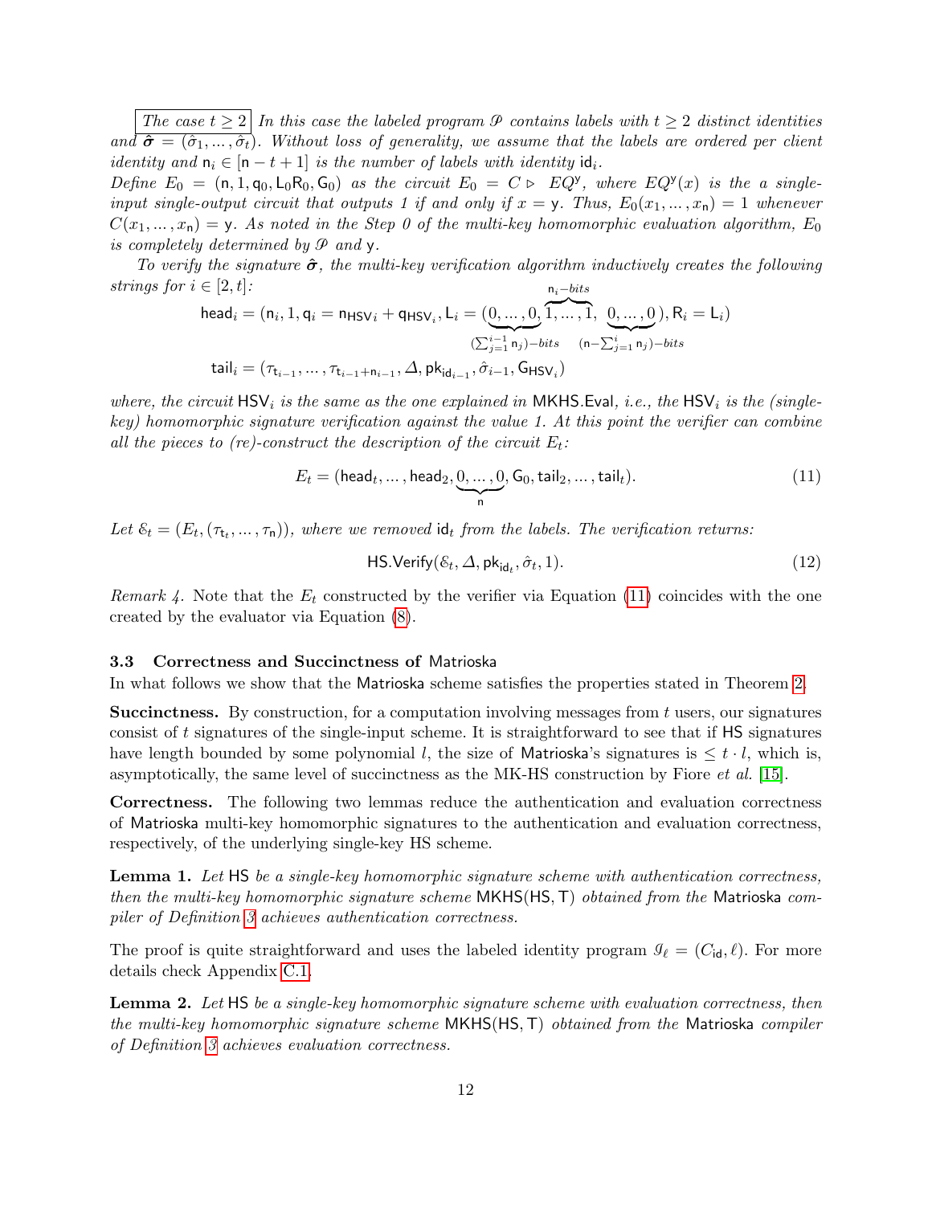*The case $t \geq 2$* In this case the labeled program $\mathcal{P}$ contains labels with $t \geq 2$ distinct identities and $\hat{\boldsymbol{\sigma}} = (\hat{\sigma}_1, \dots, \hat{\sigma}_t)$. Without loss of generality, we assume that the labels are ordered per client identity and $\mathsf{n}_i \in [\mathsf{n} - t + 1]$ is the number of labels with identity $\mathsf{id}_i$.
Define $E_0 = (\mathsf{n}, 1, \mathsf{q}_0, \mathsf{L}_0\mathsf{R}_0, \mathsf{G}_0)$ as the circuit $E_0 = C \triangleright EQ^{\mathsf{y}}$, where $EQ^{\mathsf{y}}(x)$ is the a single-input single-output circuit that outputs 1 if and only if $x = \mathsf{y}$. Thus, $E_0(x_1, \dots, x_{\mathsf{n}}) = 1$ whenever $C(x_1, \dots, x_{\mathsf{n}}) = \mathsf{y}$. As noted in the Step 0 of the multi-key homomorphic evaluation algorithm, $E_0$ is completely determined by $\mathcal{P}$ and $\mathsf{y}$.

*To verify the signature $\hat{\boldsymbol{\sigma}}$, the multi-key verification algorithm inductively creates the following strings for $i \in [2, t]$:*

$$\mathsf{head}_i = (\mathsf{n}_i, 1, \mathsf{q}_i = \mathsf{n}_{\mathsf{HSV}\,i} + \mathsf{q}_{\mathsf{HSV}_i}, \mathsf{L}_i = (\underbrace{0, \dots, 0}_{(\sum_{j=1}^{i-1} \mathsf{n}_j)-bits}, \overbrace{1, \dots, 1}^{\mathsf{n}_i-bits}, \underbrace{0, \dots, 0}_{(\mathsf{n}-\sum_{j=1}^{i} \mathsf{n}_j)-bits}), \mathsf{R}_i = \mathsf{L}_i)$$

$$\mathsf{tail}_i = (\tau_{\mathsf{t}_{i-1}}, \dots, \tau_{\mathsf{t}_{i-1}+\mathsf{n}_{i-1}}, \Delta, \mathsf{pk}_{\mathsf{id}_{i-1}}, \hat{\sigma}_{i-1}, \mathsf{G}_{\mathsf{HSV}_i})$$

*where, the circuit $\mathsf{HSV}_i$ is the same as the one explained in $\mathsf{MKHS.Eval}$, i.e., the $\mathsf{HSV}_i$ is the (single-key) homomorphic signature verification against the value 1. At this point the verifier can combine all the pieces to (re)-construct the description of the circuit $E_t$:*

$$E_t = (\mathsf{head}_t, \dots, \mathsf{head}_2, \underbrace{0, \dots, 0}_{\mathsf{n}}, \mathsf{G}_0, \mathsf{tail}_2, \dots, \mathsf{tail}_t). \tag{11}$$

*Let $\mathcal{E}_t = (E_t, (\tau_{\mathsf{t}_t}, \dots, \tau_{\mathsf{n}}))$, where we removed $\mathsf{id}_t$ from the labels. The verification returns:*

$$\mathsf{HS.Verify}(\mathcal{E}_t, \Delta, \mathsf{pk}_{\mathsf{id}_t}, \hat{\sigma}_t, 1). \tag{12}$$

*Remark 4.* Note that the $E_t$ constructed by the verifier via Equation (11) coincides with the one created by the evaluator via Equation (8).

### 3.3 Correctness and Succinctness of Matrioska

In what follows we show that the Matrioska scheme satisfies the properties stated in Theorem 2.

**Succinctness.** By construction, for a computation involving messages from $t$ users, our signatures consist of $t$ signatures of the single-input scheme. It is straightforward to see that if HS signatures have length bounded by some polynomial $l$, the size of Matrioska's signatures is $\leq t \cdot l$, which is, asymptotically, the same level of succinctness as the MK-HS construction by Fiore *et al.* [15].

**Correctness.** The following two lemmas reduce the authentication and evaluation correctness of Matrioska multi-key homomorphic signatures to the authentication and evaluation correctness, respectively, of the underlying single-key HS scheme.

**Lemma 1.** *Let HS be a single-key homomorphic signature scheme with authentication correctness, then the multi-key homomorphic signature scheme MKHS(HS, T) obtained from the Matrioska compiler of Definition 3 achieves authentication correctness.*

The proof is quite straightforward and uses the labeled identity program $\mathcal{I}_\ell = (C_{\mathsf{id}}, \ell)$. For more details check Appendix C.1.

**Lemma 2.** *Let HS be a single-key homomorphic signature scheme with evaluation correctness, then the multi-key homomorphic signature scheme MKHS(HS, T) obtained from the Matrioska compiler of Definition 3 achieves evaluation correctness.*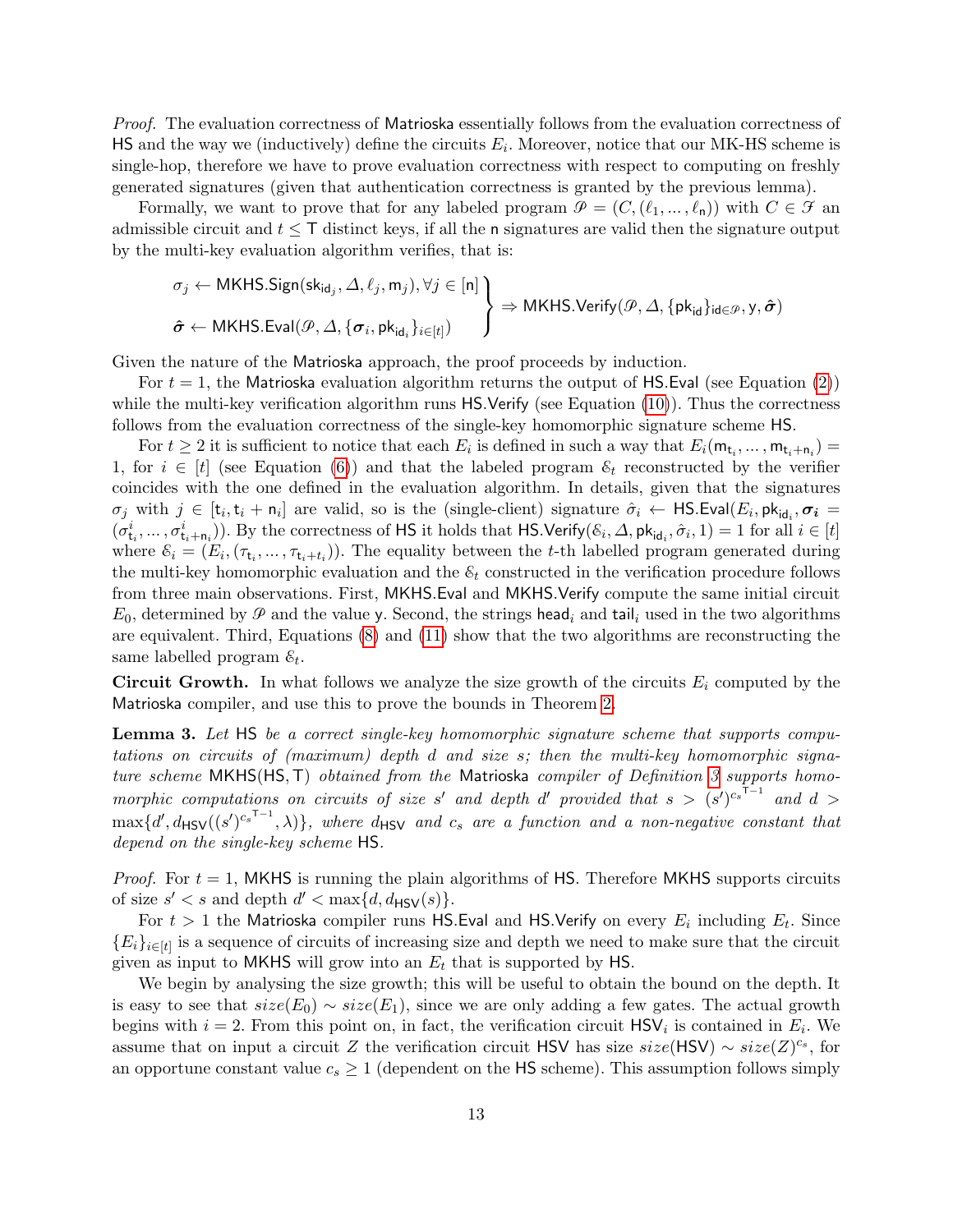*Proof.* The evaluation correctness of Matrioska essentially follows from the evaluation correctness of HS and the way we (inductively) define the circuits $E_i$. Moreover, notice that our MK-HS scheme is single-hop, therefore we have to prove evaluation correctness with respect to computing on freshly generated signatures (given that authentication correctness is granted by the previous lemma).

Formally, we want to prove that for any labeled program $\mathcal{P} = (C, (\ell_1, \dots, \ell_\mathsf{n}))$ with $C \in \mathcal{F}$ an admissible circuit and $t \leq \mathsf{T}$ distinct keys, if all the $\mathsf{n}$ signatures are valid then the signature output by the multi-key evaluation algorithm verifies, that is:

$$\left.\begin{array}{l} \sigma_j \leftarrow \mathsf{MKHS.Sign}(\mathsf{sk}_{\mathsf{id}_j}, \Delta, \ell_j, \mathsf{m}_j), \forall j \in [\mathsf{n}] \\ \hat{\boldsymbol{\sigma}} \leftarrow \mathsf{MKHS.Eval}(\mathcal{P}, \Delta, \{\boldsymbol{\sigma}_i, \mathsf{pk}_{\mathsf{id}_i}\}_{i \in [t]}) \end{array}\right\} \Rightarrow \mathsf{MKHS.Verify}(\mathcal{P}, \Delta, \{\mathsf{pk}_{\mathsf{id}}\}_{\mathsf{id} \in \mathcal{P}}, \mathsf{y}, \hat{\boldsymbol{\sigma}})$$

Given the nature of the Matrioska approach, the proof proceeds by induction.

For $t = 1$, the Matrioska evaluation algorithm returns the output of HS.Eval (see Equation (2)) while the multi-key verification algorithm runs HS.Verify (see Equation (10)). Thus the correctness follows from the evaluation correctness of the single-key homomorphic signature scheme HS.

For $t \geq 2$ it is sufficient to notice that each $E_i$ is defined in such a way that $E_i(\mathsf{m}_{\mathsf{t}_i}, \dots, \mathsf{m}_{\mathsf{t}_i+\mathsf{n}_i}) = 1$, for $i \in [t]$ (see Equation (6)) and that the labeled program $\mathcal{E}_t$ reconstructed by the verifier coincides with the one defined in the evaluation algorithm. In details, given that the signatures $\sigma_j$ with $j \in [\mathsf{t}_i, \mathsf{t}_i + \mathsf{n}_i]$ are valid, so is the (single-client) signature $\hat{\sigma}_i \leftarrow \mathsf{HS.Eval}(E_i, \mathsf{pk}_{\mathsf{id}_i}, \boldsymbol{\sigma_i} = (\sigma^i_{\mathsf{t}_i}, \dots, \sigma^i_{\mathsf{t}_i+\mathsf{n}_i}))$. By the correctness of HS it holds that $\mathsf{HS.Verify}(\mathcal{E}_i, \Delta, \mathsf{pk}_{\mathsf{id}_i}, \hat{\sigma}_i, 1) = 1$ for all $i \in [t]$ where $\mathcal{E}_i = (E_i, (\tau_{\mathsf{t}_i}, \dots, \tau_{\mathsf{t}_i+t_i}))$. The equality between the $t$-th labelled program generated during the multi-key homomorphic evaluation and the $\mathcal{E}_t$ constructed in the verification procedure follows from three main observations. First, MKHS.Eval and MKHS.Verify compute the same initial circuit $E_0$, determined by $\mathcal{P}$ and the value y. Second, the strings $\mathsf{head}_i$ and $\mathsf{tail}_i$ used in the two algorithms are equivalent. Third, Equations (8) and (11) show that the two algorithms are reconstructing the same labelled program $\mathcal{E}_t$.

**Circuit Growth.** In what follows we analyze the size growth of the circuits $E_i$ computed by the Matrioska compiler, and use this to prove the bounds in Theorem 2.

**Lemma 3.** *Let* HS *be a correct single-key homomorphic signature scheme that supports computations on circuits of (maximum) depth $d$ and size $s$; then the multi-key homomorphic signature scheme* MKHS(HS, T) *obtained from the* Matrioska *compiler of Definition 3 supports homomorphic computations on circuits of size $s'$ and depth $d'$ provided that $s > (s')^{c_s^{\mathsf{T}-1}}$ and $d > \max\{d', d_{\mathsf{HSV}}((s')^{c_s^{\mathsf{T}-1}}, \lambda)\}$, where $d_{\mathsf{HSV}}$ and $c_s$ are a function and a non-negative constant that depend on the single-key scheme* HS.

*Proof.* For $t = 1$, MKHS is running the plain algorithms of HS. Therefore MKHS supports circuits of size $s' < s$ and depth $d' < \max\{d, d_{\mathsf{HSV}}(s)\}$.

For $t > 1$ the Matrioska compiler runs HS.Eval and HS.Verify on every $E_i$ including $E_t$. Since $\{E_i\}_{i \in [t]}$ is a sequence of circuits of increasing size and depth we need to make sure that the circuit given as input to MKHS will grow into an $E_t$ that is supported by HS.

We begin by analysing the size growth; this will be useful to obtain the bound on the depth. It is easy to see that $size(E_0) \sim size(E_1)$, since we are only adding a few gates. The actual growth begins with $i = 2$. From this point on, in fact, the verification circuit $\mathsf{HSV}_i$ is contained in $E_i$. We assume that on input a circuit $Z$ the verification circuit HSV has size $size(\mathsf{HSV}) \sim size(Z)^{c_s}$, for an opportune constant value $c_s \geq 1$ (dependent on the HS scheme). This assumption follows simply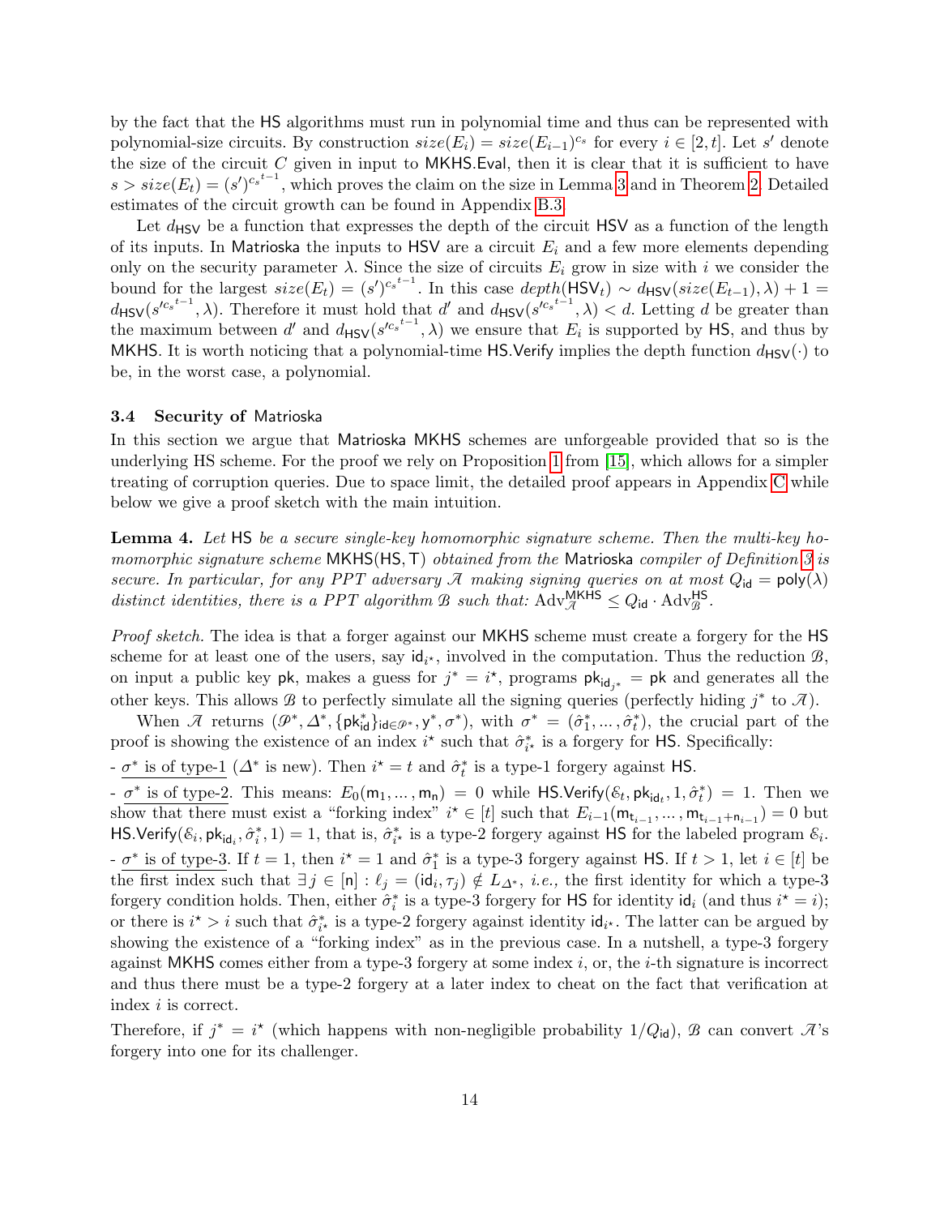by the fact that the HS algorithms must run in polynomial time and thus can be represented with polynomial-size circuits. By construction $size(E_i) = size(E_{i-1})^{c_s}$ for every $i \in [2, t]$. Let $s'$ denote the size of the circuit $C$ given in input to MKHS.Eval, then it is clear that it is sufficient to have $s > size(E_t) = (s')^{c_s^{t-1}}$, which proves the claim on the size in Lemma 3 and in Theorem 2. Detailed estimates of the circuit growth can be found in Appendix B.3.

Let $d_{\mathsf{HSV}}$ be a function that expresses the depth of the circuit HSV as a function of the length of its inputs. In Matrioska the inputs to HSV are a circuit $E_i$ and a few more elements depending only on the security parameter $\lambda$. Since the size of circuits $E_i$ grow in size with $i$ we consider the bound for the largest $size(E_t) = (s')^{c_s^{t-1}}$. In this case $depth(\mathsf{HSV}_t) \sim d_{\mathsf{HSV}}(size(E_{t-1}), \lambda) + 1 = d_{\mathsf{HSV}}(s'^{c_s^{t-1}}, \lambda)$. Therefore it must hold that $d'$ and $d_{\mathsf{HSV}}(s'^{c_s^{t-1}}, \lambda) < d$. Letting $d$ be greater than the maximum between $d'$ and $d_{\mathsf{HSV}}(s'^{c_s^{t-1}}, \lambda)$ we ensure that $E_i$ is supported by HS, and thus by MKHS. It is worth noticing that a polynomial-time HS.Verify implies the depth function $d_{\mathsf{HSV}}(\cdot)$ to be, in the worst case, a polynomial.

### 3.4 Security of Matrioska

In this section we argue that Matrioska MKHS schemes are unforgeable provided that so is the underlying HS scheme. For the proof we rely on Proposition 1 from [15], which allows for a simpler treating of corruption queries. Due to space limit, the detailed proof appears in Appendix C while below we give a proof sketch with the main intuition.

**Lemma 4.** *Let HS be a secure single-key homomorphic signature scheme. Then the multi-key homomorphic signature scheme MKHS(HS, T) obtained from the Matrioska compiler of Definition 3 is secure. In particular, for any PPT adversary $\mathcal{A}$ making signing queries on at most $Q_{\mathsf{id}} = \mathsf{poly}(\lambda)$ distinct identities, there is a PPT algorithm $\mathcal{B}$ such that:* $\mathrm{Adv}^{\mathsf{MKHS}}_{\mathcal{A}} \leq Q_{\mathsf{id}} \cdot \mathrm{Adv}^{\mathsf{HS}}_{\mathcal{B}}$.

*Proof sketch.* The idea is that a forger against our MKHS scheme must create a forgery for the HS scheme for at least one of the users, say $\mathsf{id}_{i^\star}$, involved in the computation. Thus the reduction $\mathcal{B}$, on input a public key $\mathsf{pk}$, makes a guess for $j^* = i^\star$, programs $\mathsf{pk}_{\mathsf{id}_{j^*}} = \mathsf{pk}$ and generates all the other keys. This allows $\mathcal{B}$ to perfectly simulate all the signing queries (perfectly hiding $j^*$ to $\mathcal{A}$).

When $\mathcal{A}$ returns $(\mathcal{P}^*, \Delta^*, \{\mathsf{pk}^*_{\mathsf{id}}\}_{\mathsf{id} \in \mathcal{P}^*}, \mathsf{y}^*, \sigma^*)$, with $\sigma^* = (\hat{\sigma}^*_1, \dots, \hat{\sigma}^*_t)$, the crucial part of the proof is showing the existence of an index $i^\star$ such that $\hat{\sigma}^*_{i^\star}$ is a forgery for HS. Specifically:

- $\sigma^*$ is of type-1 ($\Delta^*$ is new). Then $i^\star = t$ and $\hat{\sigma}^*_t$ is a type-1 forgery against HS.
- $\sigma^*$ is of type-2. This means: $E_0(\mathsf{m}_1, \dots, \mathsf{m}_\mathsf{n}) = 0$ while $\mathsf{HS.Verify}(\mathcal{E}_t, \mathsf{pk}_{\mathsf{id}_t}, 1, \hat{\sigma}^*_t) = 1$. Then we show that there must exist a "forking index" $i^\star \in [t]$ such that $E_{i-1}(\mathsf{m}_{\mathsf{t}_{i-1}}, \dots, \mathsf{m}_{\mathsf{t}_{i-1}+\mathsf{n}_{i-1}}) = 0$ but $\mathsf{HS.Verify}(\mathcal{E}_i, \mathsf{pk}_{\mathsf{id}_i}, \hat{\sigma}^*_i, 1) = 1$, that is, $\hat{\sigma}^*_{i^\star}$ is a type-2 forgery against HS for the labeled program $\mathcal{E}_i$.
- $\sigma^*$ is of type-3. If $t = 1$, then $i^\star = 1$ and $\hat{\sigma}^*_1$ is a type-3 forgery against HS. If $t > 1$, let $i \in [t]$ be the first index such that $\exists j \in [\mathsf{n}] : \ell_j = (\mathsf{id}_i, \tau_j) \notin L_{\Delta^*}$, *i.e.,* the first identity for which a type-3 forgery condition holds. Then, either $\hat{\sigma}^*_i$ is a type-3 forgery for HS for identity $\mathsf{id}_i$ (and thus $i^\star = i$); or there is $i^\star > i$ such that $\hat{\sigma}^*_{i^\star}$ is a type-2 forgery against identity $\mathsf{id}_{i^\star}$. The latter can be argued by showing the existence of a "forking index" as in the previous case. In a nutshell, a type-3 forgery against MKHS comes either from a type-3 forgery at some index $i$, or, the $i$-th signature is incorrect and thus there must be a type-2 forgery at a later index to cheat on the fact that verification at index $i$ is correct.

Therefore, if $j^* = i^\star$ (which happens with non-negligible probability $1/Q_{\mathsf{id}}$), $\mathcal{B}$ can convert $\mathcal{A}$'s forgery into one for its challenger.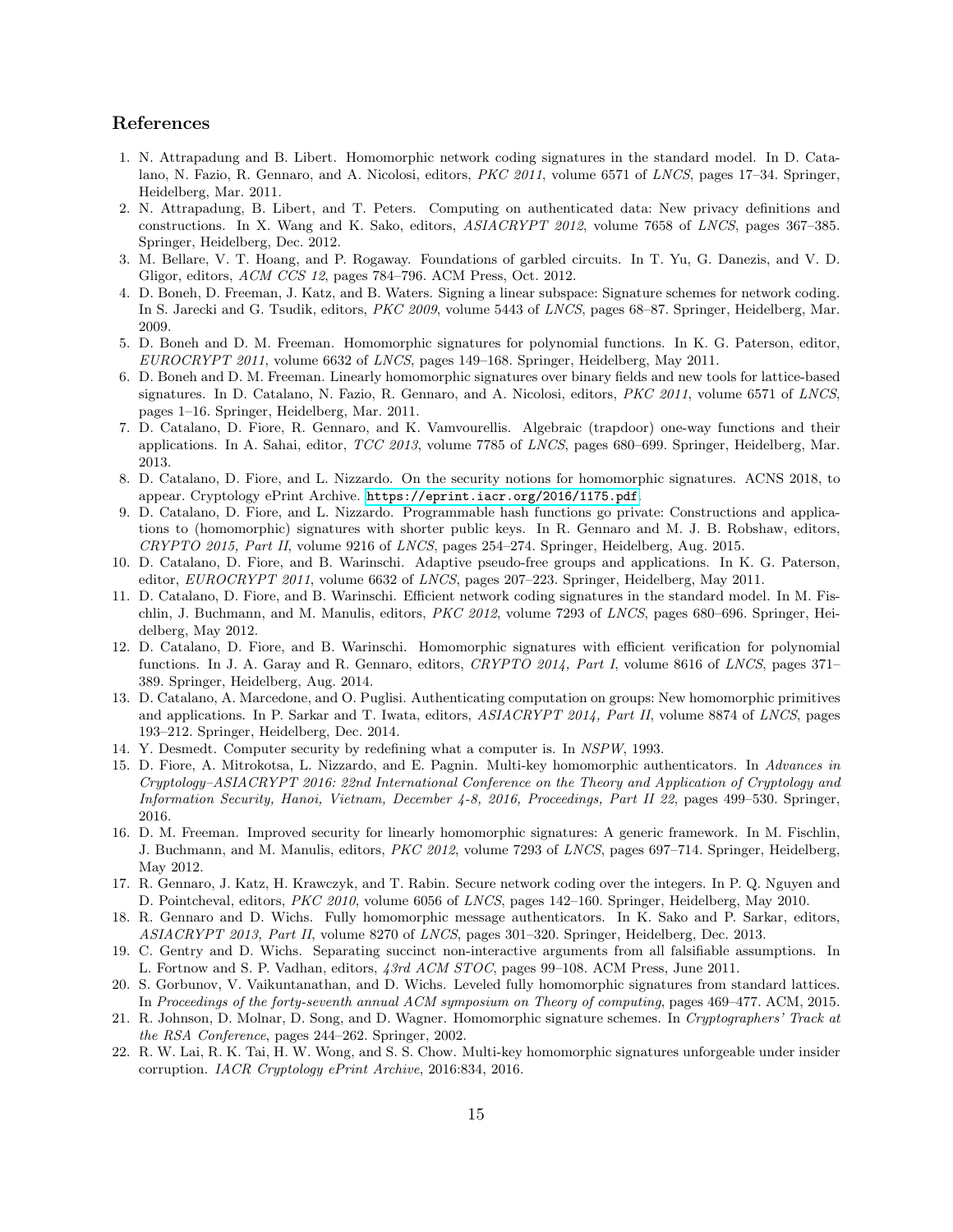## References

1. N. Attrapadung and B. Libert. Homomorphic network coding signatures in the standard model. In D. Catalano, N. Fazio, R. Gennaro, and A. Nicolosi, editors, *PKC 2011*, volume 6571 of *LNCS*, pages 17–34. Springer, Heidelberg, Mar. 2011.
2. N. Attrapadung, B. Libert, and T. Peters. Computing on authenticated data: New privacy definitions and constructions. In X. Wang and K. Sako, editors, *ASIACRYPT 2012*, volume 7658 of *LNCS*, pages 367–385. Springer, Heidelberg, Dec. 2012.
3. M. Bellare, V. T. Hoang, and P. Rogaway. Foundations of garbled circuits. In T. Yu, G. Danezis, and V. D. Gligor, editors, *ACM CCS 12*, pages 784–796. ACM Press, Oct. 2012.
4. D. Boneh, D. Freeman, J. Katz, and B. Waters. Signing a linear subspace: Signature schemes for network coding. In S. Jarecki and G. Tsudik, editors, *PKC 2009*, volume 5443 of *LNCS*, pages 68–87. Springer, Heidelberg, Mar. 2009.
5. D. Boneh and D. M. Freeman. Homomorphic signatures for polynomial functions. In K. G. Paterson, editor, *EUROCRYPT 2011*, volume 6632 of *LNCS*, pages 149–168. Springer, Heidelberg, May 2011.
6. D. Boneh and D. M. Freeman. Linearly homomorphic signatures over binary fields and new tools for lattice-based signatures. In D. Catalano, N. Fazio, R. Gennaro, and A. Nicolosi, editors, *PKC 2011*, volume 6571 of *LNCS*, pages 1–16. Springer, Heidelberg, Mar. 2011.
7. D. Catalano, D. Fiore, R. Gennaro, and K. Vamvourellis. Algebraic (trapdoor) one-way functions and their applications. In A. Sahai, editor, *TCC 2013*, volume 7785 of *LNCS*, pages 680–699. Springer, Heidelberg, Mar. 2013.
8. D. Catalano, D. Fiore, and L. Nizzardo. On the security notions for homomorphic signatures. ACNS 2018, to appear. Cryptology ePrint Archive. https://eprint.iacr.org/2016/1175.pdf.
9. D. Catalano, D. Fiore, and L. Nizzardo. Programmable hash functions go private: Constructions and applications to (homomorphic) signatures with shorter public keys. In R. Gennaro and M. J. B. Robshaw, editors, *CRYPTO 2015, Part II*, volume 9216 of *LNCS*, pages 254–274. Springer, Heidelberg, Aug. 2015.
10. D. Catalano, D. Fiore, and B. Warinschi. Adaptive pseudo-free groups and applications. In K. G. Paterson, editor, *EUROCRYPT 2011*, volume 6632 of *LNCS*, pages 207–223. Springer, Heidelberg, May 2011.
11. D. Catalano, D. Fiore, and B. Warinschi. Efficient network coding signatures in the standard model. In M. Fischlin, J. Buchmann, and M. Manulis, editors, *PKC 2012*, volume 7293 of *LNCS*, pages 680–696. Springer, Heidelberg, May 2012.
12. D. Catalano, D. Fiore, and B. Warinschi. Homomorphic signatures with efficient verification for polynomial functions. In J. A. Garay and R. Gennaro, editors, *CRYPTO 2014, Part I*, volume 8616 of *LNCS*, pages 371–389. Springer, Heidelberg, Aug. 2014.
13. D. Catalano, A. Marcedone, and O. Puglisi. Authenticating computation on groups: New homomorphic primitives and applications. In P. Sarkar and T. Iwata, editors, *ASIACRYPT 2014, Part II*, volume 8874 of *LNCS*, pages 193–212. Springer, Heidelberg, Dec. 2014.
14. Y. Desmedt. Computer security by redefining what a computer is. In *NSPW*, 1993.
15. D. Fiore, A. Mitrokotsa, L. Nizzardo, and E. Pagnin. Multi-key homomorphic authenticators. In *Advances in Cryptology–ASIACRYPT 2016: 22nd International Conference on the Theory and Application of Cryptology and Information Security, Hanoi, Vietnam, December 4-8, 2016, Proceedings, Part II 22*, pages 499–530. Springer, 2016.
16. D. M. Freeman. Improved security for linearly homomorphic signatures: A generic framework. In M. Fischlin, J. Buchmann, and M. Manulis, editors, *PKC 2012*, volume 7293 of *LNCS*, pages 697–714. Springer, Heidelberg, May 2012.
17. R. Gennaro, J. Katz, H. Krawczyk, and T. Rabin. Secure network coding over the integers. In P. Q. Nguyen and D. Pointcheval, editors, *PKC 2010*, volume 6056 of *LNCS*, pages 142–160. Springer, Heidelberg, May 2010.
18. R. Gennaro and D. Wichs. Fully homomorphic message authenticators. In K. Sako and P. Sarkar, editors, *ASIACRYPT 2013, Part II*, volume 8270 of *LNCS*, pages 301–320. Springer, Heidelberg, Dec. 2013.
19. C. Gentry and D. Wichs. Separating succinct non-interactive arguments from all falsifiable assumptions. In L. Fortnow and S. P. Vadhan, editors, *43rd ACM STOC*, pages 99–108. ACM Press, June 2011.
20. S. Gorbunov, V. Vaikuntanathan, and D. Wichs. Leveled fully homomorphic signatures from standard lattices. In *Proceedings of the forty-seventh annual ACM symposium on Theory of computing*, pages 469–477. ACM, 2015.
21. R. Johnson, D. Molnar, D. Song, and D. Wagner. Homomorphic signature schemes. In *Cryptographers' Track at the RSA Conference*, pages 244–262. Springer, 2002.
22. R. W. Lai, R. K. Tai, H. W. Wong, and S. S. Chow. Multi-key homomorphic signatures unforgeable under insider corruption. *IACR Cryptology ePrint Archive*, 2016:834, 2016.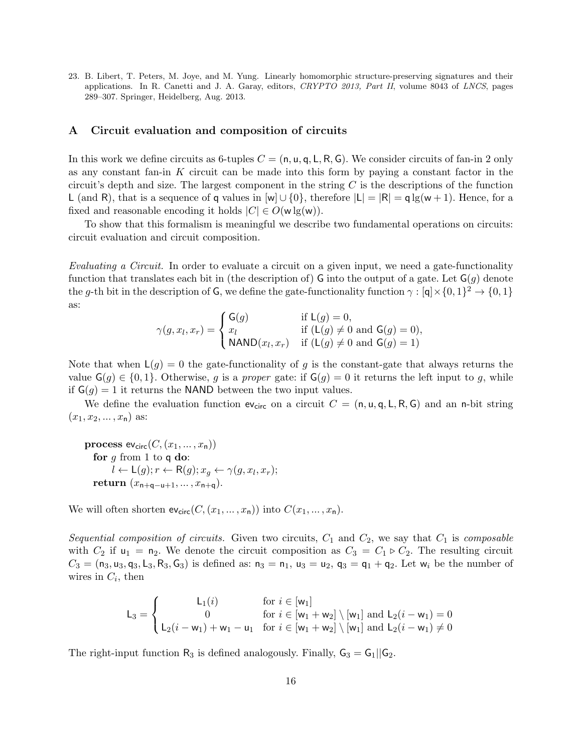23. B. Libert, T. Peters, M. Joye, and M. Yung. Linearly homomorphic structure-preserving signatures and their applications. In R. Canetti and J. A. Garay, editors, *CRYPTO 2013, Part II*, volume 8043 of *LNCS*, pages 289–307. Springer, Heidelberg, Aug. 2013.

## A Circuit evaluation and composition of circuits

In this work we define circuits as 6-tuples $C = (\mathsf{n}, \mathsf{u}, \mathsf{q}, \mathsf{L}, \mathsf{R}, \mathsf{G})$. We consider circuits of fan-in 2 only as any constant fan-in $K$ circuit can be made into this form by paying a constant factor in the circuit's depth and size. The largest component in the string $C$ is the descriptions of the function $\mathsf{L}$ (and $\mathsf{R}$), that is a sequence of $\mathsf{q}$ values in $[\mathsf{w}] \cup \{0\}$, therefore $|\mathsf{L}| = |\mathsf{R}| = \mathsf{q} \lg(\mathsf{w}+1)$. Hence, for a fixed and reasonable encoding it holds $|C| \in O(\mathsf{w} \lg(\mathsf{w}))$.

To show that this formalism is meaningful we describe two fundamental operations on circuits: circuit evaluation and circuit composition.

*Evaluating a Circuit.* In order to evaluate a circuit on a given input, we need a gate-functionality function that translates each bit in (the description of) $\mathsf{G}$ into the output of a gate. Let $\mathsf{G}(g)$ denote the $g$-th bit in the description of $\mathsf{G}$, we define the gate-functionality function $\gamma : [\mathsf{q}] \times \{0,1\}^2 \to \{0,1\}$ as:

$$\gamma(g, x_l, x_r) = \begin{cases} \mathsf{G}(g) & \text{if } \mathsf{L}(g) = 0, \\ x_l & \text{if } (\mathsf{L}(g) \neq 0 \text{ and } \mathsf{G}(g) = 0), \\ \mathsf{NAND}(x_l, x_r) & \text{if } (\mathsf{L}(g) \neq 0 \text{ and } \mathsf{G}(g) = 1) \end{cases}$$

Note that when $\mathsf{L}(g) = 0$ the gate-functionality of $g$ is the constant-gate that always returns the value $\mathsf{G}(g) \in \{0,1\}$. Otherwise, $g$ is a *proper* gate: if $\mathsf{G}(g) = 0$ it returns the left input to $g$, while if $\mathsf{G}(g) = 1$ it returns the $\mathsf{NAND}$ between the two input values.

We define the evaluation function $\mathsf{ev}_{\mathsf{circ}}$ on a circuit $C = (\mathsf{n}, \mathsf{u}, \mathsf{q}, \mathsf{L}, \mathsf{R}, \mathsf{G})$ and an $\mathsf{n}$-bit string $(x_1, x_2, \ldots, x_\mathsf{n})$ as:

**process** $\mathsf{ev}_{\mathsf{circ}}(C, (x_1, \ldots, x_\mathsf{n}))$
  **for** $g$ from 1 to $\mathsf{q}$ **do**:
    $l \leftarrow \mathsf{L}(g); r \leftarrow \mathsf{R}(g); x_g \leftarrow \gamma(g, x_l, x_r);$
  **return** $(x_{\mathsf{n}+\mathsf{q}-\mathsf{u}+1}, \ldots, x_{\mathsf{n}+\mathsf{q}})$.

We will often shorten $\mathsf{ev}_{\mathsf{circ}}(C, (x_1, \ldots, x_\mathsf{n}))$ into $C(x_1, \ldots, x_\mathsf{n})$.

*Sequential composition of circuits.* Given two circuits, $C_1$ and $C_2$, we say that $C_1$ is *composable* with $C_2$ if $\mathsf{u}_1 = \mathsf{n}_2$. We denote the circuit composition as $C_3 = C_1 \triangleright C_2$. The resulting circuit $C_3 = (\mathsf{n}_3, \mathsf{u}_3, \mathsf{q}_3, \mathsf{L}_3, \mathsf{R}_3, \mathsf{G}_3)$ is defined as: $\mathsf{n}_3 = \mathsf{n}_1$, $\mathsf{u}_3 = \mathsf{u}_2$, $\mathsf{q}_3 = \mathsf{q}_1 + \mathsf{q}_2$. Let $\mathsf{w}_i$ be the number of wires in $C_i$, then

$$\mathsf{L}_3 = \begin{cases} \mathsf{L}_1(i) & \text{for } i \in [\mathsf{w}_1] \\ 0 & \text{for } i \in [\mathsf{w}_1 + \mathsf{w}_2] \setminus [\mathsf{w}_1] \text{ and } \mathsf{L}_2(i - \mathsf{w}_1) = 0 \\ \mathsf{L}_2(i - \mathsf{w}_1) + \mathsf{w}_1 - \mathsf{u}_1 & \text{for } i \in [\mathsf{w}_1 + \mathsf{w}_2] \setminus [\mathsf{w}_1] \text{ and } \mathsf{L}_2(i - \mathsf{w}_1) \neq 0 \end{cases}$$

The right-input function $\mathsf{R}_3$ is defined analogously. Finally, $\mathsf{G}_3 = \mathsf{G}_1 || \mathsf{G}_2$.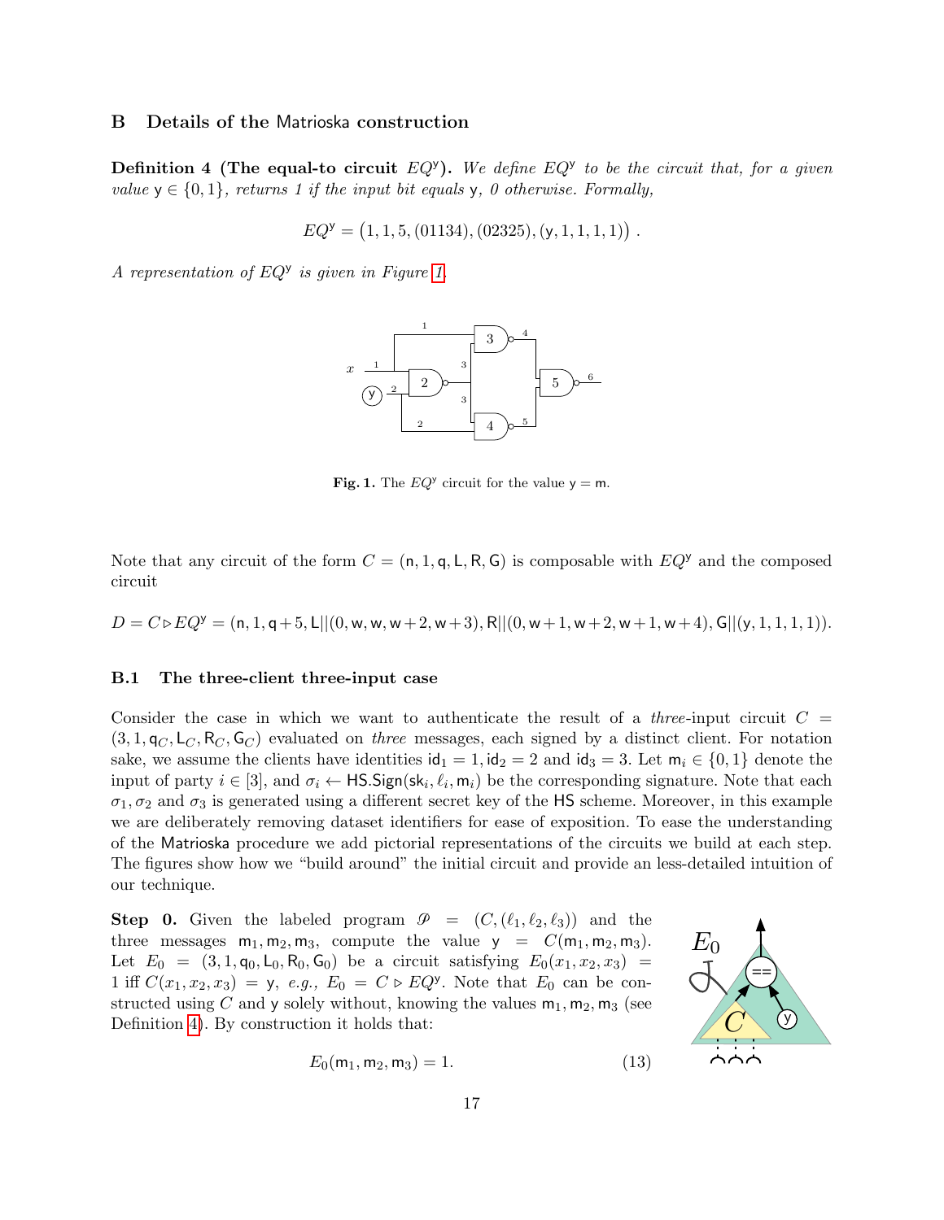## B Details of the Matrioska construction

**Definition 4 (The equal-to circuit $EQ^{\mathsf{y}}$).** *We define $EQ^{\mathsf{y}}$ to be the circuit that, for a given value $\mathsf{y} \in \{0,1\}$, returns 1 if the input bit equals $\mathsf{y}$, 0 otherwise. Formally,*

$$EQ^{\mathsf{y}} = \big(1, 1, 5, (01134), (02325), (\mathsf{y}, 1, 1, 1, 1)\big) .$$

*A representation of $EQ^{\mathsf{y}}$ is given in Figure 1.*

**Fig. 1.** The $EQ^{\mathsf{y}}$ circuit for the value $\mathsf{y} = \mathsf{m}$.

Note that any circuit of the form $C = (\mathsf{n}, 1, \mathsf{q}, \mathsf{L}, \mathsf{R}, \mathsf{G})$ is composable with $EQ^{\mathsf{y}}$ and the composed circuit

$$D = C \triangleright EQ^{\mathsf{y}} = (\mathsf{n}, 1, \mathsf{q}+5, \mathsf{L}||(0, \mathsf{w}, \mathsf{w}, \mathsf{w}+2, \mathsf{w}+3), \mathsf{R}||(0, \mathsf{w}+1, \mathsf{w}+2, \mathsf{w}+1, \mathsf{w}+4), \mathsf{G}||(\mathsf{y}, 1, 1, 1, 1)).$$

### B.1 The three-client three-input case

Consider the case in which we want to authenticate the result of a *three*-input circuit $C = (3, 1, \mathsf{q}_C, \mathsf{L}_C, \mathsf{R}_C, \mathsf{G}_C)$ evaluated on *three* messages, each signed by a distinct client. For notation sake, we assume the clients have identities $\mathsf{id}_1 = 1, \mathsf{id}_2 = 2$ and $\mathsf{id}_3 = 3$. Let $\mathsf{m}_i \in \{0,1\}$ denote the input of party $i \in [3]$, and $\sigma_i \leftarrow \mathsf{HS.Sign}(\mathsf{sk}_i, \ell_i, \mathsf{m}_i)$ be the corresponding signature. Note that each $\sigma_1, \sigma_2$ and $\sigma_3$ is generated using a different secret key of the $\mathsf{HS}$ scheme. Moreover, in this example we are deliberately removing dataset identifiers for ease of exposition. To ease the understanding of the $\mathsf{Matrioska}$ procedure we add pictorial representations of the circuits we build at each step. The figures show how we "build around" the initial circuit and provide an less-detailed intuition of our technique.

**Step 0.** Given the labeled program $\mathscr{P} = (C, (\ell_1, \ell_2, \ell_3))$ and the three messages $\mathsf{m}_1, \mathsf{m}_2, \mathsf{m}_3$, compute the value $\mathsf{y} = C(\mathsf{m}_1, \mathsf{m}_2, \mathsf{m}_3)$. Let $E_0 = (3, 1, \mathsf{q}_0, \mathsf{L}_0, \mathsf{R}_0, \mathsf{G}_0)$ be a circuit satisfying $E_0(x_1, x_2, x_3) = 1$ iff $C(x_1, x_2, x_3) = \mathsf{y}$, *e.g.*, $E_0 = C \triangleright EQ^{\mathsf{y}}$. Note that $E_0$ can be constructed using $C$ and $\mathsf{y}$ solely without, knowing the values $\mathsf{m}_1, \mathsf{m}_2, \mathsf{m}_3$ (see Definition 4). By construction it holds that:

$$E_0(\mathsf{m}_1, \mathsf{m}_2, \mathsf{m}_3) = 1. \tag{13}$$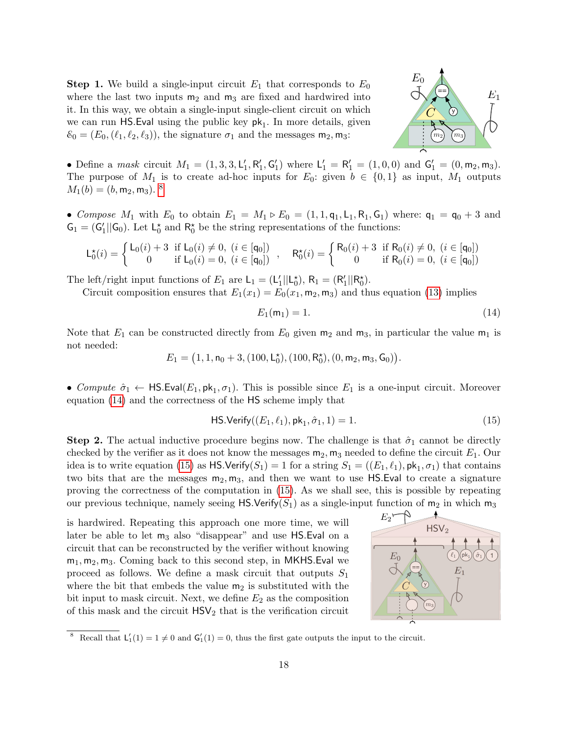**Step 1.** We build a single-input circuit $E_1$ that corresponds to $E_0$ where the last two inputs $\mathsf{m}_2$ and $\mathsf{m}_3$ are fixed and hardwired into it. In this way, we obtain a single-input single-client circuit on which we can run $\mathsf{HS.Eval}$ using the public key $\mathsf{pk}_1$. In more details, given $\mathcal{E}_0 = (E_0, (\ell_1, \ell_2, \ell_3))$, the signature $\sigma_1$ and the messages $\mathsf{m}_2, \mathsf{m}_3$:

• Define a *mask* circuit $M_1 = (1, 3, 3, \mathsf{L}'_1, \mathsf{R}'_1, \mathsf{G}'_1)$ where $\mathsf{L}'_1 = \mathsf{R}'_1 = (1, 0, 0)$ and $\mathsf{G}'_1 = (0, \mathsf{m}_2, \mathsf{m}_3)$. The purpose of $M_1$ is to create ad-hoc inputs for $E_0$: given $b \in \{0, 1\}$ as input, $M_1$ outputs $M_1(b) = (b, \mathsf{m}_2, \mathsf{m}_3)$. [8]

• *Compose* $M_1$ with $E_0$ to obtain $E_1 = M_1 \triangleright E_0 = (1, 1, \mathsf{q}_1, \mathsf{L}_1, \mathsf{R}_1, \mathsf{G}_1)$ where: $\mathsf{q}_1 = \mathsf{q}_0 + 3$ and $\mathsf{G}_1 = (\mathsf{G}'_1 || \mathsf{G}_0)$. Let $\mathsf{L}^\star_0$ and $\mathsf{R}^\star_0$ be the string representations of the functions:

$$\mathsf{L}^\star_0(i) = \begin{cases} \mathsf{L}_0(i) + 3 & \text{if } \mathsf{L}_0(i) \neq 0, \ (i \in [\mathsf{q}_0]) \\ 0 & \text{if } \mathsf{L}_0(i) = 0, \ (i \in [\mathsf{q}_0]) \end{cases}, \quad \mathsf{R}^\star_0(i) = \begin{cases} \mathsf{R}_0(i) + 3 & \text{if } \mathsf{R}_0(i) \neq 0, \ (i \in [\mathsf{q}_0]) \\ 0 & \text{if } \mathsf{R}_0(i) = 0, \ (i \in [\mathsf{q}_0]) \end{cases}$$

The left/right input functions of $E_1$ are $\mathsf{L}_1 = (\mathsf{L}'_1 || \mathsf{L}^\star_0)$, $\mathsf{R}_1 = (\mathsf{R}'_1 || \mathsf{R}^\star_0)$.

Circuit composition ensures that $E_1(x_1) = E_0(x_1, \mathsf{m}_2, \mathsf{m}_3)$ and thus equation (13) implies

$$E_1(\mathsf{m}_1) = 1. \tag{14}$$

Note that $E_1$ can be constructed directly from $E_0$ given $\mathsf{m}_2$ and $\mathsf{m}_3$, in particular the value $\mathsf{m}_1$ is not needed:

$$E_1 = \big(1, 1, \mathsf{n}_0 + 3, (100, \mathsf{L}^\star_0), (100, \mathsf{R}^\star_0), (0, \mathsf{m}_2, \mathsf{m}_3, \mathsf{G}_0)\big).$$

• *Compute* $\hat{\sigma}_1 \leftarrow \mathsf{HS.Eval}(E_1, \mathsf{pk}_1, \sigma_1)$. This is possible since $E_1$ is a one-input circuit. Moreover equation (14) and the correctness of the $\mathsf{HS}$ scheme imply that

$$\mathsf{HS.Verify}((E_1, \ell_1), \mathsf{pk}_1, \hat{\sigma}_1, 1) = 1. \tag{15}$$

**Step 2.** The actual inductive procedure begins now. The challenge is that $\hat{\sigma}_1$ cannot be directly checked by the verifier as it does not know the messages $\mathsf{m}_2, \mathsf{m}_3$ needed to define the circuit $E_1$. Our idea is to write equation (15) as $\mathsf{HS.Verify}(S_1) = 1$ for a string $S_1 = ((E_1, \ell_1), \mathsf{pk}_1, \sigma_1)$ that contains two bits that are the messages $\mathsf{m}_2, \mathsf{m}_3$, and then we want to use $\mathsf{HS.Eval}$ to create a signature proving the correctness of the computation in (15). As we shall see, this is possible by repeating our previous technique, namely seeing $\mathsf{HS.Verify}(S_1)$ as a single-input function of $\mathsf{m}_2$ in which $\mathsf{m}_3$ is hardwired. Repeating this approach one more time, we will later be able to let $\mathsf{m}_3$ also "disappear" and use $\mathsf{HS.Eval}$ on a circuit that can be reconstructed by the verifier without knowing $\mathsf{m}_1, \mathsf{m}_2, \mathsf{m}_3$. Coming back to this second step, in $\mathsf{MKHS.Eval}$ we proceed as follows. We define a mask circuit that outputs $S_1$ where the bit that embeds the value $\mathsf{m}_2$ is substituted with the bit input to mask circuit. Next, we define $E_2$ as the composition of this mask and the circuit $\mathsf{HSV}_2$ that is the verification circuit

[8] Recall that $\mathsf{L}'_1(1) = 1 \neq 0$ and $\mathsf{G}'_1(1) = 0$, thus the first gate outputs the input to the circuit.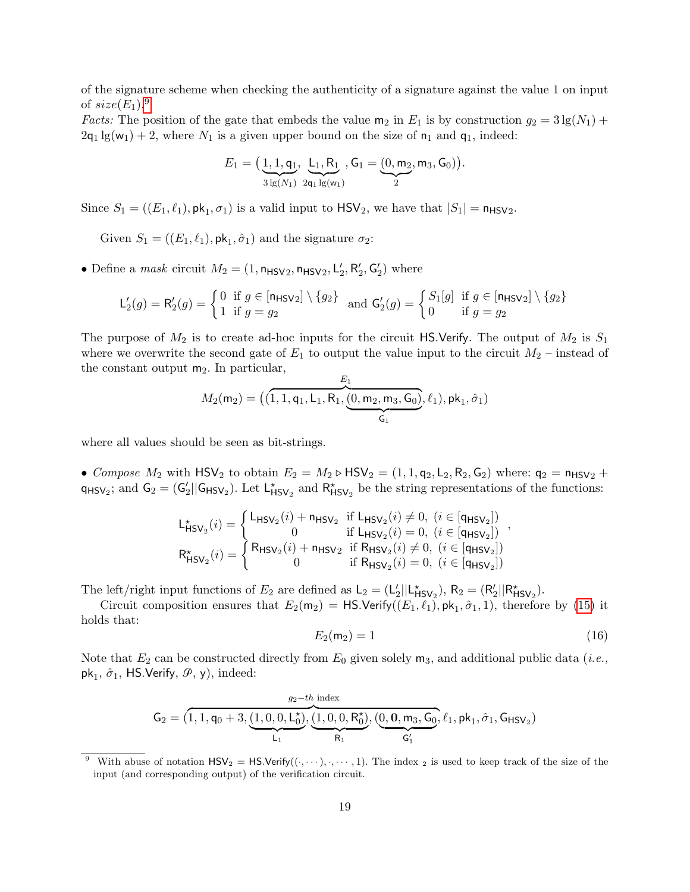of the signature scheme when checking the authenticity of a signature against the value 1 on input of $size(E_1)$.[9]

*Facts:* The position of the gate that embeds the value $\mathsf{m}_2$ in $E_1$ is by construction $g_2 = 3\lg(N_1) + 2\mathsf{q}_1 \lg(\mathsf{w}_1) + 2$, where $N_1$ is a given upper bound on the size of $\mathsf{n}_1$ and $\mathsf{q}_1$, indeed:

$$E_1 = \big(\underbrace{1, 1, \mathsf{q}_1}_{3\lg(N_1)}, \underbrace{\mathsf{L}_1, \mathsf{R}_1}_{2\mathsf{q}_1\lg(\mathsf{w}_1)}, \mathsf{G}_1 = (\underbrace{0, \mathsf{m}_2}_{2}, \mathsf{m}_3, \mathsf{G}_0)\big).$$

Since $S_1 = ((E_1, \ell_1), \mathsf{pk}_1, \sigma_1)$ is a valid input to $\mathsf{HSV}_2$, we have that $|S_1| = \mathsf{n}_{\mathsf{HSV}_2}$.

Given $S_1 = ((E_1, \ell_1), \mathsf{pk}_1, \hat{\sigma}_1)$ and the signature $\sigma_2$:

- Define a *mask* circuit $M_2 = (1, \mathsf{n}_{\mathsf{HSV}_2}, \mathsf{n}_{\mathsf{HSV}_2}, \mathsf{L}'_2, \mathsf{R}'_2, \mathsf{G}'_2)$ where

$$\mathsf{L}'_2(g) = \mathsf{R}'_2(g) = \begin{cases} 0 & \text{if } g \in [\mathsf{n}_{\mathsf{HSV}_2}] \setminus \{g_2\} \\ 1 & \text{if } g = g_2 \end{cases} \quad \text{and } \mathsf{G}'_2(g) = \begin{cases} S_1[g] & \text{if } g \in [\mathsf{n}_{\mathsf{HSV}_2}] \setminus \{g_2\} \\ 0 & \text{if } g = g_2 \end{cases}$$

The purpose of $M_2$ is to create ad-hoc inputs for the circuit $\mathsf{HS.Verify}$. The output of $M_2$ is $S_1$ where we overwrite the second gate of $E_1$ to output the value input to the circuit $M_2$ – instead of the constant output $\mathsf{m}_2$. In particular,

$$M_2(\mathsf{m}_2) = \big((\overbrace{1, 1, \mathsf{q}_1, \mathsf{L}_1, \mathsf{R}_1, \underbrace{(0, \mathsf{m}_2, \mathsf{m}_3, \mathsf{G}_0)}_{\mathsf{G}_1}}^{E_1}, \ell_1), \mathsf{pk}_1, \hat{\sigma}_1\big)$$

where all values should be seen as bit-strings.

- *Compose* $M_2$ with $\mathsf{HSV}_2$ to obtain $E_2 = M_2 \triangleright \mathsf{HSV}_2 = (1, 1, \mathsf{q}_2, \mathsf{L}_2, \mathsf{R}_2, \mathsf{G}_2)$ where: $\mathsf{q}_2 = \mathsf{n}_{\mathsf{HSV}_2} + \mathsf{q}_{\mathsf{HSV}_2}$; and $\mathsf{G}_2 = (\mathsf{G}'_2 || \mathsf{G}_{\mathsf{HSV}_2})$. Let $\mathsf{L}^\star_{\mathsf{HSV}_2}$ and $\mathsf{R}^\star_{\mathsf{HSV}_2}$ be the string representations of the functions:

$$\mathsf{L}^\star_{\mathsf{HSV}_2}(i) = \begin{cases} \mathsf{L}_{\mathsf{HSV}_2}(i) + \mathsf{n}_{\mathsf{HSV}_2} & \text{if } \mathsf{L}_{\mathsf{HSV}_2}(i) \neq 0,\ (i \in [\mathsf{q}_{\mathsf{HSV}_2}]) \\ 0 & \text{if } \mathsf{L}_{\mathsf{HSV}_2}(i) = 0,\ (i \in [\mathsf{q}_{\mathsf{HSV}_2}]) \end{cases},$$
$$\mathsf{R}^\star_{\mathsf{HSV}_2}(i) = \begin{cases} \mathsf{R}_{\mathsf{HSV}_2}(i) + \mathsf{n}_{\mathsf{HSV}_2} & \text{if } \mathsf{R}_{\mathsf{HSV}_2}(i) \neq 0,\ (i \in [\mathsf{q}_{\mathsf{HSV}_2}]) \\ 0 & \text{if } \mathsf{R}_{\mathsf{HSV}_2}(i) = 0,\ (i \in [\mathsf{q}_{\mathsf{HSV}_2}]) \end{cases}$$

The left/right input functions of $E_2$ are defined as $\mathsf{L}_2 = (\mathsf{L}'_2 || \mathsf{L}^\star_{\mathsf{HSV}_2})$, $\mathsf{R}_2 = (\mathsf{R}'_2 || \mathsf{R}^\star_{\mathsf{HSV}_2})$.

Circuit composition ensures that $E_2(\mathsf{m}_2) = \mathsf{HS.Verify}((E_1, \ell_1), \mathsf{pk}_1, \hat{\sigma}_1, 1)$, therefore by (15) it holds that:

$$E_2(\mathsf{m}_2) = 1 \tag{16}$$

Note that $E_2$ can be constructed directly from $E_0$ given solely $\mathsf{m}_3$, and additional public data (*i.e.*, $\mathsf{pk}_1$, $\hat{\sigma}_1$, $\mathsf{HS.Verify}$, $\mathscr{P}$, $\mathsf{y}$), indeed:

$$\mathsf{G}_2 = (\overbrace{1, 1, \mathsf{q}_0 + 3, \underbrace{(1, 0, 0, \mathsf{L}^\star_0)}_{\mathsf{L}_1}, \underbrace{(1, 0, 0, \mathsf{R}^\star_0)}_{\mathsf{R}_1}, \underbrace{(0, \mathbf{0}, \mathsf{m}_3, \mathsf{G}_0}_{\mathsf{G}'_1}}^{g_2-th \text{ index}}, \ell_1, \mathsf{pk}_1, \hat{\sigma}_1, \mathsf{G}_{\mathsf{HSV}_2})$$

[9] With abuse of notation $\mathsf{HSV}_2 = \mathsf{HS.Verify}((\cdot, \cdots), \cdot, \cdots, 1)$. The index $_2$ is used to keep track of the size of the input (and corresponding output) of the verification circuit.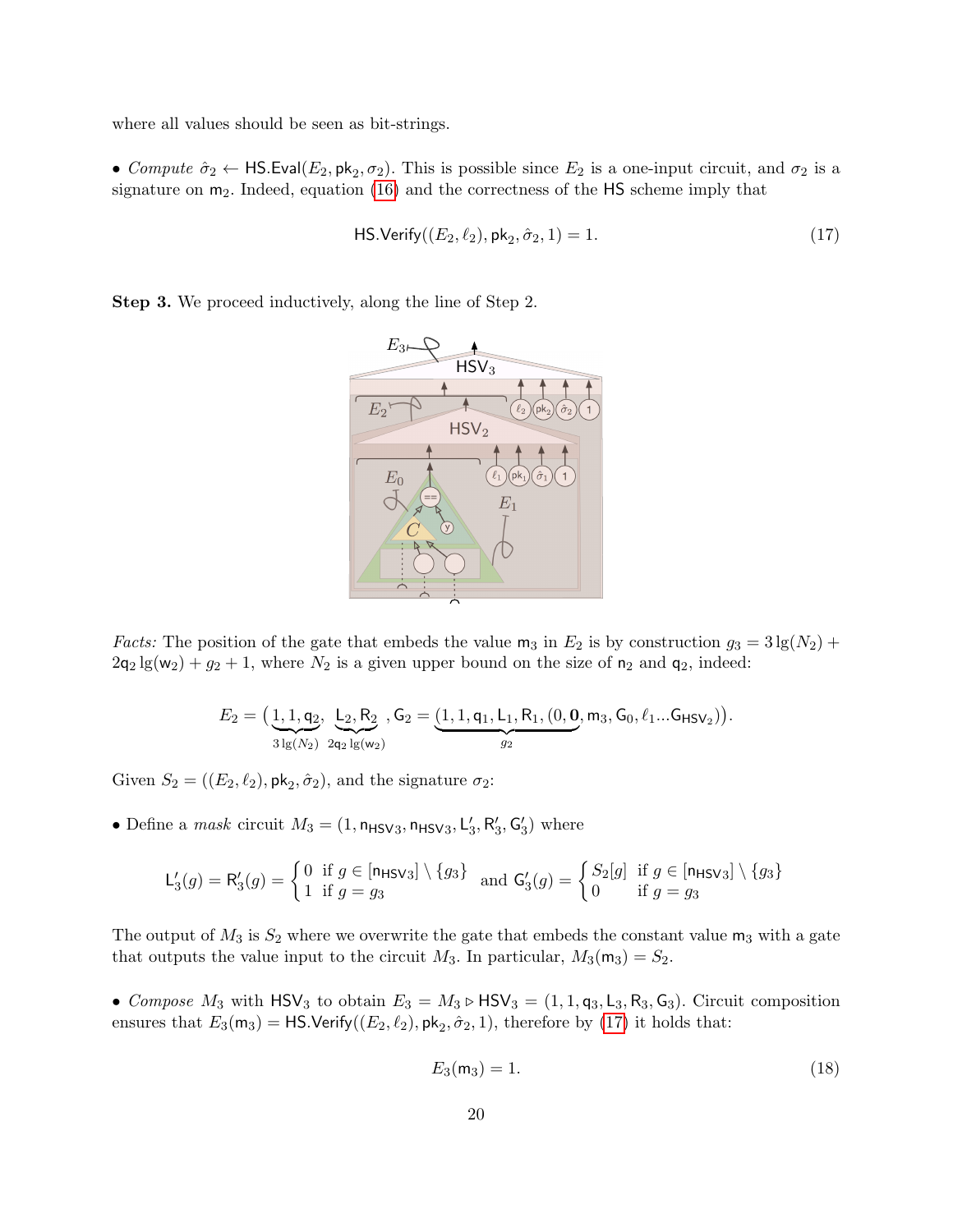where all values should be seen as bit-strings.

• *Compute* $\hat{\sigma}_2 \leftarrow \mathsf{HS.Eval}(E_2, \mathsf{pk}_2, \sigma_2)$. This is possible since $E_2$ is a one-input circuit, and $\sigma_2$ is a signature on $\mathsf{m}_2$. Indeed, equation (16) and the correctness of the HS scheme imply that

$$\mathsf{HS.Verify}((E_2, \ell_2), \mathsf{pk}_2, \hat{\sigma}_2, 1) = 1. \tag{17}$$

**Step 3.** We proceed inductively, along the line of Step 2.

*Facts:* The position of the gate that embeds the value $\mathsf{m}_3$ in $E_2$ is by construction $g_3 = 3\lg(N_2) + 2\mathsf{q}_2 \lg(\mathsf{w}_2) + g_2 + 1$, where $N_2$ is a given upper bound on the size of $\mathsf{n}_2$ and $\mathsf{q}_2$, indeed:

$$E_2 = \big(\underbrace{1, 1, \mathsf{q}_2}_{3\lg(N_2)}, \underbrace{\mathsf{L}_2, \mathsf{R}_2}_{2\mathsf{q}_2\lg(\mathsf{w}_2)}, \mathsf{G}_2 = (\underbrace{1, 1, \mathsf{q}_1, \mathsf{L}_1, \mathsf{R}_1, (0, \mathbf{0}}_{g_2}, \mathsf{m}_3, \mathsf{G}_0, \ell_1 ... \mathsf{G}_{\mathsf{HSV}_2})\big).$$

Given $S_2 = ((E_2, \ell_2), \mathsf{pk}_2, \hat{\sigma}_2)$, and the signature $\sigma_2$:

• Define a *mask* circuit $M_3 = (1, \mathsf{n}_{\mathsf{HSV}3}, \mathsf{n}_{\mathsf{HSV}3}, \mathsf{L}'_3, \mathsf{R}'_3, \mathsf{G}'_3)$ where

$$\mathsf{L}'_3(g) = \mathsf{R}'_3(g) = \begin{cases} 0 & \text{if } g \in [\mathsf{n}_{\mathsf{HSV}3}] \setminus \{g_3\} \\ 1 & \text{if } g = g_3 \end{cases} \quad \text{and } \mathsf{G}'_3(g) = \begin{cases} S_2[g] & \text{if } g \in [\mathsf{n}_{\mathsf{HSV}3}] \setminus \{g_3\} \\ 0 & \text{if } g = g_3 \end{cases}$$

The output of $M_3$ is $S_2$ where we overwrite the gate that embeds the constant value $\mathsf{m}_3$ with a gate that outputs the value input to the circuit $M_3$. In particular, $M_3(\mathsf{m}_3) = S_2$.

• *Compose* $M_3$ with $\mathsf{HSV}_3$ to obtain $E_3 = M_3 \triangleright \mathsf{HSV}_3 = (1, 1, \mathsf{q}_3, \mathsf{L}_3, \mathsf{R}_3, \mathsf{G}_3)$. Circuit composition ensures that $E_3(\mathsf{m}_3) = \mathsf{HS.Verify}((E_2, \ell_2), \mathsf{pk}_2, \hat{\sigma}_2, 1)$, therefore by (17) it holds that:

$$E_3(\mathsf{m}_3) = 1. \tag{18}$$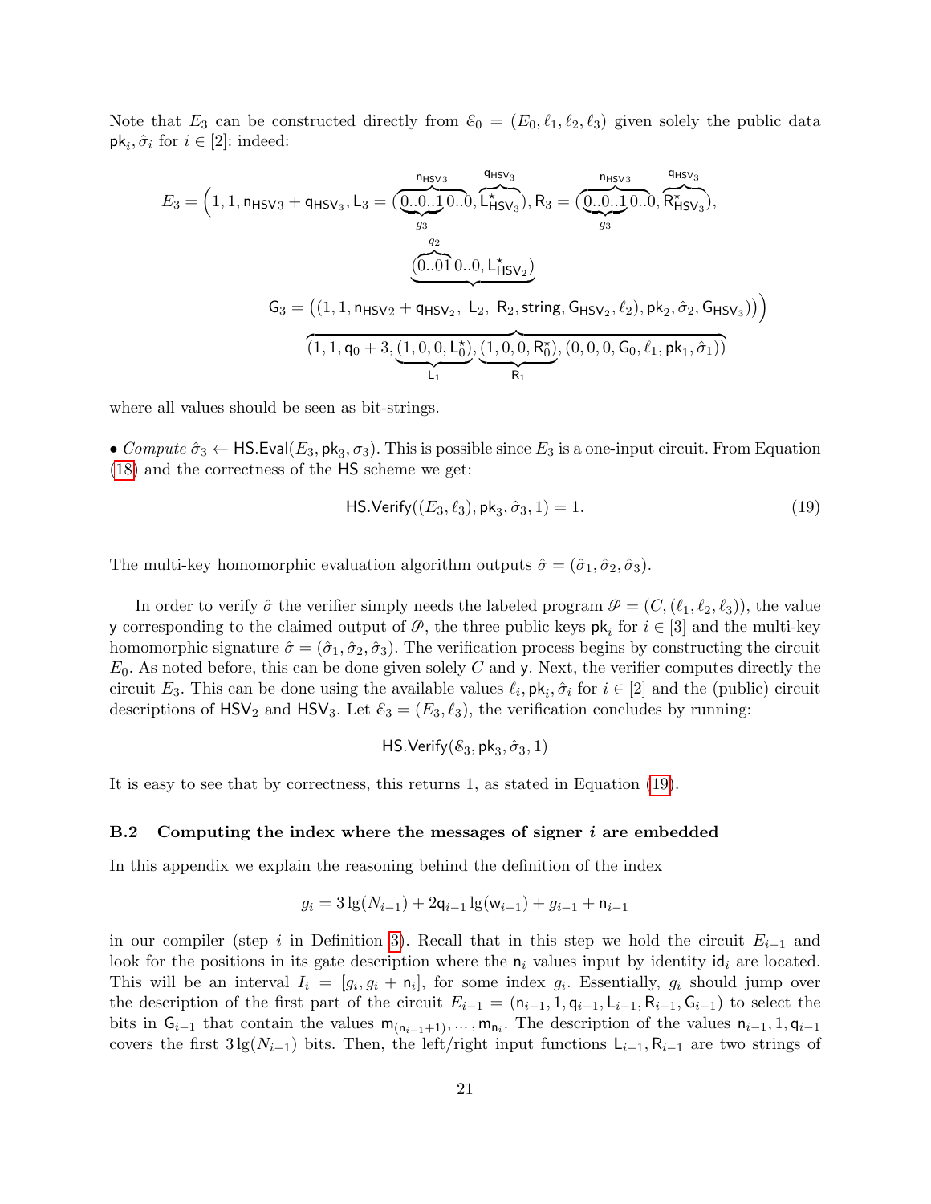Note that $E_3$ can be constructed directly from $\mathcal{E}_0 = (E_0, \ell_1, \ell_2, \ell_3)$ given solely the public data $\mathsf{pk}_i, \hat{\sigma}_i$ for $i \in [2]$: indeed:

$$E_3 = \Big(1, 1, \mathsf{n}_{\mathsf{HSV}3} + \mathsf{q}_{\mathsf{HSV}_3}, \mathsf{L}_3 = (\overbrace{\underbrace{0..0..1}_{g_3}0..0}^{\mathsf{n}_{\mathsf{HSV}3}}, \overbrace{\mathsf{L}^\star_{\mathsf{HSV}_3}}^{\mathsf{q}_{\mathsf{HSV}_3}}), \mathsf{R}_3 = (\overbrace{\underbrace{0..0..1}_{g_3}0..0}^{\mathsf{n}_{\mathsf{HSV}3}}, \overbrace{\mathsf{R}^\star_{\mathsf{HSV}_3}}^{\mathsf{q}_{\mathsf{HSV}_3}}),$$

$$\mathsf{G}_3 = \Big((\underbrace{1, 1, \mathsf{n}_{\mathsf{HSV}_2} + \mathsf{q}_{\mathsf{HSV}_2},\ \mathsf{L}_2}_{(\overbrace{0..01}^{g_2}0..0,\ \mathsf{L}^\star_{\mathsf{HSV}_2})},\ \mathsf{R}_2, \mathsf{string}, \mathsf{G}_{\mathsf{HSV}_2}, \ell_2), \mathsf{pk}_2, \hat{\sigma}_2, \mathsf{G}_{\mathsf{HSV}_3})\Big)\Big)$$

$$\overbrace{(1, 1, \mathsf{q}_0 + 3, \underbrace{(1, 0, 0, \mathsf{L}^\star_0)}_{\mathsf{L}_1}, \underbrace{(1, 0, 0, \mathsf{R}^\star_0)}_{\mathsf{R}_1}, (0, 0, 0, \mathsf{G}_0, \ell_1, \mathsf{pk}_1, \hat{\sigma}_1))}$$

where all values should be seen as bit-strings.

• *Compute* $\hat{\sigma}_3 \leftarrow \mathsf{HS.Eval}(E_3, \mathsf{pk}_3, \sigma_3)$. This is possible since $E_3$ is a one-input circuit. From Equation (18) and the correctness of the $\mathsf{HS}$ scheme we get:

$$\mathsf{HS.Verify}((E_3, \ell_3), \mathsf{pk}_3, \hat{\sigma}_3, 1) = 1. \tag{19}$$

The multi-key homomorphic evaluation algorithm outputs $\hat{\sigma} = (\hat{\sigma}_1, \hat{\sigma}_2, \hat{\sigma}_3)$.

In order to verify $\hat{\sigma}$ the verifier simply needs the labeled program $\mathscr{P} = (C, (\ell_1, \ell_2, \ell_3))$, the value $\mathsf{y}$ corresponding to the claimed output of $\mathscr{P}$, the three public keys $\mathsf{pk}_i$ for $i \in [3]$ and the multi-key homomorphic signature $\hat{\sigma} = (\hat{\sigma}_1, \hat{\sigma}_2, \hat{\sigma}_3)$. The verification process begins by constructing the circuit $E_0$. As noted before, this can be done given solely $C$ and $\mathsf{y}$. Next, the verifier computes directly the circuit $E_3$. This can be done using the available values $\ell_i, \mathsf{pk}_i, \hat{\sigma}_i$ for $i \in [2]$ and the (public) circuit descriptions of $\mathsf{HSV}_2$ and $\mathsf{HSV}_3$. Let $\mathcal{E}_3 = (E_3, \ell_3)$, the verification concludes by running:

$$\mathsf{HS.Verify}(\mathcal{E}_3, \mathsf{pk}_3, \hat{\sigma}_3, 1)$$

It is easy to see that by correctness, this returns 1, as stated in Equation (19).

### B.2 Computing the index where the messages of signer $i$ are embedded

In this appendix we explain the reasoning behind the definition of the index

$$g_i = 3\lg(N_{i-1}) + 2\mathsf{q}_{i-1}\lg(\mathsf{w}_{i-1}) + g_{i-1} + \mathsf{n}_{i-1}$$

in our compiler (step $i$ in Definition 3). Recall that in this step we hold the circuit $E_{i-1}$ and look for the positions in its gate description where the $\mathsf{n}_i$ values input by identity $\mathsf{id}_i$ are located. This will be an interval $I_i = [g_i, g_i + \mathsf{n}_i]$, for some index $g_i$. Essentially, $g_i$ should jump over the description of the first part of the circuit $E_{i-1} = (\mathsf{n}_{i-1}, 1, \mathsf{q}_{i-1}, \mathsf{L}_{i-1}, \mathsf{R}_{i-1}, \mathsf{G}_{i-1})$ to select the bits in $\mathsf{G}_{i-1}$ that contain the values $\mathsf{m}_{(\mathsf{n}_{i-1}+1)}, \dots, \mathsf{m}_{\mathsf{n}_i}$. The description of the values $\mathsf{n}_{i-1}, 1, \mathsf{q}_{i-1}$ covers the first $3\lg(N_{i-1})$ bits. Then, the left/right input functions $\mathsf{L}_{i-1}, \mathsf{R}_{i-1}$ are two strings of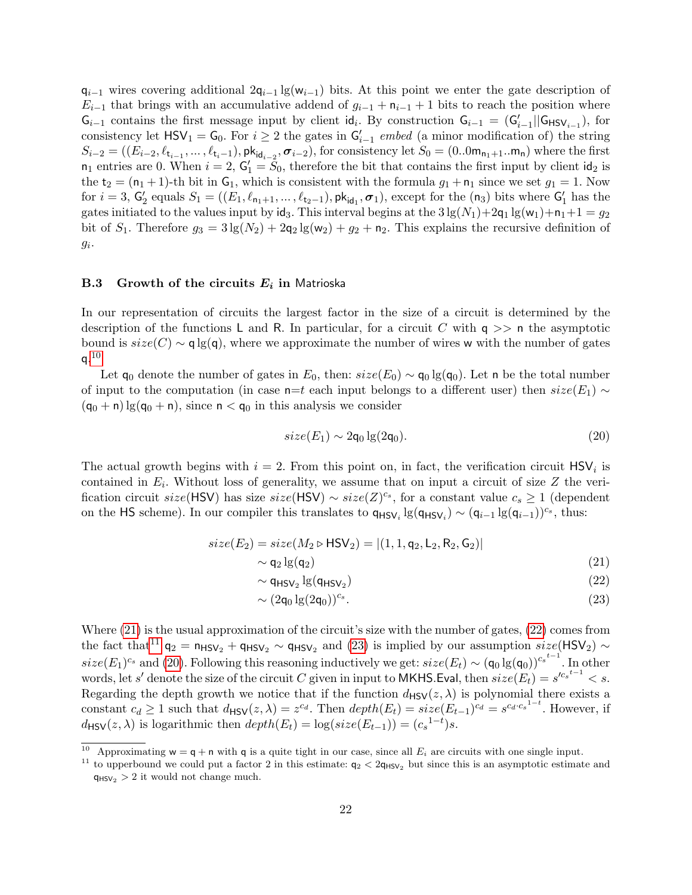$\mathsf{q}_{i-1}$ wires covering additional $2\mathsf{q}_{i-1}\lg(\mathsf{w}_{i-1})$ bits. At this point we enter the gate description of $E_{i-1}$ that brings with an accumulative addend of $g_{i-1}+\mathsf{n}_{i-1}+1$ bits to reach the position where $\mathsf{G}_{i-1}$ contains the first message input by client $\mathsf{id}_i$. By construction $\mathsf{G}_{i-1} = (\mathsf{G}'_{i-1}||\mathsf{G}_{\mathsf{HSV}_{i-1}})$, for consistency let $\mathsf{HSV}_1 = \mathsf{G}_0$. For $i \geq 2$ the gates in $\mathsf{G}'_{i-1}$ *embed* (a minor modification of) the string $S_{i-2} = ((E_{i-2}, \ell_{\mathsf{t}_{i-1}}, \ldots, \ell_{\mathsf{t}_i - 1}), \mathsf{pk}_{\mathsf{id}_{i-2}}, \boldsymbol{\sigma}_{i-2})$, for consistency let $S_0 = (0..0\mathsf{m}_{\mathsf{n}_1+1}..\mathsf{m}_\mathsf{n})$ where the first $\mathsf{n}_1$ entries are 0. When $i=2$, $\mathsf{G}'_1 = S_0$, therefore the bit that contains the first input by client $\mathsf{id}_2$ is the $\mathsf{t}_2 = (\mathsf{n}_1+1)$-th bit in $\mathsf{G}_1$, which is consistent with the formula $g_1 + \mathsf{n}_1$ since we set $g_1 = 1$. Now for $i=3$, $\mathsf{G}'_2$ equals $S_1 = ((E_1, \ell_{\mathsf{n}_1+1}, \ldots, \ell_{\mathsf{t}_2-1}), \mathsf{pk}_{\mathsf{id}_1}, \boldsymbol{\sigma}_1)$, except for the $(\mathsf{n}_3)$ bits where $\mathsf{G}'_1$ has the gates initiated to the values input by $\mathsf{id}_3$. This interval begins at the $3\lg(N_1)+2\mathsf{q}_1\lg(\mathsf{w}_1)+\mathsf{n}_1+1 = g_2$ bit of $S_1$. Therefore $g_3 = 3\lg(N_2)+2\mathsf{q}_2\lg(\mathsf{w}_2)+g_2+\mathsf{n}_2$. This explains the recursive definition of $g_i$.

### B.3 Growth of the circuits $E_i$ in Matrioska

In our representation of circuits the largest factor in the size of a circuit is determined by the description of the functions $\mathsf{L}$ and $\mathsf{R}$. In particular, for a circuit $C$ with $\mathsf{q} >> \mathsf{n}$ the asymptotic bound is $size(C) \sim \mathsf{q}\lg(\mathsf{q})$, where we approximate the number of wires $\mathsf{w}$ with the number of gates $\mathsf{q}$.[10]

Let $\mathsf{q}_0$ denote the number of gates in $E_0$, then: $size(E_0) \sim \mathsf{q}_0\lg(\mathsf{q}_0)$. Let $\mathsf{n}$ be the total number of input to the computation (in case $\mathsf{n}$=$t$ each input belongs to a different user) then $size(E_1) \sim (\mathsf{q}_0+\mathsf{n})\lg(\mathsf{q}_0+\mathsf{n})$, since $\mathsf{n} < \mathsf{q}_0$ in this analysis we consider

$$size(E_1) \sim 2\mathsf{q}_0\lg(2\mathsf{q}_0). \tag{20}$$

The actual growth begins with $i=2$. From this point on, in fact, the verification circuit $\mathsf{HSV}_i$ is contained in $E_i$. Without loss of generality, we assume that on input a circuit of size $Z$ the verification circuit $size(\mathsf{HSV})$ has size $size(\mathsf{HSV}) \sim size(Z)^{c_s}$, for a constant value $c_s \geq 1$ (dependent on the $\mathsf{HS}$ scheme). In our compiler this translates to $\mathsf{q}_{\mathsf{HSV}_i}\lg(\mathsf{q}_{\mathsf{HSV}_i}) \sim (\mathsf{q}_{i-1}\lg(\mathsf{q}_{i-1}))^{c_s}$, thus:

$$
\begin{aligned}
size(E_2) = size(M_2 \triangleright \mathsf{HSV}_2) &= |(1, 1, \mathsf{q}_2, \mathsf{L}_2, \mathsf{R}_2, \mathsf{G}_2)| \\
&\sim \mathsf{q}_2\lg(\mathsf{q}_2) && (21)\\
&\sim \mathsf{q}_{\mathsf{HSV}_2}\lg(\mathsf{q}_{\mathsf{HSV}_2}) && (22)\\
&\sim (2\mathsf{q}_0\lg(2\mathsf{q}_0))^{c_s}. && (23)
\end{aligned}
$$

Where (21) is the usual approximation of the circuit's size with the number of gates, (22) comes from the fact that[11] $\mathsf{q}_2 = \mathsf{n}_{\mathsf{HSV}_2} + \mathsf{q}_{\mathsf{HSV}_2} \sim \mathsf{q}_{\mathsf{HSV}_2}$ and (23) is implied by our assumption $size(\mathsf{HSV}_2) \sim size(E_1)^{c_s}$ and (20). Following this reasoning inductively we get: $size(E_t) \sim (\mathsf{q}_0\lg(\mathsf{q}_0))^{{c_s}^{t-1}}$. In other words, let $s'$ denote the size of the circuit $C$ given in input to $\mathsf{MKHS.Eval}$, then $size(E_t) = s'^{{c_s}^{t-1}} < s$. Regarding the depth growth we notice that if the function $d_{\mathsf{HSV}}(z,\lambda)$ is polynomial there exists a constant $c_d \geq 1$ such that $d_{\mathsf{HSV}}(z,\lambda) = z^{c_d}$. Then $depth(E_t) = size(E_{t-1})^{c_d} = s^{c_d \cdot {c_s}^{1-t}}$. However, if $d_{\mathsf{HSV}}(z,\lambda)$ is logarithmic then $depth(E_t) = \log(size(E_{t-1})) = ({c_s}^{1-t})s$.

---

[10] Approximating $\mathsf{w} = \mathsf{q}+\mathsf{n}$ with $\mathsf{q}$ is a quite tight in our case, since all $E_i$ are circuits with one single input.

[11] to upperbound we could put a factor 2 in this estimate: $\mathsf{q}_2 < 2\mathsf{q}_{\mathsf{HSV}_2}$ but since this is an asymptotic estimate and $\mathsf{q}_{\mathsf{HSV}_2} > 2$ it would not change much.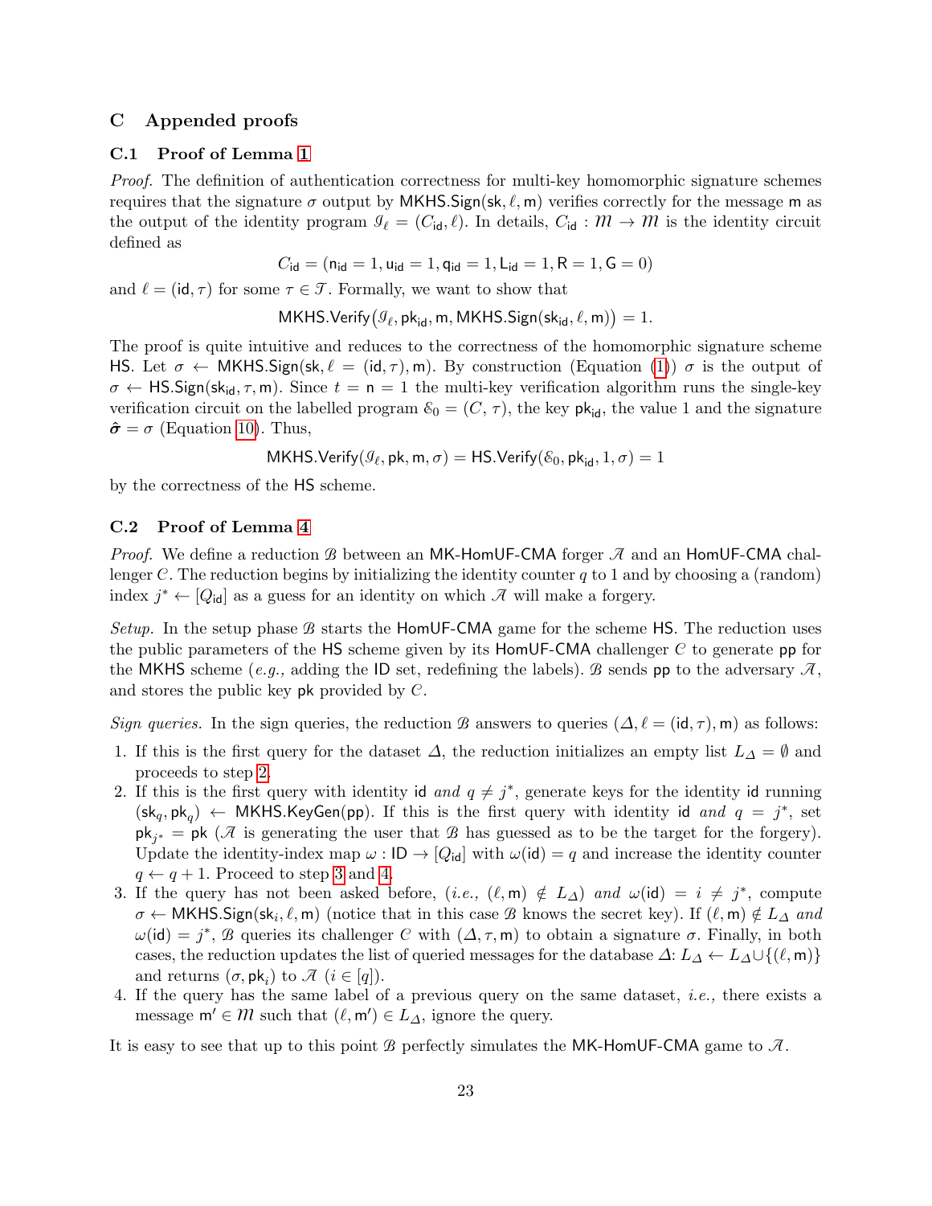## C Appended proofs

### C.1 Proof of Lemma 1

*Proof.* The definition of authentication correctness for multi-key homomorphic signature schemes requires that the signature $\sigma$ output by $\mathsf{MKHS.Sign}(\mathsf{sk}, \ell, \mathsf{m})$ verifies correctly for the message $\mathsf{m}$ as the output of the identity program $\mathcal{I}_\ell = (C_{\mathsf{id}}, \ell)$. In details, $C_{\mathsf{id}} : \mathcal{M} \to \mathcal{M}$ is the identity circuit defined as

$$C_{\mathsf{id}} = (\mathsf{n}_{\mathsf{id}} = 1, \mathsf{u}_{\mathsf{id}} = 1, \mathsf{q}_{\mathsf{id}} = 1, \mathsf{L}_{\mathsf{id}} = 1, \mathsf{R} = 1, \mathsf{G} = 0)$$

and $\ell = (\mathsf{id}, \tau)$ for some $\tau \in \mathcal{T}$. Formally, we want to show that

$$\mathsf{MKHS.Verify}\big(\mathcal{I}_\ell, \mathsf{pk}_{\mathsf{id}}, \mathsf{m}, \mathsf{MKHS.Sign}(\mathsf{sk}_{\mathsf{id}}, \ell, \mathsf{m})\big) = 1.$$

The proof is quite intuitive and reduces to the correctness of the homomorphic signature scheme HS. Let $\sigma \leftarrow \mathsf{MKHS.Sign}(\mathsf{sk}, \ell = (\mathsf{id}, \tau), \mathsf{m})$. By construction (Equation (1)) $\sigma$ is the output of $\sigma \leftarrow \mathsf{HS.Sign}(\mathsf{sk}_{\mathsf{id}}, \tau, \mathsf{m})$. Since $t = \mathsf{n} = 1$ the multi-key verification algorithm runs the single-key verification circuit on the labelled program $\mathcal{E}_0 = (C, \tau)$, the key $\mathsf{pk}_{\mathsf{id}}$, the value 1 and the signature $\hat{\boldsymbol{\sigma}} = \sigma$ (Equation 10). Thus,

$$\mathsf{MKHS.Verify}(\mathcal{I}_\ell, \mathsf{pk}, \mathsf{m}, \sigma) = \mathsf{HS.Verify}(\mathcal{E}_0, \mathsf{pk}_{\mathsf{id}}, 1, \sigma) = 1$$

by the correctness of the HS scheme.

### C.2 Proof of Lemma 4

*Proof.* We define a reduction $\mathcal{B}$ between an MK-HomUF-CMA forger $\mathcal{A}$ and an HomUF-CMA challenger $\mathcal{C}$. The reduction begins by initializing the identity counter $q$ to 1 and by choosing a (random) index $j^* \leftarrow [Q_{\mathsf{id}}]$ as a guess for an identity on which $\mathcal{A}$ will make a forgery.

*Setup.* In the setup phase $\mathcal{B}$ starts the HomUF-CMA game for the scheme HS. The reduction uses the public parameters of the HS scheme given by its HomUF-CMA challenger $\mathcal{C}$ to generate pp for the MKHS scheme (*e.g.,* adding the ID set, redefining the labels). $\mathcal{B}$ sends pp to the adversary $\mathcal{A}$, and stores the public key pk provided by $\mathcal{C}$.

*Sign queries.* In the sign queries, the reduction $\mathcal{B}$ answers to queries $(\Delta, \ell = (\mathsf{id}, \tau), \mathsf{m})$ as follows:

1. If this is the first query for the dataset $\Delta$, the reduction initializes an empty list $L_\Delta = \emptyset$ and proceeds to step 2.
2. If this is the first query with identity id *and* $q \neq j^*$, generate keys for the identity id running $(\mathsf{sk}_q, \mathsf{pk}_q) \leftarrow \mathsf{MKHS.KeyGen}(\mathsf{pp})$. If this is the first query with identity id *and* $q = j^*$, set $\mathsf{pk}_{j^*} = \mathsf{pk}$ ($\mathcal{A}$ is generating the user that $\mathcal{B}$ has guessed as to be the target for the forgery). Update the identity-index map $\omega : \mathsf{ID} \to [Q_{\mathsf{id}}]$ with $\omega(\mathsf{id}) = q$ and increase the identity counter $q \leftarrow q + 1$. Proceed to step 3 and 4.
3. If the query has not been asked before, (*i.e.,* $(\ell, \mathsf{m}) \notin L_\Delta$) *and* $\omega(\mathsf{id}) = i \neq j^*$, compute $\sigma \leftarrow \mathsf{MKHS.Sign}(\mathsf{sk}_i, \ell, \mathsf{m})$ (notice that in this case $\mathcal{B}$ knows the secret key). If $(\ell, \mathsf{m}) \notin L_\Delta$ *and* $\omega(\mathsf{id}) = j^*$, $\mathcal{B}$ queries its challenger $\mathcal{C}$ with $(\Delta, \tau, \mathsf{m})$ to obtain a signature $\sigma$. Finally, in both cases, the reduction updates the list of queried messages for the database $\Delta$: $L_\Delta \leftarrow L_\Delta \cup \{(\ell, \mathsf{m})\}$ and returns $(\sigma, \mathsf{pk}_i)$ to $\mathcal{A}$ ($i \in [q]$).
4. If the query has the same label of a previous query on the same dataset, *i.e.,* there exists a message $\mathsf{m}' \in \mathcal{M}$ such that $(\ell, \mathsf{m}') \in L_\Delta$, ignore the query.

It is easy to see that up to this point $\mathcal{B}$ perfectly simulates the MK-HomUF-CMA game to $\mathcal{A}$.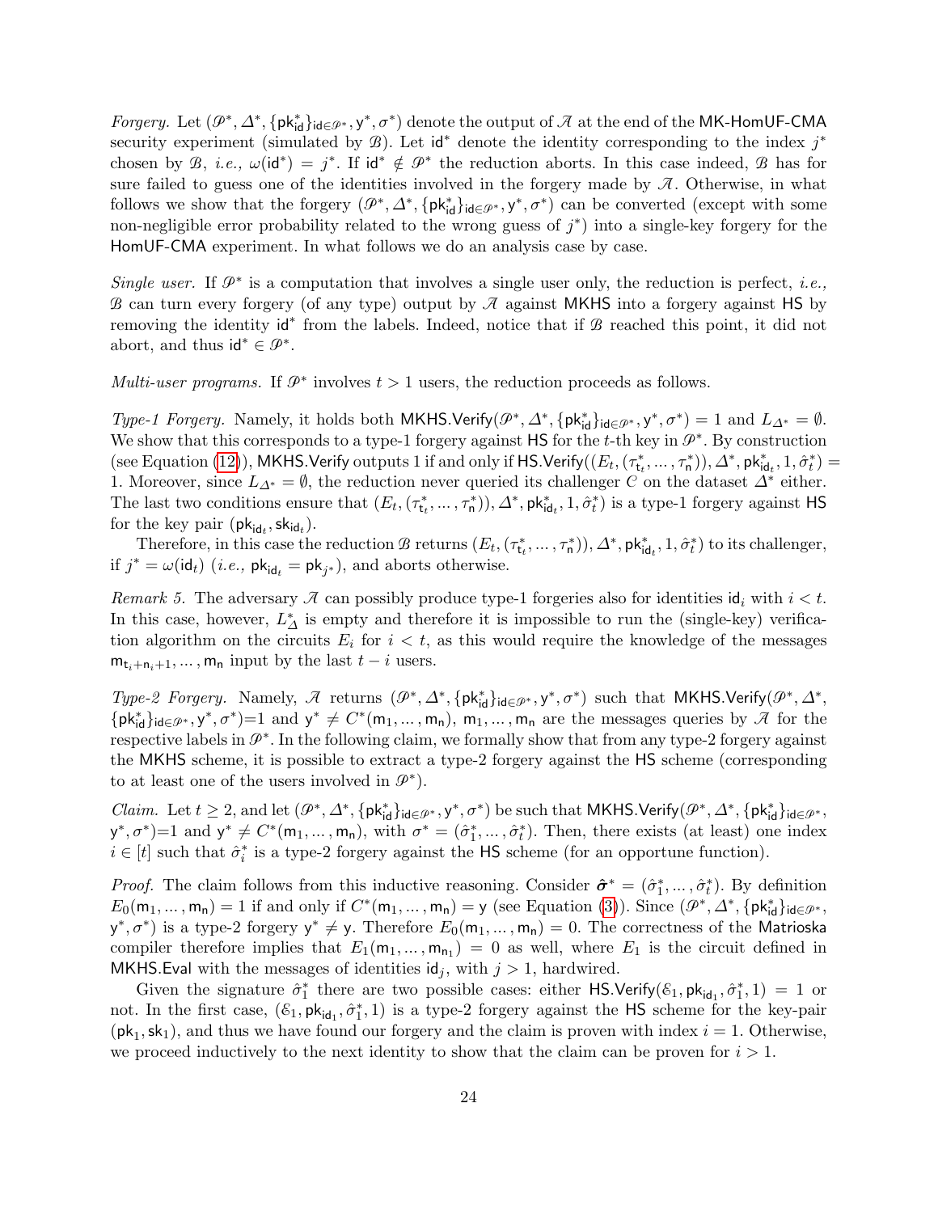*Forgery.* Let $(\mathcal{P}^*, \Delta^*, \{\mathsf{pk}^*_{\mathsf{id}}\}_{\mathsf{id}\in\mathcal{P}^*}, \mathsf{y}^*, \sigma^*)$ denote the output of $\mathcal{A}$ at the end of the MK-HomUF-CMA security experiment (simulated by $\mathcal{B}$). Let $\mathsf{id}^*$ denote the identity corresponding to the index $j^*$ chosen by $\mathcal{B}$, *i.e.,* $\omega(\mathsf{id}^*) = j^*$. If $\mathsf{id}^* \notin \mathcal{P}^*$ the reduction aborts. In this case indeed, $\mathcal{B}$ has for sure failed to guess one of the identities involved in the forgery made by $\mathcal{A}$. Otherwise, in what follows we show that the forgery $(\mathcal{P}^*, \Delta^*, \{\mathsf{pk}^*_{\mathsf{id}}\}_{\mathsf{id}\in\mathcal{P}^*}, \mathsf{y}^*, \sigma^*)$ can be converted (except with some non-negligible error probability related to the wrong guess of $j^*$) into a single-key forgery for the HomUF-CMA experiment. In what follows we do an analysis case by case.

*Single user.* If $\mathcal{P}^*$ is a computation that involves a single user only, the reduction is perfect, *i.e.,* $\mathcal{B}$ can turn every forgery (of any type) output by $\mathcal{A}$ against MKHS into a forgery against HS by removing the identity $\mathsf{id}^*$ from the labels. Indeed, notice that if $\mathcal{B}$ reached this point, it did not abort, and thus $\mathsf{id}^* \in \mathcal{P}^*$.

*Multi-user programs.* If $\mathcal{P}^*$ involves $t > 1$ users, the reduction proceeds as follows.

*Type-1 Forgery.* Namely, it holds both $\mathsf{MKHS.Verify}(\mathcal{P}^*, \Delta^*, \{\mathsf{pk}^*_{\mathsf{id}}\}_{\mathsf{id}\in\mathcal{P}^*}, \mathsf{y}^*, \sigma^*) = 1$ and $L_{\Delta^*} = \emptyset$. We show that this corresponds to a type-1 forgery against HS for the $t$-th key in $\mathcal{P}^*$. By construction (see Equation (12)), MKHS.Verify outputs 1 if and only if $\mathsf{HS.Verify}((E_t, (\tau^*_{\mathsf{t}_t}, \dots, \tau^*_{\mathsf{n}})), \Delta^*, \mathsf{pk}^*_{\mathsf{id}_t}, 1, \hat{\sigma}^*_t) = 1$. Moreover, since $L_{\Delta^*} = \emptyset$, the reduction never queried its challenger $C$ on the dataset $\Delta^*$ either. The last two conditions ensure that $(E_t, (\tau^*_{\mathsf{t}_t}, \dots, \tau^*_{\mathsf{n}})), \Delta^*, \mathsf{pk}^*_{\mathsf{id}_t}, 1, \hat{\sigma}^*_t)$ is a type-1 forgery against HS for the key pair $(\mathsf{pk}_{\mathsf{id}_t}, \mathsf{sk}_{\mathsf{id}_t})$.

Therefore, in this case the reduction $\mathcal{B}$ returns $(E_t, (\tau^*_{\mathsf{t}_t}, \dots, \tau^*_{\mathsf{n}})), \Delta^*, \mathsf{pk}^*_{\mathsf{id}_t}, 1, \hat{\sigma}^*_t)$ to its challenger, if $j^* = \omega(\mathsf{id}_t)$ (*i.e.,* $\mathsf{pk}_{\mathsf{id}_t} = \mathsf{pk}_{j^*}$), and aborts otherwise.

*Remark 5.* The adversary $\mathcal{A}$ can possibly produce type-1 forgeries also for identities $\mathsf{id}_i$ with $i < t$. In this case, however, $L^*_{\Delta}$ is empty and therefore it is impossible to run the (single-key) verification algorithm on the circuits $E_i$ for $i < t$, as this would require the knowledge of the messages $\mathsf{m}_{\mathsf{t}_i+\mathsf{n}_i+1}, \dots, \mathsf{m}_{\mathsf{n}}$ input by the last $t - i$ users.

*Type-2 Forgery.* Namely, $\mathcal{A}$ returns $(\mathcal{P}^*, \Delta^*, \{\mathsf{pk}^*_{\mathsf{id}}\}_{\mathsf{id}\in\mathcal{P}^*}, \mathsf{y}^*, \sigma^*)$ such that $\mathsf{MKHS.Verify}(\mathcal{P}^*, \Delta^*, \{\mathsf{pk}^*_{\mathsf{id}}\}_{\mathsf{id}\in\mathcal{P}^*}, \mathsf{y}^*, \sigma^*)=1$ and $\mathsf{y}^* \neq C^*(\mathsf{m}_1, \dots, \mathsf{m}_{\mathsf{n}})$, $\mathsf{m}_1, \dots, \mathsf{m}_{\mathsf{n}}$ are the messages queries by $\mathcal{A}$ for the respective labels in $\mathcal{P}^*$. In the following claim, we formally show that from any type-2 forgery against the MKHS scheme, it is possible to extract a type-2 forgery against the HS scheme (corresponding to at least one of the users involved in $\mathcal{P}^*$).

*Claim.* Let $t \geq 2$, and let $(\mathcal{P}^*, \Delta^*, \{\mathsf{pk}^*_{\mathsf{id}}\}_{\mathsf{id}\in\mathcal{P}^*}, \mathsf{y}^*, \sigma^*)$ be such that $\mathsf{MKHS.Verify}(\mathcal{P}^*, \Delta^*, \{\mathsf{pk}^*_{\mathsf{id}}\}_{\mathsf{id}\in\mathcal{P}^*}, \mathsf{y}^*, \sigma^*)=1$ and $\mathsf{y}^* \neq C^*(\mathsf{m}_1, \dots, \mathsf{m}_{\mathsf{n}})$, with $\sigma^* = (\hat{\sigma}^*_1, \dots, \hat{\sigma}^*_t)$. Then, there exists (at least) one index $i \in [t]$ such that $\hat{\sigma}^*_i$ is a type-2 forgery against the HS scheme (for an opportune function).

*Proof.* The claim follows from this inductive reasoning. Consider $\hat{\boldsymbol{\sigma}}^* = (\hat{\sigma}^*_1, \dots, \hat{\sigma}^*_t)$. By definition $E_0(\mathsf{m}_1, \dots, \mathsf{m}_{\mathsf{n}}) = 1$ if and only if $C^*(\mathsf{m}_1, \dots, \mathsf{m}_{\mathsf{n}}) = \mathsf{y}$ (see Equation (3)). Since $(\mathcal{P}^*, \Delta^*, \{\mathsf{pk}^*_{\mathsf{id}}\}_{\mathsf{id}\in\mathcal{P}^*}, \mathsf{y}^*, \sigma^*)$ is a type-2 forgery $\mathsf{y}^* \neq \mathsf{y}$. Therefore $E_0(\mathsf{m}_1, \dots, \mathsf{m}_{\mathsf{n}}) = 0$. The correctness of the Matrioska compiler therefore implies that $E_1(\mathsf{m}_1, \dots, \mathsf{m}_{\mathsf{n}_1}) = 0$ as well, where $E_1$ is the circuit defined in MKHS.Eval with the messages of identities $\mathsf{id}_j$, with $j > 1$, hardwired.

Given the signature $\hat{\sigma}^*_1$ there are two possible cases: either $\mathsf{HS.Verify}(\mathcal{E}_1, \mathsf{pk}_{\mathsf{id}_1}, \hat{\sigma}^*_1, 1) = 1$ or not. In the first case, $(\mathcal{E}_1, \mathsf{pk}_{\mathsf{id}_1}, \hat{\sigma}^*_1, 1)$ is a type-2 forgery against the HS scheme for the key-pair $(\mathsf{pk}_1, \mathsf{sk}_1)$, and thus we have found our forgery and the claim is proven with index $i = 1$. Otherwise, we proceed inductively to the next identity to show that the claim can be proven for $i > 1$.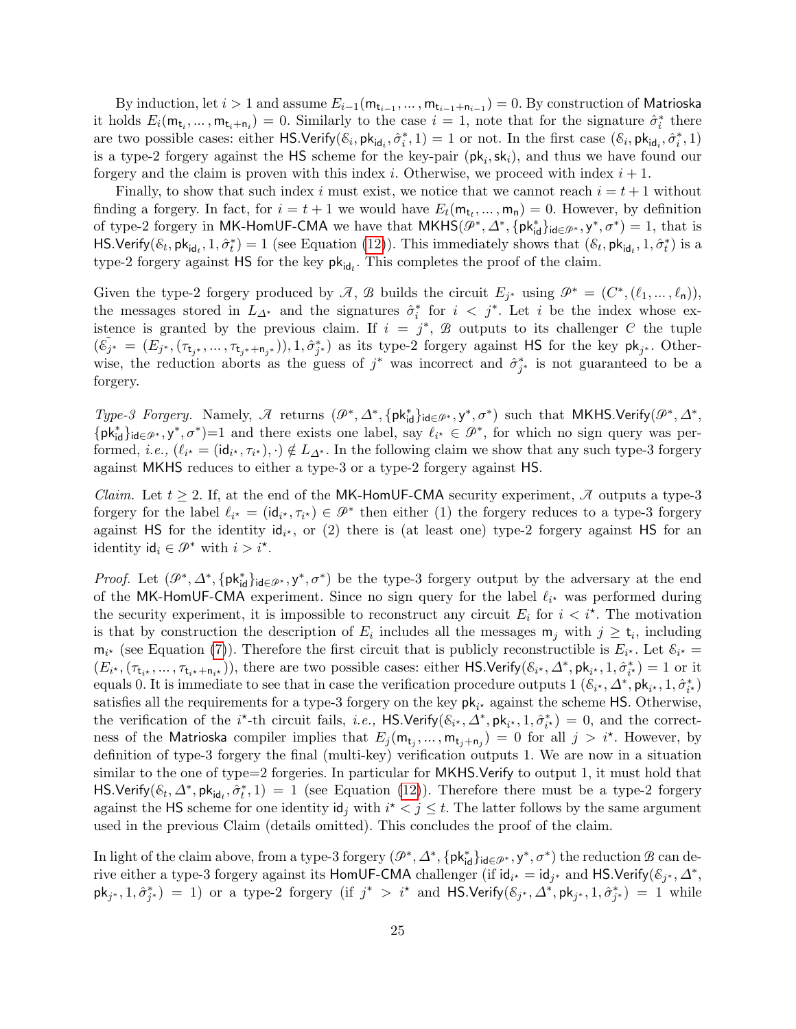By induction, let $i > 1$ and assume $E_{i-1}(\mathsf{m}_{\mathsf{t}_{i-1}}, \dots, \mathsf{m}_{\mathsf{t}_{i-1}+\mathsf{n}_{i-1}}) = 0$. By construction of Matrioska it holds $E_i(\mathsf{m}_{\mathsf{t}_i}, \dots, \mathsf{m}_{\mathsf{t}_i+\mathsf{n}_i}) = 0$. Similarly to the case $i = 1$, note that for the signature $\hat{\sigma}^*_i$ there are two possible cases: either $\mathsf{HS.Verify}(\mathcal{E}_i, \mathsf{pk}_{\mathsf{id}_i}, \hat{\sigma}^*_i, 1) = 1$ or not. In the first case $(\mathcal{E}_i, \mathsf{pk}_{\mathsf{id}_i}, \hat{\sigma}^*_i, 1)$ is a type-2 forgery against the HS scheme for the key-pair $(\mathsf{pk}_i, \mathsf{sk}_i)$, and thus we have found our forgery and the claim is proven with this index $i$. Otherwise, we proceed with index $i + 1$.

Finally, to show that such index $i$ must exist, we notice that we cannot reach $i = t + 1$ without finding a forgery. In fact, for $i = t + 1$ we would have $E_t(\mathsf{m}_{\mathsf{t}_t}, \dots, \mathsf{m}_{\mathsf{n}}) = 0$. However, by definition of type-2 forgery in MK-HomUF-CMA we have that $\mathsf{MKHS}(\mathcal{P}^*, \Delta^*, \{\mathsf{pk}^*_{\mathsf{id}}\}_{\mathsf{id} \in \mathcal{P}^*}, \mathsf{y}^*, \sigma^*) = 1$, that is $\mathsf{HS.Verify}(\mathcal{E}_t, \mathsf{pk}_{\mathsf{id}_t}, 1, \hat{\sigma}^*_t) = 1$ (see Equation (12)). This immediately shows that $(\mathcal{E}_t, \mathsf{pk}_{\mathsf{id}_t}, 1, \hat{\sigma}^*_t)$ is a type-2 forgery against HS for the key $\mathsf{pk}_{\mathsf{id}_t}$. This completes the proof of the claim.

Given the type-2 forgery produced by $\mathcal{A}$, $\mathcal{B}$ builds the circuit $E_{j^*}$ using $\mathcal{P}^* = (C^*, (\ell_1, \dots, \ell_n))$, the messages stored in $L_{\Delta^*}$ and the signatures $\hat{\sigma}^*_i$ for $i < j^*$. Let $i$ be the index whose existence is granted by the previous claim. If $i = j^*$, $\mathcal{B}$ outputs to its challenger $\mathcal{C}$ the tuple $(\tilde{\mathcal{E}_{j^*}} = (E_{j^*}, (\tau_{\mathsf{t}_{j^*}}, \dots, \tau_{\mathsf{t}_{j^*}+\mathsf{n}_{j^*}})), 1, \hat{\sigma}^*_{j^*})$ as its type-2 forgery against HS for the key $\mathsf{pk}_{j^*}$. Otherwise, the reduction aborts as the guess of $j^*$ was incorrect and $\hat{\sigma}^*_{j^*}$ is not guaranteed to be a forgery.

*Type-3 Forgery.* Namely, $\mathcal{A}$ returns $(\mathcal{P}^*, \Delta^*, \{\mathsf{pk}^*_{\mathsf{id}}\}_{\mathsf{id} \in \mathcal{P}^*}, \mathsf{y}^*, \sigma^*)$ such that $\mathsf{MKHS.Verify}(\mathcal{P}^*, \Delta^*, \{\mathsf{pk}^*_{\mathsf{id}}\}_{\mathsf{id} \in \mathcal{P}^*}, \mathsf{y}^*, \sigma^*) = 1$ and there exists one label, say $\ell_{i^\star} \in \mathcal{P}^*$, for which no sign query was performed, *i.e.,* $(\ell_{i^\star} = (\mathsf{id}_{i^\star}, \tau_{i^\star}), \cdot) \notin L_{\Delta^*}$. In the following claim we show that any such type-3 forgery against MKHS reduces to either a type-3 or a type-2 forgery against HS.

*Claim.* Let $t \geq 2$. If, at the end of the MK-HomUF-CMA security experiment, $\mathcal{A}$ outputs a type-3 forgery for the label $\ell_{i^\star} = (\mathsf{id}_{i^\star}, \tau_{i^\star}) \in \mathcal{P}^*$ then either (1) the forgery reduces to a type-3 forgery against HS for the identity $\mathsf{id}_{i^\star}$, or (2) there is (at least one) type-2 forgery against HS for an identity $\mathsf{id}_i \in \mathcal{P}^*$ with $i > i^\star$.

*Proof.* Let $(\mathcal{P}^*, \Delta^*, \{\mathsf{pk}^*_{\mathsf{id}}\}_{\mathsf{id} \in \mathcal{P}^*}, \mathsf{y}^*, \sigma^*)$ be the type-3 forgery output by the adversary at the end of the MK-HomUF-CMA experiment. Since no sign query for the label $\ell_{i^\star}$ was performed during the security experiment, it is impossible to reconstruct any circuit $E_i$ for $i < i^\star$. The motivation is that by construction the description of $E_i$ includes all the messages $\mathsf{m}_j$ with $j \geq \mathsf{t}_i$, including $\mathsf{m}_{i^\star}$ (see Equation (7)). Therefore the first circuit that is publicly reconstructible is $E_{i^\star}$. Let $\mathcal{E}_{i^\star} = (E_{i^\star}, (\tau_{\mathsf{t}_{i^\star}}, \dots, \tau_{\mathsf{t}_{i^\star}+\mathsf{n}_{i^\star}}))$, there are two possible cases: either $\mathsf{HS.Verify}(\mathcal{E}_{i^\star}, \Delta^*, \mathsf{pk}_{i^\star}, 1, \hat{\sigma}^*_{i^\star}) = 1$ or it equals 0. It is immediate to see that in case the verification procedure outputs 1 $(\mathcal{E}_{i^\star}, \Delta^*, \mathsf{pk}_{i^\star}, 1, \hat{\sigma}^*_{i^\star})$ satisfies all the requirements for a type-3 forgery on the key $\mathsf{pk}_{i^\star}$ against the scheme HS. Otherwise, the verification of the $i^\star$-th circuit fails, *i.e.,* $\mathsf{HS.Verify}(\mathcal{E}_{i^\star}, \Delta^*, \mathsf{pk}_{i^\star}, 1, \hat{\sigma}^*_{i^\star}) = 0$, and the correctness of the Matrioska compiler implies that $E_j(\mathsf{m}_{\mathsf{t}_j}, \dots, \mathsf{m}_{\mathsf{t}_j+\mathsf{n}_j}) = 0$ for all $j > i^\star$. However, by definition of type-3 forgery the final (multi-key) verification outputs 1. We are now in a situation similar to the one of type=2 forgeries. In particular for MKHS.Verify to output 1, it must hold that $\mathsf{HS.Verify}(\mathcal{E}_t, \Delta^*, \mathsf{pk}_{\mathsf{id}_t}, \hat{\sigma}^*_t, 1) = 1$ (see Equation (12)). Therefore there must be a type-2 forgery against the HS scheme for one identity $\mathsf{id}_j$ with $i^\star < j \leq t$. The latter follows by the same argument used in the previous Claim (details omitted). This concludes the proof of the claim.

In light of the claim above, from a type-3 forgery $(\mathcal{P}^*, \Delta^*, \{\mathsf{pk}^*_{\mathsf{id}}\}_{\mathsf{id} \in \mathcal{P}^*}, \mathsf{y}^*, \sigma^*)$ the reduction $\mathcal{B}$ can derive either a type-3 forgery against its HomUF-CMA challenger (if $\mathsf{id}_{i^\star} = \mathsf{id}_{j^*}$ and $\mathsf{HS.Verify}(\mathcal{E}_{j^*}, \Delta^*, \mathsf{pk}_{j^*}, 1, \hat{\sigma}^*_{j^*}) = 1$) or a type-2 forgery (if $j^* > i^\star$ and $\mathsf{HS.Verify}(\mathcal{E}_{j^*}, \Delta^*, \mathsf{pk}_{j^*}, 1, \hat{\sigma}^*_{j^*}) = 1$ while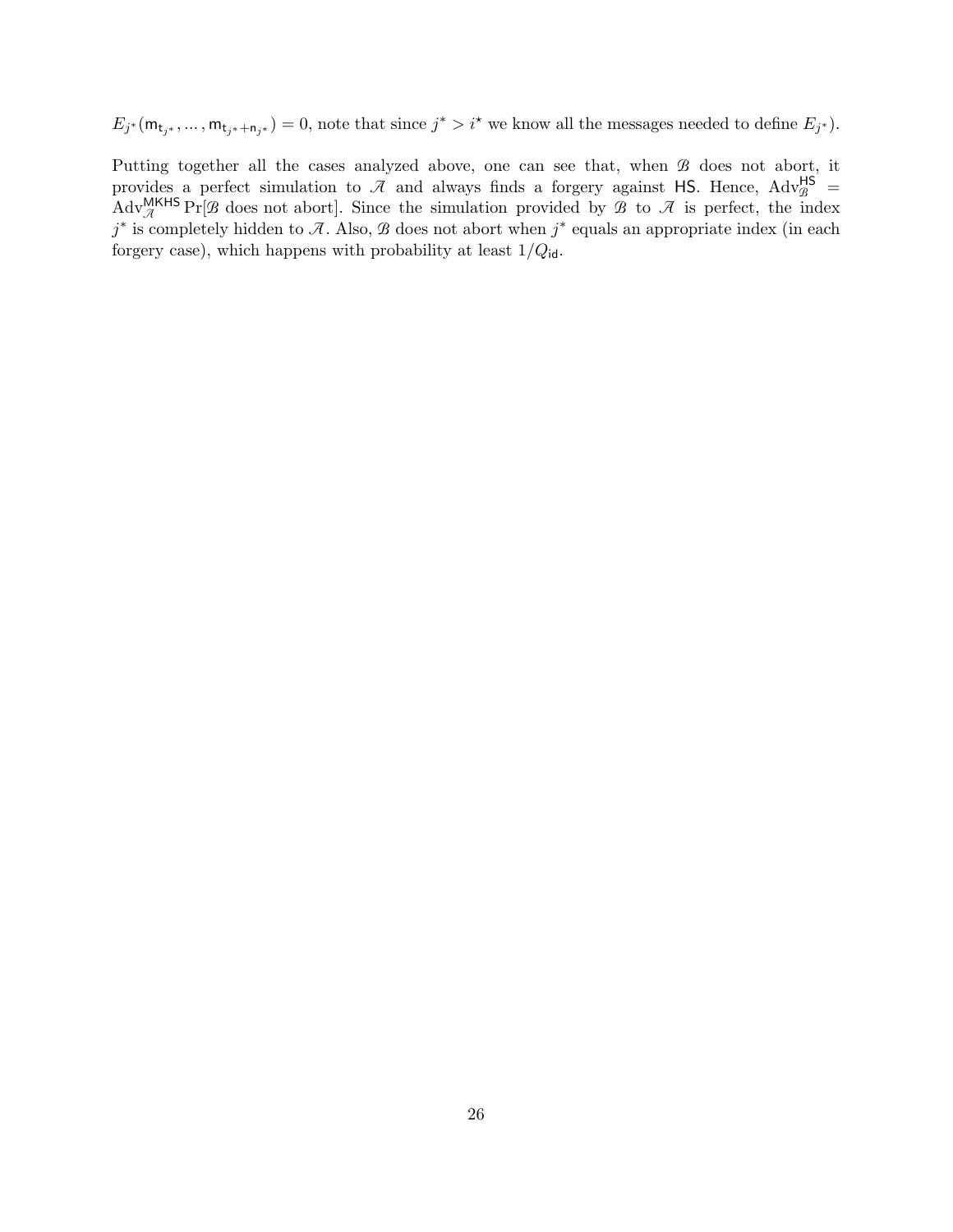$E_{j^*}(\mathsf{m}_{\mathsf{t}_{j^*}}, \dots, \mathsf{m}_{\mathsf{t}_{j^*}+\mathsf{n}_{j^*}}) = 0$, note that since $j^* > i^\star$ we know all the messages needed to define $E_{j^*}$).

Putting together all the cases analyzed above, one can see that, when $\mathcal{B}$ does not abort, it provides a perfect simulation to $\mathcal{A}$ and always finds a forgery against $\mathsf{HS}$. Hence, $\mathrm{Adv}_{\mathcal{B}}^{\mathsf{HS}} = \mathrm{Adv}_{\mathcal{A}}^{\mathsf{MKHS}} \Pr[\mathcal{B} \text{ does not abort}]$. Since the simulation provided by $\mathcal{B}$ to $\mathcal{A}$ is perfect, the index $j^*$ is completely hidden to $\mathcal{A}$. Also, $\mathcal{B}$ does not abort when $j^*$ equals an appropriate index (in each forgery case), which happens with probability at least $1/Q_{\mathsf{id}}$.